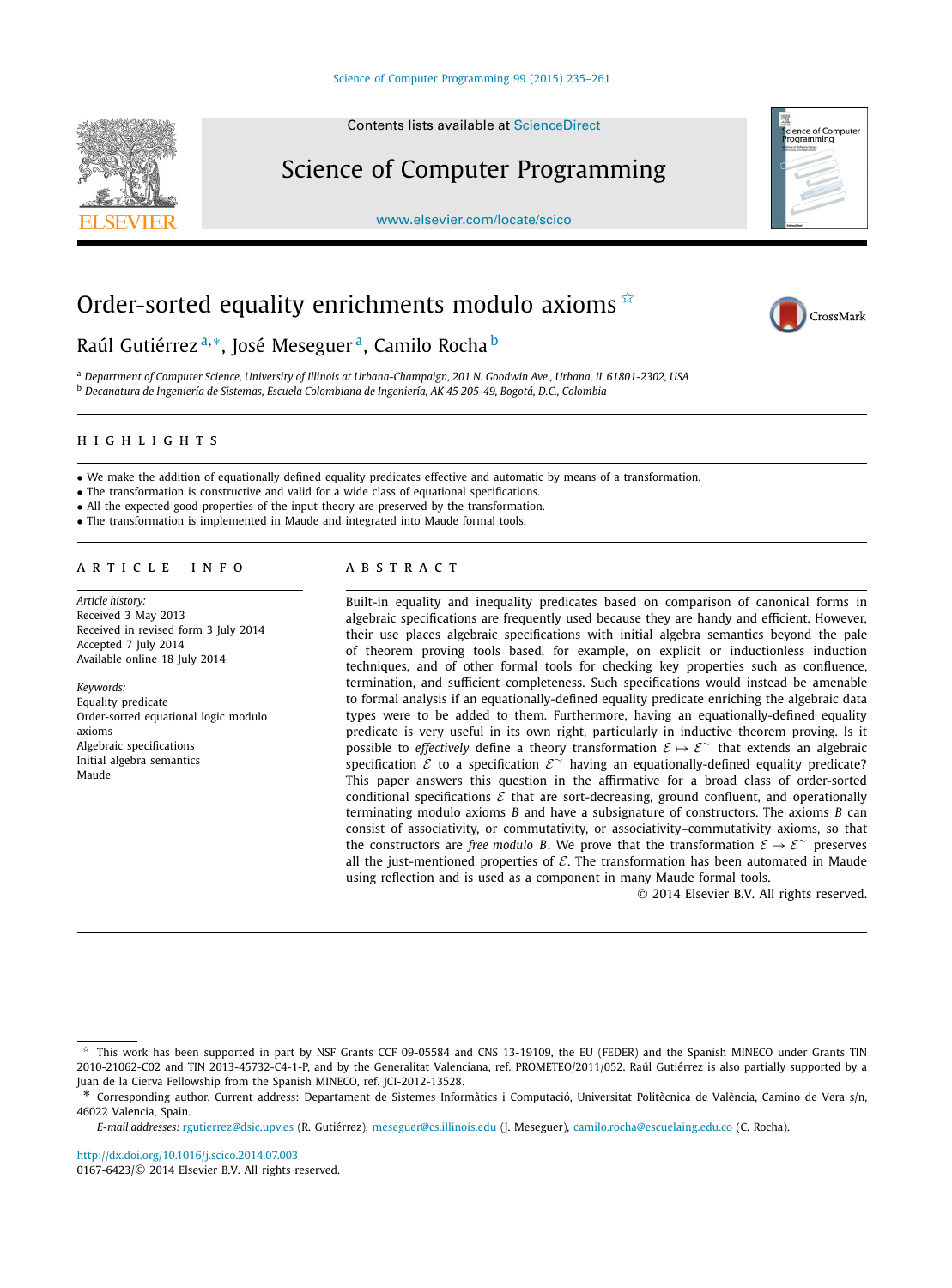# Order-sorted equality enrichments modulo axioms ☆

Raúl Gutiérrez [a,*], José Meseguer [a], Camilo Rocha [b]

[a] Department of Computer Science, University of Illinois at Urbana-Champaign, 201 N. Goodwin Ave., Urbana, IL 61801-2302, USA
[b] Decanatura de Ingeniería de Sistemas, Escuela Colombiana de Ingeniería, AK 45 205-49, Bogotá, D.C., Colombia

## HIGHLIGHTS

- We make the addition of equationally defined equality predicates effective and automatic by means of a transformation.
- The transformation is constructive and valid for a wide class of equational specifications.
- All the expected good properties of the input theory are preserved by the transformation.
- The transformation is implemented in Maude and integrated into Maude formal tools.

## ARTICLE INFO

*Article history:*
Received 3 May 2013
Received in revised form 3 July 2014
Accepted 7 July 2014
Available online 18 July 2014

*Keywords:*
Equality predicate
Order-sorted equational logic modulo axioms
Algebraic specifications
Initial algebra semantics
Maude

## ABSTRACT

Built-in equality and inequality predicates based on comparison of canonical forms in algebraic specifications are frequently used because they are handy and efficient. However, their use places algebraic specifications with initial algebra semantics beyond the pale of theorem proving tools based, for example, on explicit or inductionless induction techniques, and of other formal tools for checking key properties such as confluence, termination, and sufficient completeness. Such specifications would instead be amenable to formal analysis if an equationally-defined equality predicate enriching the algebraic data types were to be added to them. Furthermore, having an equationally-defined equality predicate is very useful in its own right, particularly in inductive theorem proving. Is it possible to *effectively* define a theory transformation $\mathcal{E} \mapsto \mathcal{E}^{\sim}$ that extends an algebraic specification $\mathcal{E}$ to a specification $\mathcal{E}^{\sim}$ having an equationally-defined equality predicate? This paper answers this question in the affirmative for a broad class of order-sorted conditional specifications $\mathcal{E}$ that are sort-decreasing, ground confluent, and operationally terminating modulo axioms $B$ and have a subsignature of constructors. The axioms $B$ can consist of associativity, or commutativity, or associativity–commutativity axioms, so that the constructors are *free modulo* $B$. We prove that the transformation $\mathcal{E} \mapsto \mathcal{E}^{\sim}$ preserves all the just-mentioned properties of $\mathcal{E}$. The transformation has been automated in Maude using reflection and is used as a component in many Maude formal tools.

© 2014 Elsevier B.V. All rights reserved.

---

☆ This work has been supported in part by NSF Grants CCF 09-05584 and CNS 13-19109, the EU (FEDER) and the Spanish MINECO under Grants TIN 2010-21062-C02 and TIN 2013-45732-C4-1-P, and by the Generalitat Valenciana, ref. PROMETEO/2011/052. Raúl Gutiérrez is also partially supported by a Juan de la Cierva Fellowship from the Spanish MINECO, ref. JCI-2012-13528.

\* Corresponding author. Current address: Departament de Sistemes Informàtics i Computació, Universitat Politècnica de València, Camino de Vera s/n, 46022 Valencia, Spain.

*E-mail addresses:* rgutierrez@dsic.upv.es (R. Gutiérrez), meseguer@cs.illinois.edu (J. Meseguer), camilo.rocha@escuelaing.edu.co (C. Rocha).

http://dx.doi.org/10.1016/j.scico.2014.07.003
0167-6423/© 2014 Elsevier B.V. All rights reserved.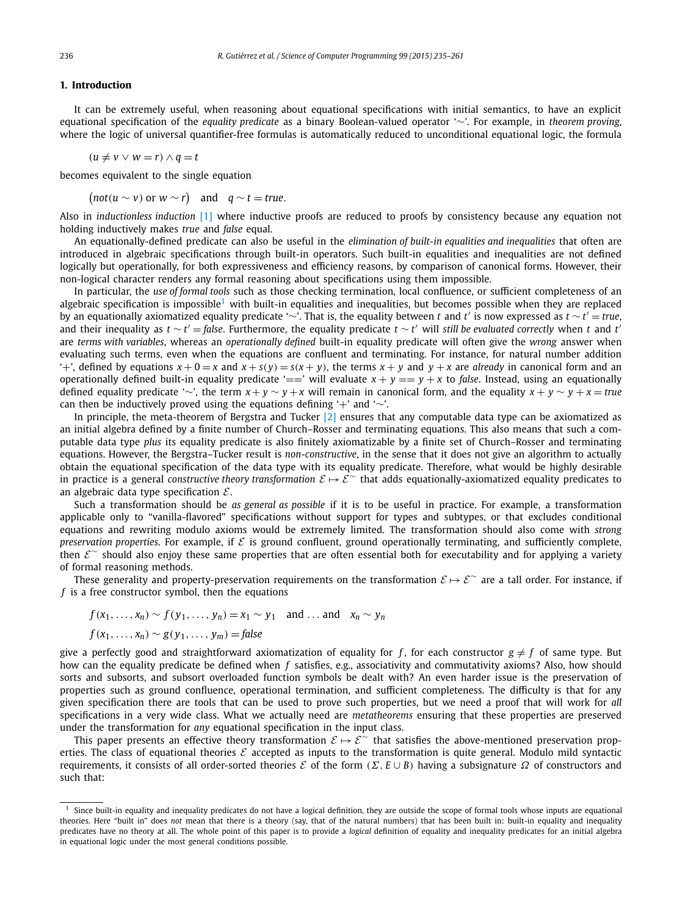## 1. Introduction

It can be extremely useful, when reasoning about equational specifications with initial semantics, to have an explicit equational specification of the *equality predicate* as a binary Boolean-valued operator '$\sim$'. For example, in *theorem proving*, where the logic of universal quantifier-free formulas is automatically reduced to unconditional equational logic, the formula

$$(u \neq v \vee w = r) \wedge q = t$$

becomes equivalent to the single equation

$$\big(not(u \sim v) \text{ or } w \sim r\big) \quad \text{and} \quad q \sim t = true.$$

Also in *inductionless induction* [1] where inductive proofs are reduced to proofs by consistency because any equation not holding inductively makes *true* and *false* equal.

An equationally-defined predicate can also be useful in the *elimination of built-in equalities and inequalities* that often are introduced in algebraic specifications through built-in operators. Such built-in equalities and inequalities are not defined logically but operationally, for both expressiveness and efficiency reasons, by comparison of canonical forms. However, their non-logical character renders any formal reasoning about specifications using them impossible.

In particular, the *use of formal tools* such as those checking termination, local confluence, or sufficient completeness of an algebraic specification is impossible[1] with built-in equalities and inequalities, but becomes possible when they are replaced by an equationally axiomatized equality predicate '$\sim$'. That is, the equality between $t$ and $t'$ is now expressed as $t \sim t' = true$, and their inequality as $t \sim t' = false$. Furthermore, the equality predicate $t \sim t'$ will *still be evaluated correctly* when $t$ and $t'$ are *terms with variables*, whereas an *operationally defined* built-in equality predicate will often give the *wrong* answer when evaluating such terms, even when the equations are confluent and terminating. For instance, for natural number addition '$+$', defined by equations $x + 0 = x$ and $x + s(y) = s(x + y)$, the terms $x + y$ and $y + x$ are *already* in canonical form and an operationally defined built-in equality predicate '$==$' will evaluate $x + y == y + x$ to *false*. Instead, using an equationally defined equality predicate '$\sim$', the term $x + y \sim y + x$ will remain in canonical form, and the equality $x + y \sim y + x = true$ can then be inductively proved using the equations defining '$+$' and '$\sim$'.

In principle, the meta-theorem of Bergstra and Tucker [2] ensures that any computable data type can be axiomatized as an initial algebra defined by a finite number of Church–Rosser and terminating equations. This also means that such a computable data type *plus* its equality predicate is also finitely axiomatizable by a finite set of Church–Rosser and terminating equations. However, the Bergstra–Tucker result is *non-constructive*, in the sense that it does not give an algorithm to actually obtain the equational specification of the data type with its equality predicate. Therefore, what would be highly desirable in practice is a general *constructive theory transformation* $\mathcal{E} \mapsto \mathcal{E}^{\sim}$ that adds equationally-axiomatized equality predicates to an algebraic data type specification $\mathcal{E}$.

Such a transformation should be *as general as possible* if it is to be useful in practice. For example, a transformation applicable only to "vanilla-flavored" specifications without support for types and subtypes, or that excludes conditional equations and rewriting modulo axioms would be extremely limited. The transformation should also come with *strong preservation properties*. For example, if $\mathcal{E}$ is ground confluent, ground operationally terminating, and sufficiently complete, then $\mathcal{E}^{\sim}$ should also enjoy these same properties that are often essential both for executability and for applying a variety of formal reasoning methods.

These generality and property-preservation requirements on the transformation $\mathcal{E} \mapsto \mathcal{E}^{\sim}$ are a tall order. For instance, if $f$ is a free constructor symbol, then the equations

$$f(x_1, \ldots, x_n) \sim f(y_1, \ldots, y_n) = x_1 \sim y_1 \quad \text{and} \ldots \text{and} \quad x_n \sim y_n$$

$$f(x_1, \ldots, x_n) \sim g(y_1, \ldots, y_m) = false$$

give a perfectly good and straightforward axiomatization of equality for $f$, for each constructor $g \neq f$ of same type. But how can the equality predicate be defined when $f$ satisfies, e.g., associativity and commutativity axioms? Also, how should sorts and subsorts, and subsort overloaded function symbols be dealt with? An even harder issue is the preservation of properties such as ground confluence, operational termination, and sufficient completeness. The difficulty is that for any given specification there are tools that can be used to prove such properties, but we need a proof that will work for *all* specifications in a very wide class. What we actually need are *metatheorems* ensuring that these properties are preserved under the transformation for *any* equational specification in the input class.

This paper presents an effective theory transformation $\mathcal{E} \mapsto \mathcal{E}^{\sim}$ that satisfies the above-mentioned preservation properties. The class of equational theories $\mathcal{E}$ accepted as inputs to the transformation is quite general. Modulo mild syntactic requirements, it consists of all order-sorted theories $\mathcal{E}$ of the form $(\Sigma, E \cup B)$ having a subsignature $\Omega$ of constructors and such that:

[1] Since built-in equality and inequality predicates do not have a logical definition, they are outside the scope of formal tools whose inputs are equational theories. Here "built in" does *not* mean that there is a theory (say, that of the natural numbers) that has been built in: built-in equality and inequality predicates have no theory at all. The whole point of this paper is to provide a *logical* definition of equality and inequality predicates for an initial algebra in equational logic under the most general conditions possible.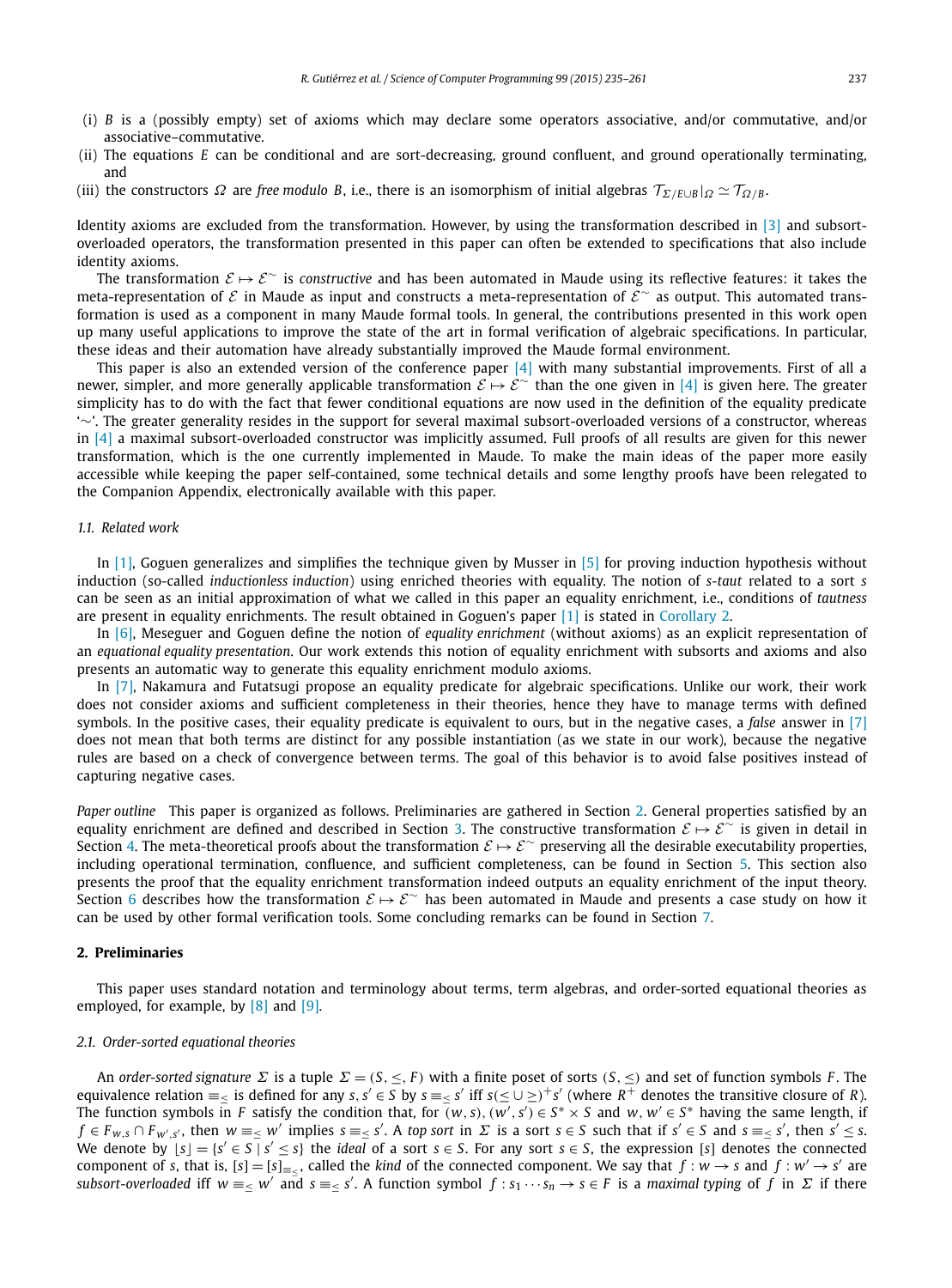(i) $B$ is a (possibly empty) set of axioms which may declare some operators associative, and/or commutative, and/or associative–commutative.

(ii) The equations $E$ can be conditional and are sort-decreasing, ground confluent, and ground operationally terminating, and

(iii) the constructors $\Omega$ are *free modulo B*, i.e., there is an isomorphism of initial algebras $\mathcal{T}_{\Sigma/E\cup B}|_\Omega \simeq \mathcal{T}_{\Omega/B}$.

Identity axioms are excluded from the transformation. However, by using the transformation described in [3] and subsort-overloaded operators, the transformation presented in this paper can often be extended to specifications that also include identity axioms.

The transformation $\mathcal{E} \mapsto \mathcal{E}^{\sim}$ is *constructive* and has been automated in Maude using its reflective features: it takes the meta-representation of $\mathcal{E}$ in Maude as input and constructs a meta-representation of $\mathcal{E}^{\sim}$ as output. This automated transformation is used as a component in many Maude formal tools. In general, the contributions presented in this work open up many useful applications to improve the state of the art in formal verification of algebraic specifications. In particular, these ideas and their automation have already substantially improved the Maude formal environment.

This paper is also an extended version of the conference paper [4] with many substantial improvements. First of all a newer, simpler, and more generally applicable transformation $\mathcal{E} \mapsto \mathcal{E}^{\sim}$ than the one given in [4] is given here. The greater simplicity has to do with the fact that fewer conditional equations are now used in the definition of the equality predicate '$\sim$'. The greater generality resides in the support for several maximal subsort-overloaded versions of a constructor, whereas in [4] a maximal subsort-overloaded constructor was implicitly assumed. Full proofs of all results are given for this newer transformation, which is the one currently implemented in Maude. To make the main ideas of the paper more easily accessible while keeping the paper self-contained, some technical details and some lengthy proofs have been relegated to the Companion Appendix, electronically available with this paper.

### 1.1. Related work

In [1], Goguen generalizes and simplifies the technique given by Musser in [5] for proving induction hypothesis without induction (so-called *inductionless induction*) using enriched theories with equality. The notion of *s-taut* related to a sort $s$ can be seen as an initial approximation of what we called in this paper an equality enrichment, i.e., conditions of *tautness* are present in equality enrichments. The result obtained in Goguen's paper [1] is stated in Corollary 2.

In [6], Meseguer and Goguen define the notion of *equality enrichment* (without axioms) as an explicit representation of an *equational equality presentation*. Our work extends this notion of equality enrichment with subsorts and axioms and also presents an automatic way to generate this equality enrichment modulo axioms.

In [7], Nakamura and Futatsugi propose an equality predicate for algebraic specifications. Unlike our work, their work does not consider axioms and sufficient completeness in their theories, hence they have to manage terms with defined symbols. In the positive cases, their equality predicate is equivalent to ours, but in the negative cases, a *false* answer in [7] does not mean that both terms are distinct for any possible instantiation (as we state in our work), because the negative rules are based on a check of convergence between terms. The goal of this behavior is to avoid false positives instead of capturing negative cases.

*Paper outline* This paper is organized as follows. Preliminaries are gathered in Section 2. General properties satisfied by an equality enrichment are defined and described in Section 3. The constructive transformation $\mathcal{E} \mapsto \mathcal{E}^{\sim}$ is given in detail in Section 4. The meta-theoretical proofs about the transformation $\mathcal{E} \mapsto \mathcal{E}^{\sim}$ preserving all the desirable executability properties, including operational termination, confluence, and sufficient completeness, can be found in Section 5. This section also presents the proof that the equality enrichment transformation indeed outputs an equality enrichment of the input theory. Section 6 describes how the transformation $\mathcal{E} \mapsto \mathcal{E}^{\sim}$ has been automated in Maude and presents a case study on how it can be used by other formal verification tools. Some concluding remarks can be found in Section 7.

## 2. Preliminaries

This paper uses standard notation and terminology about terms, term algebras, and order-sorted equational theories as employed, for example, by [8] and [9].

### 2.1. Order-sorted equational theories

An *order-sorted signature* $\Sigma$ is a tuple $\Sigma = (S, \leq, F)$ with a finite poset of sorts $(S, \leq)$ and set of function symbols $F$. The equivalence relation $\equiv_\leq$ is defined for any $s, s' \in S$ by $s \equiv_\leq s'$ iff $s(\leq \cup \geq)^+ s'$ (where $R^+$ denotes the transitive closure of $R$). The function symbols in $F$ satisfy the condition that, for $(w, s), (w', s') \in S^* \times S$ and $w, w' \in S^*$ having the same length, if $f \in F_{w,s} \cap F_{w',s'}$, then $w \equiv_\leq w'$ implies $s \equiv_\leq s'$. A *top sort* in $\Sigma$ is a sort $s \in S$ such that if $s' \in S$ and $s \equiv_\leq s'$, then $s' \leq s$. We denote by $\lfloor s \rfloor = \{s' \in S \mid s' \leq s\}$ the *ideal* of a sort $s \in S$. For any sort $s \in S$, the expression $[s]$ denotes the connected component of $s$, that is, $[s] = [s]_{\equiv_\leq}$, called the *kind* of the connected component. We say that $f : w \to s$ and $f : w' \to s'$ are *subsort-overloaded* iff $w \equiv_\leq w'$ and $s \equiv_\leq s'$. A function symbol $f : s_1 \cdots s_n \to s \in F$ is a *maximal typing* of $f$ in $\Sigma$ if there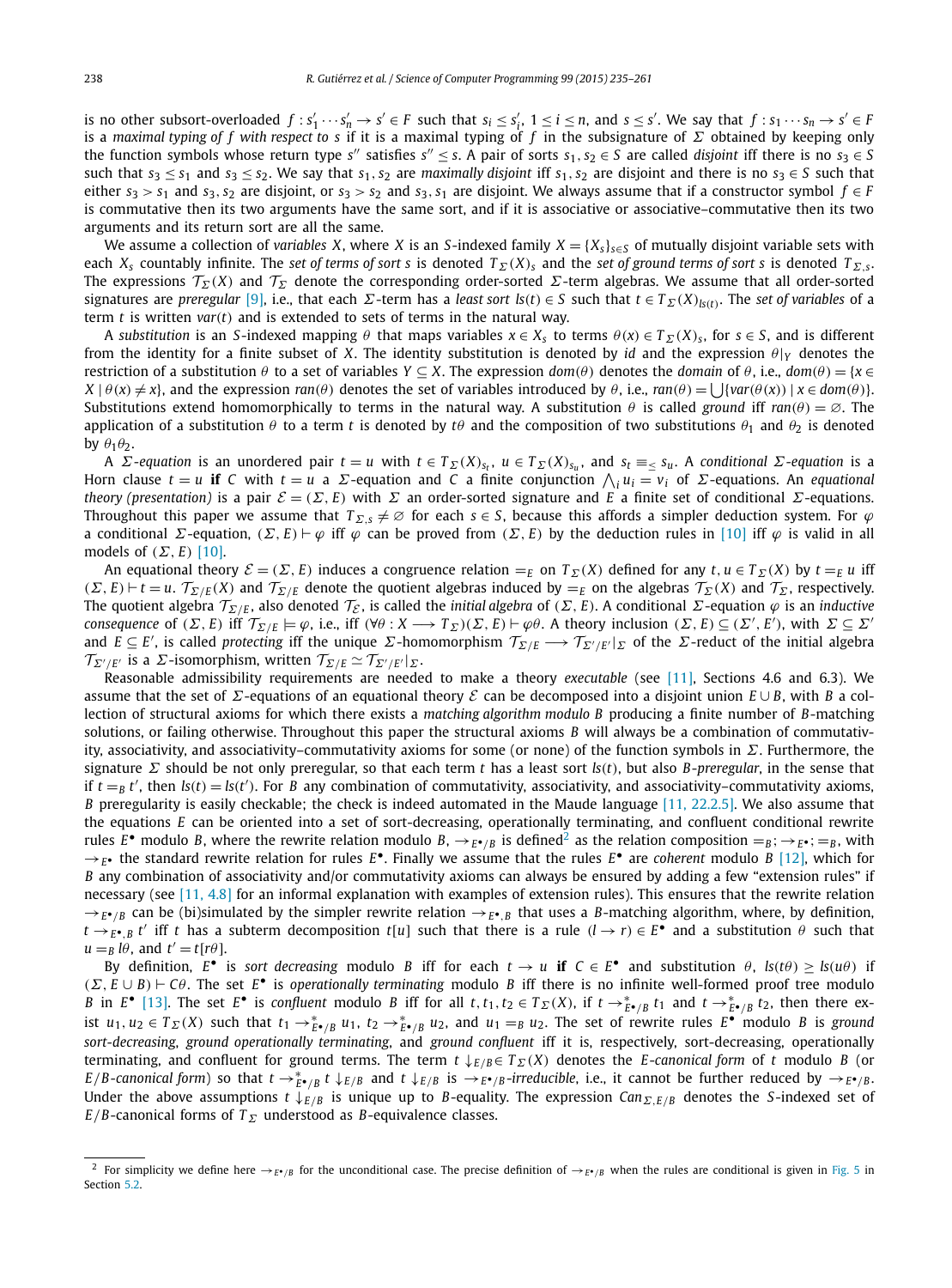is no other subsort-overloaded $f : s'_1 \cdots s'_n \to s' \in F$ such that $s_i \leq s'_i$, $1 \leq i \leq n$, and $s \leq s'$. We say that $f : s_1 \cdots s_n \to s' \in F$ is a *maximal typing of* $f$ *with respect to* $s$ if it is a maximal typing of $f$ in the subsignature of $\Sigma$ obtained by keeping only the function symbols whose return type $s''$ satisfies $s'' \leq s$. A pair of sorts $s_1, s_2 \in S$ are called *disjoint* iff there is no $s_3 \in S$ such that $s_3 \leq s_1$ and $s_3 \leq s_2$. We say that $s_1, s_2$ are *maximally disjoint* iff $s_1, s_2$ are disjoint and there is no $s_3 \in S$ such that either $s_3 > s_1$ and $s_3, s_2$ are disjoint, or $s_3 > s_2$ and $s_3, s_1$ are disjoint. We always assume that if a constructor symbol $f \in F$ is commutative then its two arguments have the same sort, and if it is associative or associative–commutative then its two arguments and its return sort are all the same.

We assume a collection of *variables* $X$, where $X$ is an $S$-indexed family $X = \{X_s\}_{s \in S}$ of mutually disjoint variable sets with each $X_s$ countably infinite. The *set of terms of sort* $s$ is denoted $T_\Sigma(X)_s$ and the *set of ground terms of sort* $s$ is denoted $T_{\Sigma,s}$. The expressions $\mathcal{T}_\Sigma(X)$ and $\mathcal{T}_\Sigma$ denote the corresponding order-sorted $\Sigma$-term algebras. We assume that all order-sorted signatures are *preregular* [9], i.e., that each $\Sigma$-term has a *least sort* $ls(t) \in S$ such that $t \in T_\Sigma(X)_{ls(t)}$. The *set of variables* of a term $t$ is written $var(t)$ and is extended to sets of terms in the natural way.

A *substitution* is an $S$-indexed mapping $\theta$ that maps variables $x \in X_s$ to terms $\theta(x) \in T_\Sigma(X)_s$, for $s \in S$, and is different from the identity for a finite subset of $X$. The identity substitution is denoted by *id* and the expression $\theta|_Y$ denotes the restriction of a substitution $\theta$ to a set of variables $Y \subseteq X$. The expression $dom(\theta)$ denotes the *domain* of $\theta$, i.e., $dom(\theta) = \{x \in X \mid \theta(x) \neq x\}$, and the expression $ran(\theta)$ denotes the set of variables introduced by $\theta$, i.e., $ran(\theta) = \bigcup\{var(\theta(x)) \mid x \in dom(\theta)\}$. Substitutions extend homomorphically to terms in the natural way. A substitution $\theta$ is called *ground* iff $ran(\theta) = \varnothing$. The application of a substitution $\theta$ to a term $t$ is denoted by $t\theta$ and the composition of two substitutions $\theta_1$ and $\theta_2$ is denoted by $\theta_1\theta_2$.

A $\Sigma$*-equation* is an unordered pair $t = u$ with $t \in T_\Sigma(X)_{s_t}$, $u \in T_\Sigma(X)_{s_u}$, and $s_t \equiv_\leq s_u$. A *conditional* $\Sigma$*-equation* is a Horn clause $t = u$ **if** $C$ with $t = u$ a $\Sigma$-equation and $C$ a finite conjunction $\bigwedge_i u_i = v_i$ of $\Sigma$-equations. An *equational theory (presentation)* is a pair $\mathcal{E} = (\Sigma, E)$ with $\Sigma$ an order-sorted signature and $E$ a finite set of conditional $\Sigma$-equations. Throughout this paper we assume that $T_{\Sigma,s} \neq \varnothing$ for each $s \in S$, because this affords a simpler deduction system. For $\varphi$ a conditional $\Sigma$-equation, $(\Sigma, E) \vdash \varphi$ iff $\varphi$ can be proved from $(\Sigma, E)$ by the deduction rules in [10] iff $\varphi$ is valid in all models of $(\Sigma, E)$ [10].

An equational theory $\mathcal{E} = (\Sigma, E)$ induces a congruence relation $=_E$ on $T_\Sigma(X)$ defined for any $t, u \in T_\Sigma(X)$ by $t =_E u$ iff $(\Sigma, E) \vdash t = u$. $\mathcal{T}_{\Sigma/E}(X)$ and $\mathcal{T}_{\Sigma/E}$ denote the quotient algebras induced by $=_E$ on the algebras $\mathcal{T}_\Sigma(X)$ and $\mathcal{T}_\Sigma$, respectively. The quotient algebra $\mathcal{T}_{\Sigma/E}$, also denoted $\mathcal{T}_\mathcal{E}$, is called the *initial algebra* of $(\Sigma, E)$. A conditional $\Sigma$-equation $\varphi$ is an *inductive consequence* of $(\Sigma, E)$ iff $\mathcal{T}_{\Sigma/E} \models \varphi$, i.e., iff $(\forall \theta : X \longrightarrow T_\Sigma)(\Sigma, E) \vdash \varphi\theta$. A theory inclusion $(\Sigma, E) \subseteq (\Sigma', E')$, with $\Sigma \subseteq \Sigma'$ and $E \subseteq E'$, is called *protecting* iff the unique $\Sigma$-homomorphism $\mathcal{T}_{\Sigma/E} \longrightarrow \mathcal{T}_{\Sigma'/E'}|_\Sigma$ of the $\Sigma$-reduct of the initial algebra $\mathcal{T}_{\Sigma'/E'}$ is a $\Sigma$-isomorphism, written $\mathcal{T}_{\Sigma/E} \simeq \mathcal{T}_{\Sigma'/E'}|_\Sigma$.

Reasonable admissibility requirements are needed to make a theory *executable* (see [11], Sections 4.6 and 6.3). We assume that the set of $\Sigma$-equations of an equational theory $\mathcal{E}$ can be decomposed into a disjoint union $E \cup B$, with $B$ a collection of structural axioms for which there exists a *matching algorithm modulo B* producing a finite number of $B$-matching solutions, or failing otherwise. Throughout this paper the structural axioms $B$ will always be a combination of commutativity, associativity, and associativity–commutativity axioms for some (or none) of the function symbols in $\Sigma$. Furthermore, the signature $\Sigma$ should be not only preregular, so that each term $t$ has a least sort $ls(t)$, but also *B-preregular*, in the sense that if $t =_B t'$, then $ls(t) = ls(t')$. For $B$ any combination of commutativity, associativity, and associativity–commutativity axioms, $B$ preregularity is easily checkable; the check is indeed automated in the Maude language [11, 22.2.5]. We also assume that the equations $E$ can be oriented into a set of sort-decreasing, operationally terminating, and confluent conditional rewrite rules $E^\bullet$ modulo $B$, where the rewrite relation modulo $B$, $\to_{E^\bullet/B}$ is defined[2] as the relation composition $=_B; \to_{E^\bullet}; =_B$, with $\to_{E^\bullet}$ the standard rewrite relation for rules $E^\bullet$. Finally we assume that the rules $E^\bullet$ are *coherent* modulo $B$ [12], which for $B$ any combination of associativity and/or commutativity axioms can always be ensured by adding a few "extension rules" if necessary (see [11, 4.8] for an informal explanation with examples of extension rules). This ensures that the rewrite relation $\to_{E^\bullet/B}$ can be (bi)simulated by the simpler rewrite relation $\to_{E^\bullet,B}$ that uses a $B$-matching algorithm, where, by definition, $t \to_{E^\bullet,B} t'$ iff $t$ has a subterm decomposition $t[u]$ such that there is a rule $(l \to r) \in E^\bullet$ and a substitution $\theta$ such that $u =_B l\theta$, and $t' = t[r\theta]$.

By definition, $E^\bullet$ is *sort decreasing* modulo $B$ iff for each $t \to u$ **if** $C \in E^\bullet$ and substitution $\theta$, $ls(t\theta) \geq ls(u\theta)$ if $(\Sigma, E \cup B) \vdash C\theta$. The set $E^\bullet$ is *operationally terminating* modulo $B$ iff there is no infinite well-formed proof tree modulo $B$ in $E^\bullet$ [13]. The set $E^\bullet$ is *confluent* modulo $B$ iff for all $t, t_1, t_2 \in T_\Sigma(X)$, if $t \to^*_{E^\bullet/B} t_1$ and $t \to^*_{E^\bullet/B} t_2$, then there exist $u_1, u_2 \in T_\Sigma(X)$ such that $t_1 \to^*_{E^\bullet/B} u_1$, $t_2 \to^*_{E^\bullet/B} u_2$, and $u_1 =_B u_2$. The set of rewrite rules $E^\bullet$ modulo $B$ is *ground sort-decreasing*, *ground operationally terminating*, and *ground confluent* iff it is, respectively, sort-decreasing, operationally terminating, and confluent for ground terms. The term $t\downarrow_{E/B} \in T_\Sigma(X)$ denotes the *E-canonical form* of $t$ modulo $B$ (or *E/B-canonical form*) so that $t \to^*_{E^\bullet/B} t\downarrow_{E/B}$ and $t\downarrow_{E/B}$ is $\to_{E^\bullet/B}$*-irreducible*, i.e., it cannot be further reduced by $\to_{E^\bullet/B}$. Under the above assumptions $t\downarrow_{E/B}$ is unique up to $B$-equality. The expression $Can_{\Sigma,E/B}$ denotes the $S$-indexed set of $E/B$-canonical forms of $T_\Sigma$ understood as $B$-equivalence classes.

---

[2] For simplicity we define here $\to_{E^\bullet/B}$ for the unconditional case. The precise definition of $\to_{E^\bullet/B}$ when the rules are conditional is given in Fig. 5 in Section 5.2.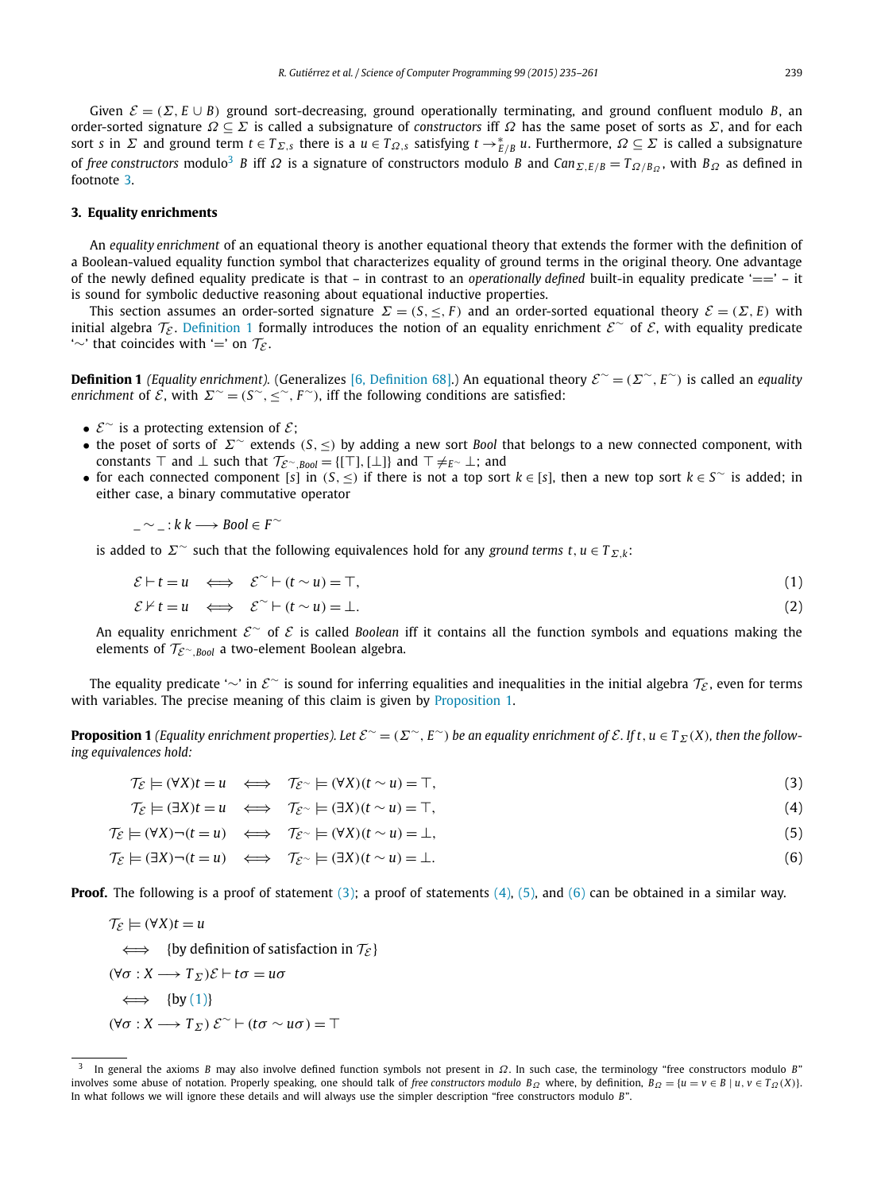Given $\mathcal{E} = (\Sigma, E \cup B)$ ground sort-decreasing, ground operationally terminating, and ground confluent modulo $B$, an order-sorted signature $\Omega \subseteq \Sigma$ is called a subsignature of *constructors* iff $\Omega$ has the same poset of sorts as $\Sigma$, and for each sort $s$ in $\Sigma$ and ground term $t \in T_{\Sigma,s}$ there is a $u \in T_{\Omega,s}$ satisfying $t \rightarrow^{*}_{E/B} u$. Furthermore, $\Omega \subseteq \Sigma$ is called a subsignature of *free constructors* modulo[3] $B$ iff $\Omega$ is a signature of constructors modulo $B$ and $Can_{\Sigma,E/B} = T_{\Omega/B_\Omega}$, with $B_\Omega$ as defined in footnote 3.

## 3. Equality enrichments

An *equality enrichment* of an equational theory is another equational theory that extends the former with the definition of a Boolean-valued equality function symbol that characterizes equality of ground terms in the original theory. One advantage of the newly defined equality predicate is that – in contrast to an *operationally defined* built-in equality predicate '==' – it is sound for symbolic deductive reasoning about equational inductive properties.

This section assumes an order-sorted signature $\Sigma = (S, \leq, F)$ and an order-sorted equational theory $\mathcal{E} = (\Sigma, E)$ with initial algebra $\mathcal{T}_\mathcal{E}$. Definition 1 formally introduces the notion of an equality enrichment $\mathcal{E}^{\sim}$ of $\mathcal{E}$, with equality predicate '$\sim$' that coincides with '$=$' on $\mathcal{T}_\mathcal{E}$.

**Definition 1** *(Equality enrichment).* (Generalizes [6, Definition 68].) An equational theory $\mathcal{E}^{\sim} = (\Sigma^{\sim}, E^{\sim})$ is called an *equality enrichment* of $\mathcal{E}$, with $\Sigma^{\sim} = (S^{\sim}, \leq^{\sim}, F^{\sim})$, iff the following conditions are satisfied:

- $\mathcal{E}^{\sim}$ is a protecting extension of $\mathcal{E}$;
- the poset of sorts of $\Sigma^{\sim}$ extends $(S, \leq)$ by adding a new sort *Bool* that belongs to a new connected component, with constants $\top$ and $\bot$ such that $\mathcal{T}_{\mathcal{E}^{\sim},Bool} = \{[\top], [\bot]\}$ and $\top \neq_{E^{\sim}} \bot$; and
- for each connected component $[s]$ in $(S, \leq)$ if there is not a top sort $k \in [s]$, then a new top sort $k \in S^{\sim}$ is added; in either case, a binary commutative operator

$$\_ \sim \_ : k\ k \longrightarrow Bool \in F^{\sim}$$

is added to $\Sigma^{\sim}$ such that the following equivalences hold for any *ground terms* $t, u \in T_{\Sigma,k}$:

$$\mathcal{E} \vdash t = u \iff \mathcal{E}^{\sim} \vdash (t \sim u) = \top, \tag{1}$$

$$\mathcal{E} \nvdash t = u \iff \mathcal{E}^{\sim} \vdash (t \sim u) = \bot. \tag{2}$$

An equality enrichment $\mathcal{E}^{\sim}$ of $\mathcal{E}$ is called *Boolean* iff it contains all the function symbols and equations making the elements of $\mathcal{T}_{\mathcal{E}^{\sim},Bool}$ a two-element Boolean algebra.

The equality predicate '$\sim$' in $\mathcal{E}^{\sim}$ is sound for inferring equalities and inequalities in the initial algebra $\mathcal{T}_\mathcal{E}$, even for terms with variables. The precise meaning of this claim is given by Proposition 1.

**Proposition 1** *(Equality enrichment properties). Let $\mathcal{E}^{\sim} = (\Sigma^{\sim}, E^{\sim})$ be an equality enrichment of $\mathcal{E}$. If $t, u \in T_\Sigma(X)$, then the following equivalences hold:*

$$\mathcal{T}_\mathcal{E} \models (\forall X) t = u \iff \mathcal{T}_{\mathcal{E}^{\sim}} \models (\forall X)(t \sim u) = \top, \tag{3}$$

$$\mathcal{T}_\mathcal{E} \models (\exists X) t = u \iff \mathcal{T}_{\mathcal{E}^{\sim}} \models (\exists X)(t \sim u) = \top, \tag{4}$$

$$\mathcal{T}_\mathcal{E} \models (\forall X)\neg(t = u) \iff \mathcal{T}_{\mathcal{E}^{\sim}} \models (\forall X)(t \sim u) = \bot, \tag{5}$$

$$\mathcal{T}_\mathcal{E} \models (\exists X)\neg(t = u) \iff \mathcal{T}_{\mathcal{E}^{\sim}} \models (\exists X)(t \sim u) = \bot. \tag{6}$$

**Proof.** The following is a proof of statement (3); a proof of statements (4), (5), and (6) can be obtained in a similar way.

$$\begin{aligned}
&\mathcal{T}_\mathcal{E} \models (\forall X) t = u \\
&\quad \iff \quad \{\text{by definition of satisfaction in } \mathcal{T}_\mathcal{E}\} \\
&(\forall \sigma : X \longrightarrow T_\Sigma) \mathcal{E} \vdash t\sigma = u\sigma \\
&\quad \iff \quad \{\text{by (1)}\} \\
&(\forall \sigma : X \longrightarrow T_\Sigma)\ \mathcal{E}^{\sim} \vdash (t\sigma \sim u\sigma) = \top
\end{aligned}$$

[3] In general the axioms $B$ may also involve defined function symbols not present in $\Omega$. In such case, the terminology "free constructors modulo $B$" involves some abuse of notation. Properly speaking, one should talk of *free constructors modulo* $B_\Omega$ where, by definition, $B_\Omega = \{u = v \in B \mid u, v \in T_\Omega(X)\}$. In what follows we will ignore these details and will always use the simpler description "free constructors modulo $B$".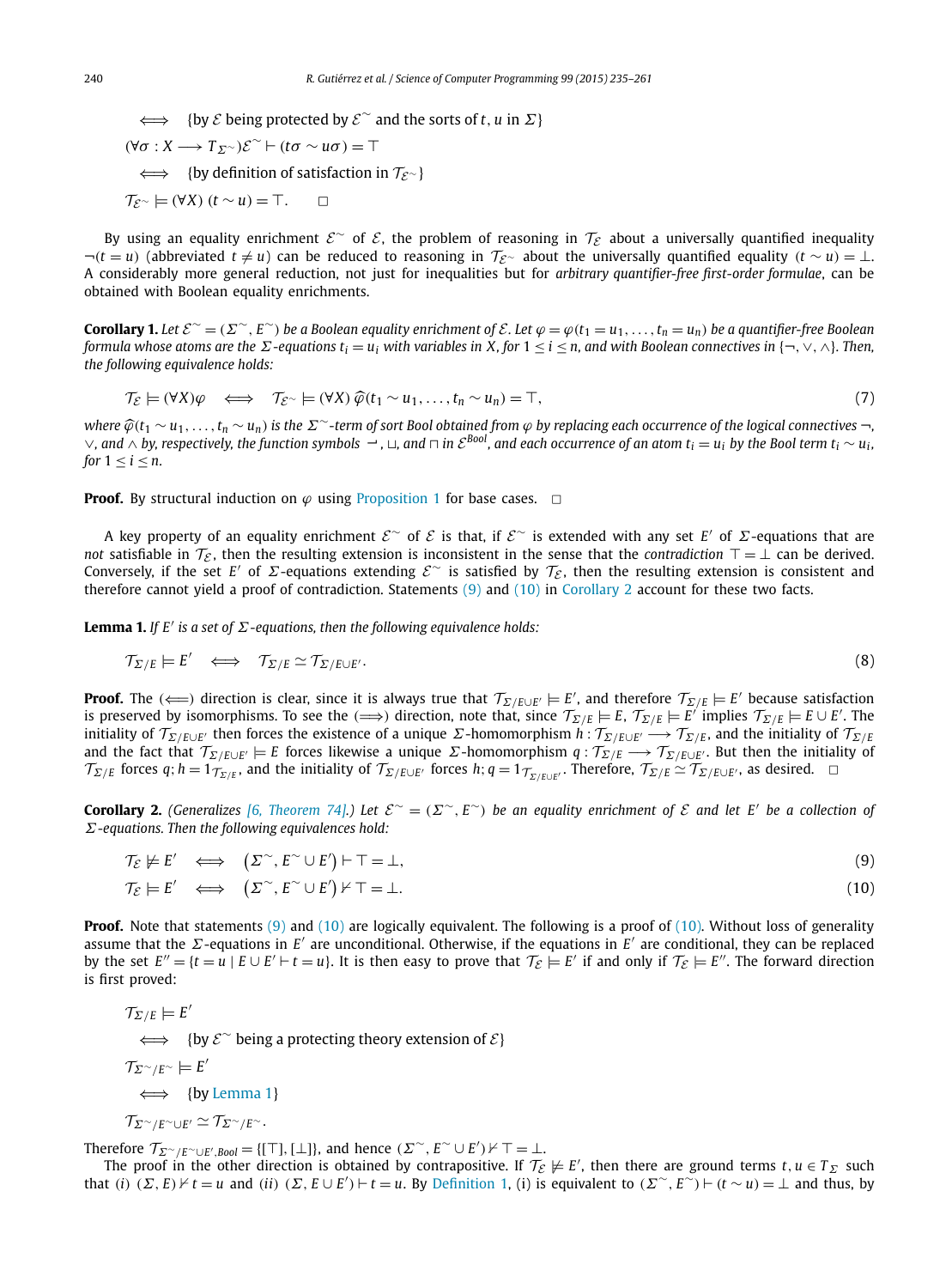$$\iff \quad \{\text{by } \mathcal{E} \text{ being protected by } \mathcal{E}^{\sim} \text{ and the sorts of } t, u \text{ in } \Sigma\}$$

$$(\forall \sigma : X \longrightarrow T_{\Sigma^{\sim}})\mathcal{E}^{\sim} \vdash (t\sigma \sim u\sigma) = \top$$

$$\iff \quad \{\text{by definition of satisfaction in } \mathcal{T}_{\mathcal{E}^{\sim}}\}$$

$$\mathcal{T}_{\mathcal{E}^{\sim}} \models (\forall X)\ (t \sim u) = \top. \qquad \square$$

By using an equality enrichment $\mathcal{E}^{\sim}$ of $\mathcal{E}$, the problem of reasoning in $\mathcal{T}_{\mathcal{E}}$ about a universally quantified inequality $\neg(t = u)$ (abbreviated $t \neq u$) can be reduced to reasoning in $\mathcal{T}_{\mathcal{E}^{\sim}}$ about the universally quantified equality $(t \sim u) = \bot$. A considerably more general reduction, not just for inequalities but for *arbitrary quantifier-free first-order formulae*, can be obtained with Boolean equality enrichments.

**Corollary 1.** *Let $\mathcal{E}^{\sim} = (\Sigma^{\sim}, E^{\sim})$ be a Boolean equality enrichment of $\mathcal{E}$. Let $\varphi = \varphi(t_1 = u_1, \ldots, t_n = u_n)$ be a quantifier-free Boolean formula whose atoms are the $\Sigma$-equations $t_i = u_i$ with variables in $X$, for $1 \leq i \leq n$, and with Boolean connectives in $\{\neg, \vee, \wedge\}$. Then, the following equivalence holds:*

$$\mathcal{T}_{\mathcal{E}} \models (\forall X)\varphi \quad \iff \quad \mathcal{T}_{\mathcal{E}^{\sim}} \models (\forall X)\ \widehat{\varphi}(t_1 \sim u_1, \ldots, t_n \sim u_n) = \top, \tag{7}$$

*where $\widehat{\varphi}(t_1 \sim u_1, \ldots, t_n \sim u_n)$ is the $\Sigma^{\sim}$-term of sort Bool obtained from $\varphi$ by replacing each occurrence of the logical connectives $\neg$, $\vee$, and $\wedge$ by, respectively, the function symbols $\neg$, $\sqcup$, and $\sqcap$ in $\mathcal{E}^{Bool}$, and each occurrence of an atom $t_i = u_i$ by the Bool term $t_i \sim u_i$, for $1 \leq i \leq n$.*

**Proof.** By structural induction on $\varphi$ using Proposition 1 for base cases. $\square$

A key property of an equality enrichment $\mathcal{E}^{\sim}$ of $\mathcal{E}$ is that, if $\mathcal{E}^{\sim}$ is extended with any set $E'$ of $\Sigma$-equations that are *not* satisfiable in $\mathcal{T}_{\mathcal{E}}$, then the resulting extension is inconsistent in the sense that the *contradiction* $\top = \bot$ can be derived. Conversely, if the set $E'$ of $\Sigma$-equations extending $\mathcal{E}^{\sim}$ is satisfied by $\mathcal{T}_{\mathcal{E}}$, then the resulting extension is consistent and therefore cannot yield a proof of contradiction. Statements (9) and (10) in Corollary 2 account for these two facts.

**Lemma 1.** *If $E'$ is a set of $\Sigma$-equations, then the following equivalence holds:*

$$\mathcal{T}_{\Sigma/E} \models E' \quad \iff \quad \mathcal{T}_{\Sigma/E} \simeq \mathcal{T}_{\Sigma/E \cup E'}. \tag{8}$$

**Proof.** The ($\Longleftarrow$) direction is clear, since it is always true that $\mathcal{T}_{\Sigma/E \cup E'} \models E'$, and therefore $\mathcal{T}_{\Sigma/E} \models E'$ because satisfaction is preserved by isomorphisms. To see the ($\Longrightarrow$) direction, note that, since $\mathcal{T}_{\Sigma/E} \models E$, $\mathcal{T}_{\Sigma/E} \models E'$ implies $\mathcal{T}_{\Sigma/E} \models E \cup E'$. The initiality of $\mathcal{T}_{\Sigma/E \cup E'}$ then forces the existence of a unique $\Sigma$-homomorphism $h : \mathcal{T}_{\Sigma/E \cup E'} \longrightarrow \mathcal{T}_{\Sigma/E}$, and the initiality of $\mathcal{T}_{\Sigma/E}$ and the fact that $\mathcal{T}_{\Sigma/E \cup E'} \models E$ forces likewise a unique $\Sigma$-homomorphism $q : \mathcal{T}_{\Sigma/E} \longrightarrow \mathcal{T}_{\Sigma/E \cup E'}$. But then the initiality of $\mathcal{T}_{\Sigma/E}$ forces $q; h = 1_{\mathcal{T}_{\Sigma/E}}$, and the initiality of $\mathcal{T}_{\Sigma/E \cup E'}$ forces $h; q = 1_{\mathcal{T}_{\Sigma/E \cup E'}}$. Therefore, $\mathcal{T}_{\Sigma/E} \simeq \mathcal{T}_{\Sigma/E \cup E'}$, as desired. $\square$

**Corollary 2.** *(Generalizes [6, Theorem 74].) Let $\mathcal{E}^{\sim} = (\Sigma^{\sim}, E^{\sim})$ be an equality enrichment of $\mathcal{E}$ and let $E'$ be a collection of $\Sigma$-equations. Then the following equivalences hold:*

$$\mathcal{T}_{\mathcal{E}} \not\models E' \quad \iff \quad \left(\Sigma^{\sim}, E^{\sim} \cup E'\right) \vdash \top = \bot, \tag{9}$$

$$\mathcal{T}_{\mathcal{E}} \models E' \quad \iff \quad \left(\Sigma^{\sim}, E^{\sim} \cup E'\right) \nvdash \top = \bot. \tag{10}$$

**Proof.** Note that statements (9) and (10) are logically equivalent. The following is a proof of (10). Without loss of generality assume that the $\Sigma$-equations in $E'$ are unconditional. Otherwise, if the equations in $E'$ are conditional, they can be replaced by the set $E'' = \{t = u \mid E \cup E' \vdash t = u\}$. It is then easy to prove that $\mathcal{T}_{\mathcal{E}} \models E'$ if and only if $\mathcal{T}_{\mathcal{E}} \models E''$. The forward direction is first proved:

$$\mathcal{T}_{\Sigma/E} \models E'$$

$$\iff \quad \{\text{by } \mathcal{E}^{\sim} \text{ being a protecting theory extension of } \mathcal{E}\}$$

$$\mathcal{T}_{\Sigma^{\sim}/E^{\sim}} \models E'$$

$$\iff \quad \{\text{by Lemma 1}\}$$

$$\mathcal{T}_{\Sigma^{\sim}/E^{\sim} \cup E'} \simeq \mathcal{T}_{\Sigma^{\sim}/E^{\sim}}.$$

Therefore $\mathcal{T}_{\Sigma^{\sim}/E^{\sim} \cup E', Bool} = \{[\top], [\bot]\}$, and hence $(\Sigma^{\sim}, E^{\sim} \cup E') \nvdash \top = \bot$.

The proof in the other direction is obtained by contrapositive. If $\mathcal{T}_{\mathcal{E}} \not\models E'$, then there are ground terms $t, u \in T_{\Sigma}$ such that (*i*) $(\Sigma, E) \nvdash t = u$ and (*ii*) $(\Sigma, E \cup E') \vdash t = u$. By Definition 1, (i) is equivalent to $(\Sigma^{\sim}, E^{\sim}) \vdash (t \sim u) = \bot$ and thus, by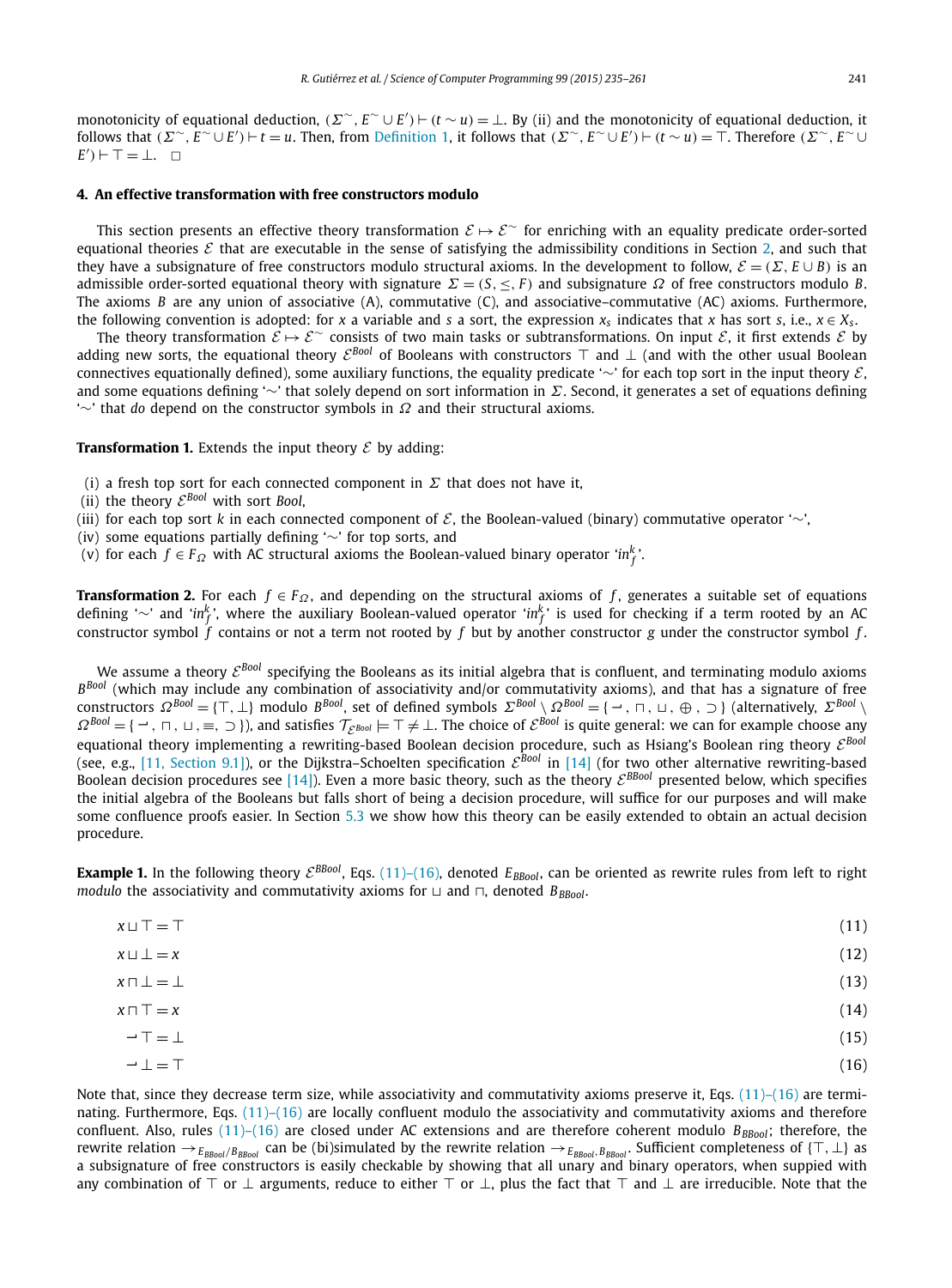monotonicity of equational deduction, $(\Sigma^{\sim}, E^{\sim} \cup E') \vdash (t \sim u) = \bot$. By (ii) and the monotonicity of equational deduction, it follows that $(\Sigma^{\sim}, E^{\sim} \cup E') \vdash t = u$. Then, from Definition 1, it follows that $(\Sigma^{\sim}, E^{\sim} \cup E') \vdash (t \sim u) = \top$. Therefore $(\Sigma^{\sim}, E^{\sim} \cup E') \vdash \top = \bot$. $\square$

## 4. An effective transformation with free constructors modulo

This section presents an effective theory transformation $\mathcal{E} \mapsto \mathcal{E}^{\sim}$ for enriching with an equality predicate order-sorted equational theories $\mathcal{E}$ that are executable in the sense of satisfying the admissibility conditions in Section 2, and such that they have a subsignature of free constructors modulo structural axioms. In the development to follow, $\mathcal{E} = (\Sigma, E \cup B)$ is an admissible order-sorted equational theory with signature $\Sigma = (S, \leq, F)$ and subsignature $\Omega$ of free constructors modulo $B$. The axioms $B$ are any union of associative (A), commutative (C), and associative–commutative (AC) axioms. Furthermore, the following convention is adopted: for $x$ a variable and $s$ a sort, the expression $x_s$ indicates that $x$ has sort $s$, i.e., $x \in X_s$.

The theory transformation $\mathcal{E} \mapsto \mathcal{E}^{\sim}$ consists of two main tasks or subtransformations. On input $\mathcal{E}$, it first extends $\mathcal{E}$ by adding new sorts, the equational theory $\mathcal{E}^{Bool}$ of Booleans with constructors $\top$ and $\bot$ (and with the other usual Boolean connectives equationally defined), some auxiliary functions, the equality predicate '$\sim$' for each top sort in the input theory $\mathcal{E}$, and some equations defining '$\sim$' that solely depend on sort information in $\Sigma$. Second, it generates a set of equations defining '$\sim$' that *do* depend on the constructor symbols in $\Omega$ and their structural axioms.

**Transformation 1.** Extends the input theory $\mathcal{E}$ by adding:

(i) a fresh top sort for each connected component in $\Sigma$ that does not have it,
(ii) the theory $\mathcal{E}^{Bool}$ with sort *Bool*,
(iii) for each top sort $k$ in each connected component of $\mathcal{E}$, the Boolean-valued (binary) commutative operator '$\sim$',
(iv) some equations partially defining '$\sim$' for top sorts, and
(v) for each $f \in F_{\Omega}$ with AC structural axioms the Boolean-valued binary operator '$in_f^k$'.

**Transformation 2.** For each $f \in F_{\Omega}$, and depending on the structural axioms of $f$, generates a suitable set of equations defining '$\sim$' and '$in_f^k$', where the auxiliary Boolean-valued operator '$in_f^k$' is used for checking if a term rooted by an AC constructor symbol $f$ contains or not a term not rooted by $f$ but by another constructor $g$ under the constructor symbol $f$.

We assume a theory $\mathcal{E}^{Bool}$ specifying the Booleans as its initial algebra that is confluent, and terminating modulo axioms $B^{Bool}$ (which may include any combination of associativity and/or commutativity axioms), and that has a signature of free constructors $\Omega^{Bool} = \{\top, \bot\}$ modulo $B^{Bool}$, set of defined symbols $\Sigma^{Bool} \setminus \Omega^{Bool} = \{\neg, \sqcap, \sqcup, \oplus, \supset\}$ (alternatively, $\Sigma^{Bool} \setminus \Omega^{Bool} = \{\neg, \sqcap, \sqcup, \equiv, \supset\}$), and satisfies $\mathcal{T}_{\mathcal{E}^{Bool}} \models \top \neq \bot$. The choice of $\mathcal{E}^{Bool}$ is quite general: we can for example choose any equational theory implementing a rewriting-based Boolean decision procedure, such as Hsiang's Boolean ring theory $\mathcal{E}^{Bool}$ (see, e.g., [11, Section 9.1]), or the Dijkstra–Scholten specification $\mathcal{E}^{Bool}$ in [14] (for two other alternative rewriting-based Boolean decision procedures see [14]). Even a more basic theory, such as the theory $\mathcal{E}^{BBool}$ presented below, which specifies the initial algebra of the Booleans but falls short of being a decision procedure, will suffice for our purposes and will make some confluence proofs easier. In Section 5.3 we show how this theory can be easily extended to obtain an actual decision procedure.

**Example 1.** In the following theory $\mathcal{E}^{BBool}$, Eqs. (11)–(16), denoted $E_{BBool}$, can be oriented as rewrite rules from left to right *modulo* the associativity and commutativity axioms for $\sqcup$ and $\sqcap$, denoted $B_{BBool}$.

$$x \sqcup \top = \top \tag{11}$$

$$x \sqcup \bot = x \tag{12}$$

$$x \sqcap \bot = \bot \tag{13}$$

$$x \sqcap \top = x \tag{14}$$

$$\neg \top = \bot \tag{15}$$

$$\neg \bot = \top \tag{16}$$

Note that, since they decrease term size, while associativity and commutativity axioms preserve it, Eqs. (11)–(16) are terminating. Furthermore, Eqs. (11)–(16) are locally confluent modulo the associativity and commutativity axioms and therefore confluent. Also, rules (11)–(16) are closed under AC extensions and are therefore coherent modulo $B_{BBool}$; therefore, the rewrite relation $\rightarrow_{E_{BBool}/B_{BBool}}$ can be (bi)simulated by the rewrite relation $\rightarrow_{E_{BBool}, B_{BBool}}$. Sufficient completeness of $\{\top, \bot\}$ as a subsignature of free constructors is easily checkable by showing that all unary and binary operators, when suppied with any combination of $\top$ or $\bot$ arguments, reduce to either $\top$ or $\bot$, plus the fact that $\top$ and $\bot$ are irreducible. Note that the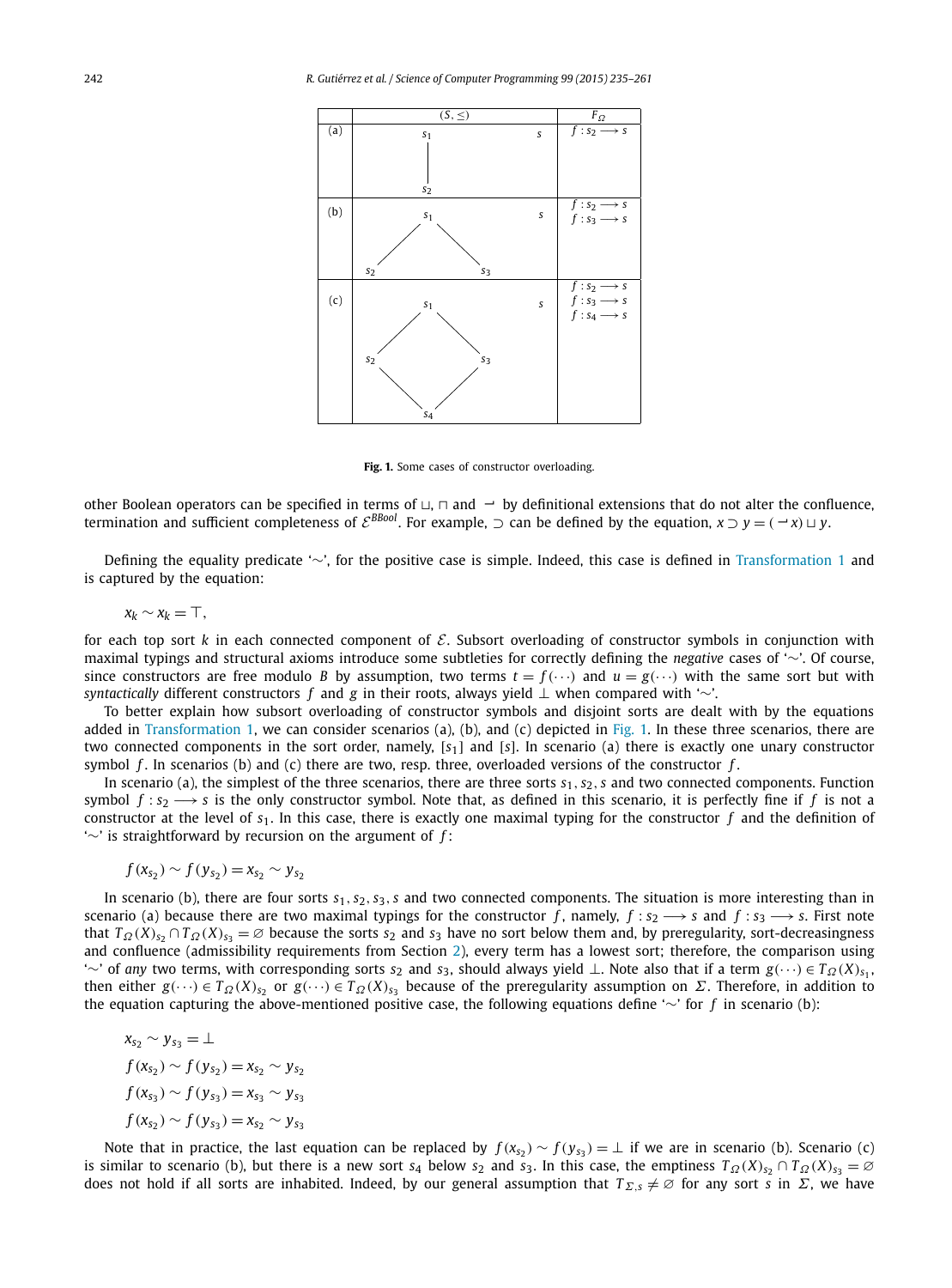| | $(S, \leq)$ | $F_{\Omega}$ |
|---|---|---|
| (a) | $s_1$ above $s_2$ (line connecting $s_1$ and $s_2$); $s$ | $f : s_2 \longrightarrow s$ |
| (b) | $s_1$ above $s_2$ and $s_3$; $s$ | $f : s_2 \longrightarrow s$<br>$f : s_3 \longrightarrow s$ |
| (c) | $s_1$ above $s_2$ and $s_3$, both above $s_4$; $s$ | $f : s_2 \longrightarrow s$<br>$f : s_3 \longrightarrow s$<br>$f : s_4 \longrightarrow s$ |

**Fig. 1.** Some cases of constructor overloading.

other Boolean operators can be specified in terms of $\sqcup$, $\sqcap$ and $\rightharpoondown$ by definitional extensions that do not alter the confluence, termination and sufficient completeness of $\mathcal{E}^{BBool}$. For example, $\supset$ can be defined by the equation, $x \supset y = (\rightharpoondown x) \sqcup y$.

Defining the equality predicate '$\sim$', for the positive case is simple. Indeed, this case is defined in Transformation 1 and is captured by the equation:

$$x_k \sim x_k = \top,$$

for each top sort $k$ in each connected component of $\mathcal{E}$. Subsort overloading of constructor symbols in conjunction with maximal typings and structural axioms introduce some subtleties for correctly defining the *negative* cases of '$\sim$'. Of course, since constructors are free modulo $B$ by assumption, two terms $t = f(\cdots)$ and $u = g(\cdots)$ with the same sort but with *syntactically* different constructors $f$ and $g$ in their roots, always yield $\perp$ when compared with '$\sim$'.

To better explain how subsort overloading of constructor symbols and disjoint sorts are dealt with by the equations added in Transformation 1, we can consider scenarios (a), (b), and (c) depicted in Fig. 1. In these three scenarios, there are two connected components in the sort order, namely, $[s_1]$ and $[s]$. In scenario (a) there is exactly one unary constructor symbol $f$. In scenarios (b) and (c) there are two, resp. three, overloaded versions of the constructor $f$.

In scenario (a), the simplest of the three scenarios, there are three sorts $s_1, s_2, s$ and two connected components. Function symbol $f : s_2 \longrightarrow s$ is the only constructor symbol. Note that, as defined in this scenario, it is perfectly fine if $f$ is not a constructor at the level of $s_1$. In this case, there is exactly one maximal typing for the constructor $f$ and the definition of '$\sim$' is straightforward by recursion on the argument of $f$:

$$f(x_{s_2}) \sim f(y_{s_2}) = x_{s_2} \sim y_{s_2}$$

In scenario (b), there are four sorts $s_1, s_2, s_3, s$ and two connected components. The situation is more interesting than in scenario (a) because there are two maximal typings for the constructor $f$, namely, $f : s_2 \longrightarrow s$ and $f : s_3 \longrightarrow s$. First note that $T_{\Omega}(X)_{s_2} \cap T_{\Omega}(X)_{s_3} = \varnothing$ because the sorts $s_2$ and $s_3$ have no sort below them and, by preregularity, sort-decreasingness and confluence (admissibility requirements from Section 2), every term has a lowest sort; therefore, the comparison using '$\sim$' of *any* two terms, with corresponding sorts $s_2$ and $s_3$, should always yield $\perp$. Note also that if a term $g(\cdots) \in T_{\Omega}(X)_{s_1}$, then either $g(\cdots) \in T_{\Omega}(X)_{s_2}$ or $g(\cdots) \in T_{\Omega}(X)_{s_3}$ because of the preregularity assumption on $\Sigma$. Therefore, in addition to the equation capturing the above-mentioned positive case, the following equations define '$\sim$' for $f$ in scenario (b):

$$x_{s_2} \sim y_{s_3} = \perp$$
$$f(x_{s_2}) \sim f(y_{s_2}) = x_{s_2} \sim y_{s_2}$$
$$f(x_{s_3}) \sim f(y_{s_3}) = x_{s_3} \sim y_{s_3}$$
$$f(x_{s_2}) \sim f(y_{s_3}) = x_{s_2} \sim y_{s_3}$$

Note that in practice, the last equation can be replaced by $f(x_{s_2}) \sim f(y_{s_3}) = \perp$ if we are in scenario (b). Scenario (c) is similar to scenario (b), but there is a new sort $s_4$ below $s_2$ and $s_3$. In this case, the emptiness $T_{\Omega}(X)_{s_2} \cap T_{\Omega}(X)_{s_3} = \varnothing$ does not hold if all sorts are inhabited. Indeed, by our general assumption that $T_{\Sigma,s} \neq \varnothing$ for any sort $s$ in $\Sigma$, we have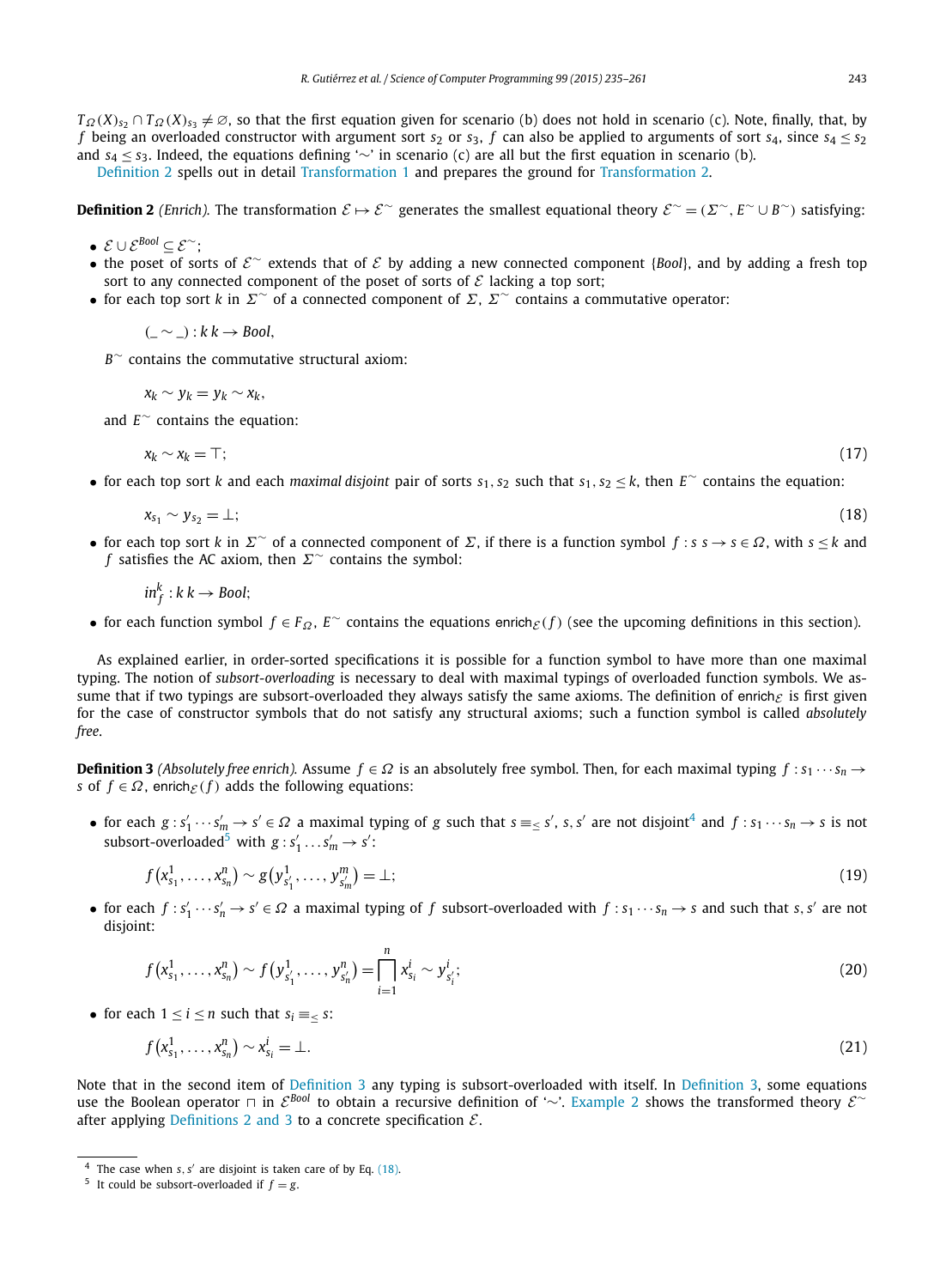$T_{\Omega}(X)_{s_2} \cap T_{\Omega}(X)_{s_3} \neq \emptyset$, so that the first equation given for scenario (b) does not hold in scenario (c). Note, finally, that, by $f$ being an overloaded constructor with argument sort $s_2$ or $s_3$, $f$ can also be applied to arguments of sort $s_4$, since $s_4 \leq s_2$ and $s_4 \leq s_3$. Indeed, the equations defining '$\sim$' in scenario (c) are all but the first equation in scenario (b).

Definition 2 spells out in detail Transformation 1 and prepares the ground for Transformation 2.

**Definition 2** *(Enrich).* The transformation $\mathcal{E} \mapsto \mathcal{E}^{\sim}$ generates the smallest equational theory $\mathcal{E}^{\sim} = (\Sigma^{\sim}, E^{\sim} \cup B^{\sim})$ satisfying:

- $\mathcal{E} \cup \mathcal{E}^{Bool} \subseteq \mathcal{E}^{\sim}$;
- the poset of sorts of $\mathcal{E}^{\sim}$ extends that of $\mathcal{E}$ by adding a new connected component $\{Bool\}$, and by adding a fresh top sort to any connected component of the poset of sorts of $\mathcal{E}$ lacking a top sort;
- for each top sort $k$ in $\Sigma^{\sim}$ of a connected component of $\Sigma$, $\Sigma^{\sim}$ contains a commutative operator:

  $$(\_ \sim \_) : k\, k \rightarrow Bool,$$

  $B^{\sim}$ contains the commutative structural axiom:

  $$x_k \sim y_k = y_k \sim x_k,$$

  and $E^{\sim}$ contains the equation:

  $$x_k \sim x_k = \top; \tag{17}$$

- for each top sort $k$ and each *maximal disjoint* pair of sorts $s_1, s_2$ such that $s_1, s_2 \leq k$, then $E^{\sim}$ contains the equation:

  $$x_{s_1} \sim y_{s_2} = \bot; \tag{18}$$

- for each top sort $k$ in $\Sigma^{\sim}$ of a connected component of $\Sigma$, if there is a function symbol $f : s\, s \rightarrow s \in \Omega$, with $s \leq k$ and $f$ satisfies the AC axiom, then $\Sigma^{\sim}$ contains the symbol:

  $$in_f^k : k\, k \rightarrow Bool;$$

- for each function symbol $f \in F_{\Omega}$, $E^{\sim}$ contains the equations $\mathsf{enrich}_{\mathcal{E}}(f)$ (see the upcoming definitions in this section).

As explained earlier, in order-sorted specifications it is possible for a function symbol to have more than one maximal typing. The notion of *subsort-overloading* is necessary to deal with maximal typings of overloaded function symbols. We assume that if two typings are subsort-overloaded they always satisfy the same axioms. The definition of $\mathsf{enrich}_{\mathcal{E}}$ is first given for the case of constructor symbols that do not satisfy any structural axioms; such a function symbol is called *absolutely free*.

**Definition 3** *(Absolutely free enrich).* Assume $f \in \Omega$ is an absolutely free symbol. Then, for each maximal typing $f : s_1 \cdots s_n \rightarrow s$ of $f \in \Omega$, $\mathsf{enrich}_{\mathcal{E}}(f)$ adds the following equations:

- for each $g : s'_1 \cdots s'_m \rightarrow s' \in \Omega$ a maximal typing of $g$ such that $s \equiv_{\leq} s'$, $s, s'$ are not disjoint[4] and $f : s_1 \cdots s_n \rightarrow s$ is not subsort-overloaded[5] with $g : s'_1 \ldots s'_m \rightarrow s'$:

  $$f\left(x^1_{s_1}, \ldots, x^n_{s_n}\right) \sim g\left(y^1_{s'_1}, \ldots, y^m_{s'_m}\right) = \bot; \tag{19}$$

- for each $f : s'_1 \cdots s'_n \rightarrow s' \in \Omega$ a maximal typing of $f$ subsort-overloaded with $f : s_1 \cdots s_n \rightarrow s$ and such that $s, s'$ are not disjoint:

  $$f\left(x^1_{s_1}, \ldots, x^n_{s_n}\right) \sim f\left(y^1_{s'_1}, \ldots, y^n_{s'_n}\right) = \prod_{i=1}^{n} x^i_{s_i} \sim y^i_{s'_i}; \tag{20}$$

- for each $1 \leq i \leq n$ such that $s_i \equiv_{\leq} s$:

  $$f\left(x^1_{s_1}, \ldots, x^n_{s_n}\right) \sim x^i_{s_i} = \bot. \tag{21}$$

Note that in the second item of Definition 3 any typing is subsort-overloaded with itself. In Definition 3, some equations use the Boolean operator $\sqcap$ in $\mathcal{E}^{Bool}$ to obtain a recursive definition of '$\sim$'. Example 2 shows the transformed theory $\mathcal{E}^{\sim}$ after applying Definitions 2 and 3 to a concrete specification $\mathcal{E}$.

[4] The case when $s, s'$ are disjoint is taken care of by Eq. (18).

[5] It could be subsort-overloaded if $f = g$.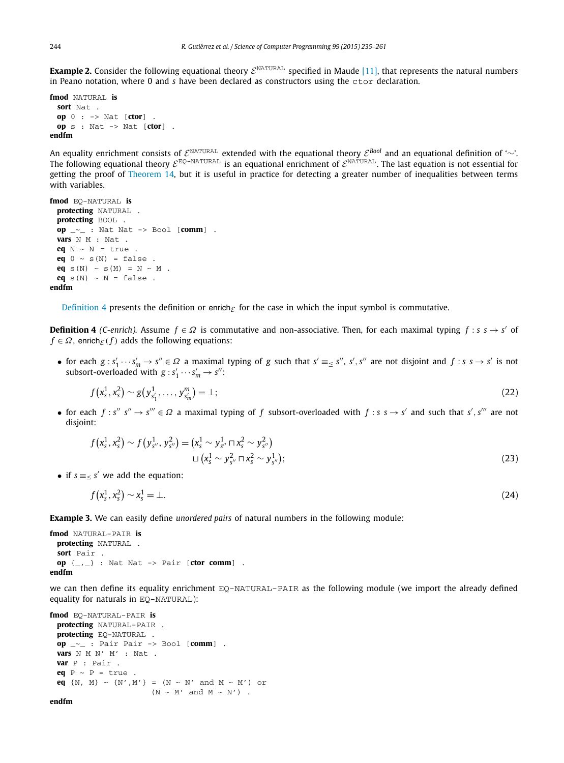**Example 2.** Consider the following equational theory $\mathcal{E}^{\texttt{NATURAL}}$ specified in Maude [11], that represents the natural numbers in Peano notation, where 0 and $s$ have been declared as constructors using the `ctor` declaration.

```
fmod NATURAL is
  sort Nat .
  op 0 : -> Nat [ctor] .
  op s : Nat -> Nat [ctor] .
endfm
```

An equality enrichment consists of $\mathcal{E}^{\texttt{NATURAL}}$ extended with the equational theory $\mathcal{E}^{Bool}$ and an equational definition of '$\sim$'. The following equational theory $\mathcal{E}^{\texttt{EQ-NATURAL}}$ is an equational enrichment of $\mathcal{E}^{\texttt{NATURAL}}$. The last equation is not essential for getting the proof of Theorem 14, but it is useful in practice for detecting a greater number of inequalities between terms with variables.

```
fmod EQ-NATURAL is
  protecting NATURAL .
  protecting BOOL .
  op _~_ : Nat Nat -> Bool [comm] .
  vars N M : Nat .
  eq N ~ N = true .
  eq 0 ~ s(N) = false .
  eq s(N) ~ s(M) = N ~ M .
  eq s(N) ~ N = false .
endfm
```

Definition 4 presents the definition or $\mathsf{enrich}_{\mathcal{E}}$ for the case in which the input symbol is commutative.

**Definition 4** *(C-enrich).* Assume $f \in \Omega$ is commutative and non-associative. Then, for each maximal typing $f : s\ s \to s'$ of $f \in \Omega$, $\mathsf{enrich}_{\mathcal{E}}(f)$ adds the following equations:

- for each $g : s'_1 \cdots s'_m \to s'' \in \Omega$ a maximal typing of $g$ such that $s' \equiv_{\leq} s''$, $s', s''$ are not disjoint and $f : s\ s \to s'$ is not subsort-overloaded with $g : s'_1 \cdots s'_m \to s''$:

$$f\big(x_s^1, x_s^2\big) \sim g\big(y_{s'_1}^1, \ldots, y_{s'_m}^m\big) = \bot; \tag{22}$$

- for each $f : s''\ s'' \to s''' \in \Omega$ a maximal typing of $f$ subsort-overloaded with $f : s\ s \to s'$ and such that $s', s'''$ are not disjoint:

$$f\big(x_s^1, x_s^2\big) \sim f\big(y_{s''}^1, y_{s''}^2\big) = \big(x_s^1 \sim y_{s''}^1 \sqcap x_s^2 \sim y_{s''}^2\big) \sqcup \big(x_s^1 \sim y_{s''}^2 \sqcap x_s^2 \sim y_{s''}^1\big); \tag{23}$$

- if $s \equiv_{\leq} s'$ we add the equation:

$$f\big(x_s^1, x_s^2\big) \sim x_s^1 = \bot. \tag{24}$$

**Example 3.** We can easily define *unordered pairs* of natural numbers in the following module:

```
fmod NATURAL-PAIR is
  protecting NATURAL .
  sort Pair .
  op {_,_} : Nat Nat -> Pair [ctor comm] .
endfm
```

we can then define its equality enrichment `EQ-NATURAL-PAIR` as the following module (we import the already defined equality for naturals in `EQ-NATURAL`):

```
fmod EQ-NATURAL-PAIR is
  protecting NATURAL-PAIR .
  protecting EQ-NATURAL .
  op _~_ : Pair Pair -> Bool [comm] .
  vars N M N' M' : Nat .
  var P : Pair .
  eq P ~ P = true .
  eq {N, M} ~ {N',M'} = (N ~ N' and M ~ M') or
                        (N ~ M' and M ~ N') .
endfm
```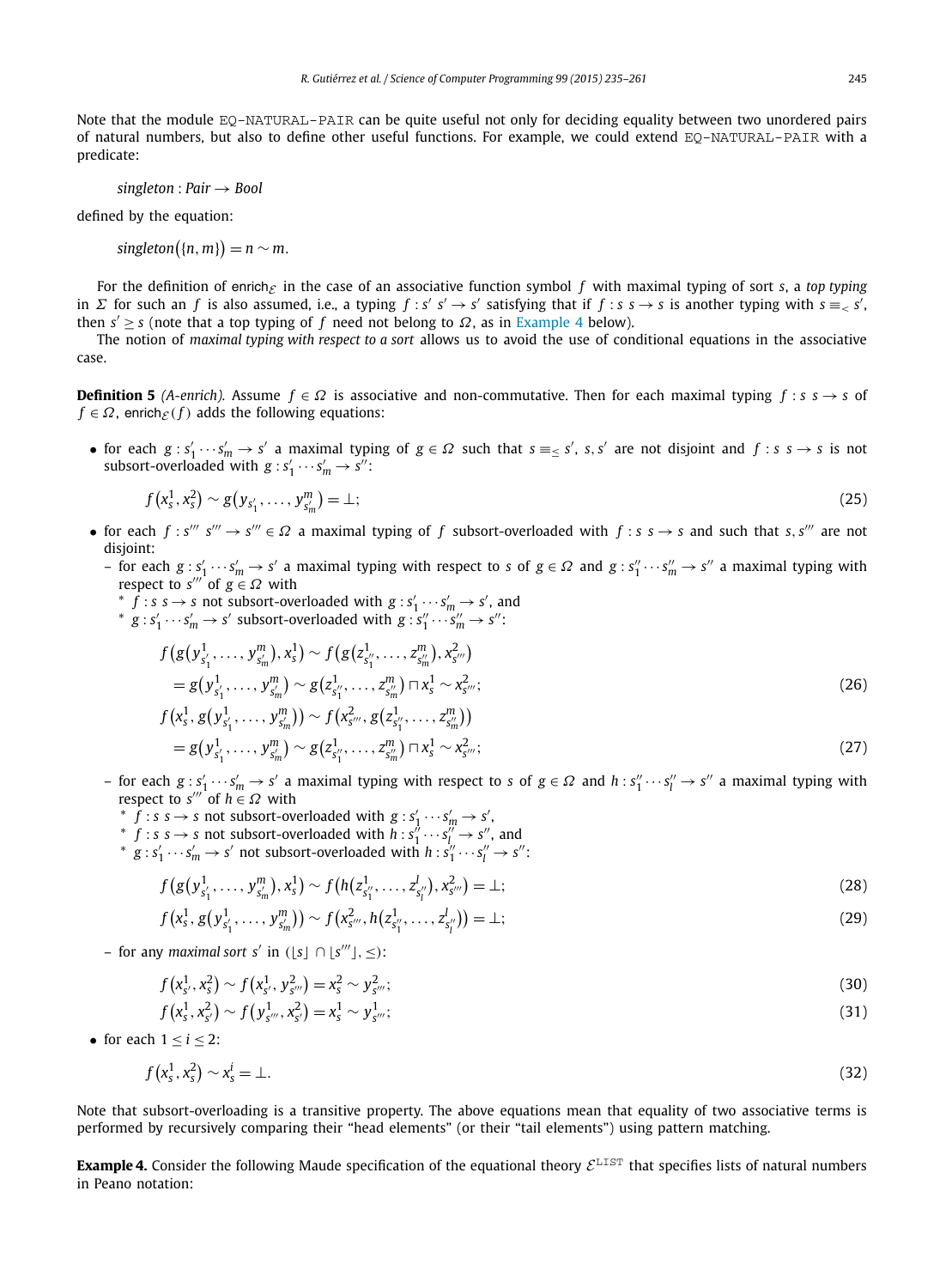Note that the module `EQ-NATURAL-PAIR` can be quite useful not only for deciding equality between two unordered pairs of natural numbers, but also to define other useful functions. For example, we could extend `EQ-NATURAL-PAIR` with a predicate:

$$\mathit{singleton} : \mathit{Pair} \to \mathit{Bool}$$

defined by the equation:

$$\mathit{singleton}(\{n, m\}) = n \sim m.$$

For the definition of $\mathsf{enrich}_{\mathcal{E}}$ in the case of an associative function symbol $f$ with maximal typing of sort $s$, a *top typing* in $\Sigma$ for such an $f$ is also assumed, i.e., a typing $f : s' \; s' \to s'$ satisfying that if $f : s \; s \to s$ is another typing with $s \equiv_{<} s'$, then $s' \geq s$ (note that a top typing of $f$ need not belong to $\Omega$, as in Example 4 below).

The notion of *maximal typing with respect to a sort* allows us to avoid the use of conditional equations in the associative case.

**Definition 5** *(A-enrich).* Assume $f \in \Omega$ is associative and non-commutative. Then for each maximal typing $f : s \; s \to s$ of $f \in \Omega$, $\mathsf{enrich}_{\mathcal{E}}(f)$ adds the following equations:

- for each $g : s'_1 \cdots s'_m \to s'$ a maximal typing of $g \in \Omega$ such that $s \equiv_{\leq} s'$, $s, s'$ are not disjoint and $f : s \; s \to s$ is not subsort-overloaded with $g : s'_1 \cdots s'_m \to s''$:

$$f\left(x_s^1, x_s^2\right) \sim g\left(y_{s'_1}, \ldots, y^m_{s'_m}\right) = \bot; \tag{25}$$

- for each $f : s''' \; s''' \to s''' \in \Omega$ a maximal typing of $f$ subsort-overloaded with $f : s \; s \to s$ and such that $s, s'''$ are not disjoint:
  - for each $g : s'_1 \cdots s'_m \to s'$ a maximal typing with respect to $s$ of $g \in \Omega$ and $g : s''_1 \cdots s''_m \to s''$ a maximal typing with respect to $s'''$ of $g \in \Omega$ with
    - $f : s \; s \to s$ not subsort-overloaded with $g : s'_1 \cdots s'_m \to s'$, and
    - $g : s'_1 \cdots s'_m \to s'$ subsort-overloaded with $g : s''_1 \cdots s''_m \to s''$:

$$\begin{aligned} & f\left(g\left(y^1_{s'_1}, \ldots, y^m_{s'_m}\right), x_s^1\right) \sim f\left(g\left(z^1_{s''_1}, \ldots, z^m_{s''_m}\right), x^2_{s'''}\right) \\ & \quad = g\left(y^1_{s'_1}, \ldots, y^m_{s'_m}\right) \sim g\left(z^1_{s''_1}, \ldots, z^m_{s''_m}\right) \sqcap x_s^1 \sim x^2_{s'''}; \end{aligned} \tag{26}$$

$$\begin{aligned} & f\left(x_s^1, g\left(y^1_{s'_1}, \ldots, y^m_{s'_m}\right)\right) \sim f\left(x^2_{s'''}, g\left(z^1_{s''_1}, \ldots, z^m_{s''_m}\right)\right) \\ & \quad = g\left(y^1_{s'_1}, \ldots, y^m_{s'_m}\right) \sim g\left(z^1_{s''_1}, \ldots, z^m_{s''_m}\right) \sqcap x_s^1 \sim x^2_{s'''}; \end{aligned} \tag{27}$$

  - for each $g : s'_1 \cdots s'_m \to s'$ a maximal typing with respect to $s$ of $g \in \Omega$ and $h : s''_1 \cdots s''_l \to s''$ a maximal typing with respect to $s'''$ of $h \in \Omega$ with
    - $f : s \; s \to s$ not subsort-overloaded with $g : s'_1 \cdots s'_m \to s'$,
    - $f : s \; s \to s$ not subsort-overloaded with $h : s''_1 \cdots s''_l \to s''$, and
    - $g : s'_1 \cdots s'_m \to s'$ not subsort-overloaded with $h : s''_1 \cdots s''_l \to s''$:

$$f\left(g\left(y^1_{s'_1}, \ldots, y^m_{s'_m}\right), x_s^1\right) \sim f\left(h\left(z^1_{s''_1}, \ldots, z^l_{s''_l}\right), x^2_{s'''}\right) = \bot; \tag{28}$$

$$f\left(x_s^1, g\left(y^1_{s'_1}, \ldots, y^m_{s'_m}\right)\right) \sim f\left(x^2_{s'''}, h\left(z^1_{s''_1}, \ldots, z^l_{s''_l}\right)\right) = \bot; \tag{29}$$

  - for any *maximal sort* $s'$ in $(\lfloor s \rfloor \cap \lfloor s''' \rfloor, \leq)$:

$$f\left(x^1_{s'}, x^2_s\right) \sim f\left(x^1_{s'}, y^2_{s'''}\right) = x^2_s \sim y^2_{s'''}; \tag{30}$$

$$f\left(x^1_s, x^2_{s'}\right) \sim f\left(y^1_{s'''}, x^2_{s'}\right) = x^1_s \sim y^1_{s'''}; \tag{31}$$

- for each $1 \leq i \leq 2$:

$$f\left(x_s^1, x_s^2\right) \sim x_s^i = \bot. \tag{32}$$

Note that subsort-overloading is a transitive property. The above equations mean that equality of two associative terms is performed by recursively comparing their "head elements" (or their "tail elements") using pattern matching.

**Example 4.** Consider the following Maude specification of the equational theory $\mathcal{E}^{\mathrm{LIST}}$ that specifies lists of natural numbers in Peano notation: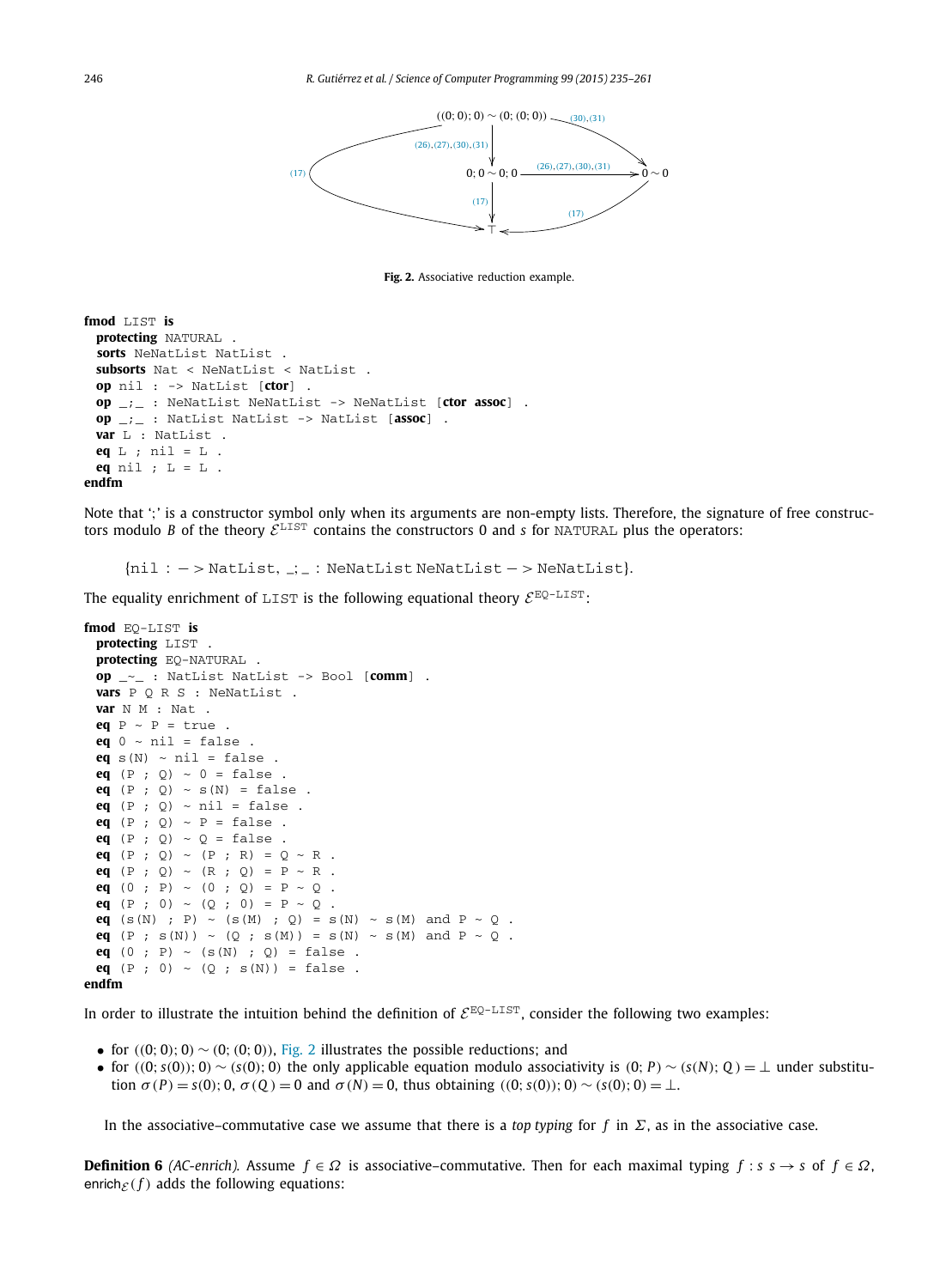Fig. 2. Associative reduction example.

```
fmod LIST is
  protecting NATURAL .
  sorts NeNatList NatList .
  subsorts Nat < NeNatList < NatList .
  op nil : -> NatList [ctor] .
  op _;_ : NeNatList NeNatList -> NeNatList [ctor assoc] .
  op _;_ : NatList NatList -> NatList [assoc] .
  var L : NatList .
  eq L ; nil = L .
  eq nil ; L = L .
endfm
```

Note that ';' is a constructor symbol only when its arguments are non-empty lists. Therefore, the signature of free constructors modulo $B$ of the theory $\mathcal{E}^{\text{LIST}}$ contains the constructors 0 and $s$ for NATURAL plus the operators:

$$\{\text{nil} : -> \text{NatList}, \_;\_ : \text{NeNatList NeNatList} -> \text{NeNatList}\}.$$

The equality enrichment of LIST is the following equational theory $\mathcal{E}^{\text{EQ-LIST}}$:

```
fmod EQ-LIST is
  protecting LIST .
  protecting EQ-NATURAL .
  op _~_ : NatList NatList -> Bool [comm] .
  vars P Q R S : NeNatList .
  var N M : Nat .
  eq P ~ P = true .
  eq 0 ~ nil = false .
  eq s(N) ~ nil = false .
  eq (P ; Q) ~ 0 = false .
  eq (P ; Q) ~ s(N) = false .
  eq (P ; Q) ~ nil = false .
  eq (P ; Q) ~ P = false .
  eq (P ; Q) ~ Q = false .
  eq (P ; Q) ~ (P ; R) = Q ~ R .
  eq (P ; Q) ~ (R ; Q) = P ~ R .
  eq (0 ; P) ~ (0 ; Q) = P ~ Q .
  eq (P ; 0) ~ (Q ; 0) = P ~ Q .
  eq (s(N) ; P) ~ (s(M) ; Q) = s(N) ~ s(M) and P ~ Q .
  eq (P ; s(N)) ~ (Q ; s(M)) = s(N) ~ s(M) and P ~ Q .
  eq (0 ; P) ~ (s(N) ; Q) = false .
  eq (P ; 0) ~ (Q ; s(N)) = false .
endfm
```

In order to illustrate the intuition behind the definition of $\mathcal{E}^{\text{EQ-LIST}}$, consider the following two examples:

- for $((0; 0); 0) \sim (0; (0; 0))$, Fig. 2 illustrates the possible reductions; and
- for $((0; s(0)); 0) \sim (s(0); 0)$ the only applicable equation modulo associativity is $(0; P) \sim (s(N); Q) = \bot$ under substitution $\sigma(P) = s(0); 0$, $\sigma(Q) = 0$ and $\sigma(N) = 0$, thus obtaining $((0; s(0)); 0) \sim (s(0); 0) = \bot$.

In the associative–commutative case we assume that there is a *top typing* for $f$ in $\Sigma$, as in the associative case.

**Definition 6** *(AC-enrich).* Assume $f \in \Omega$ is associative–commutative. Then for each maximal typing $f : s\ s \to s$ of $f \in \Omega$, $\mathsf{enrich}_{\mathcal{E}}(f)$ adds the following equations: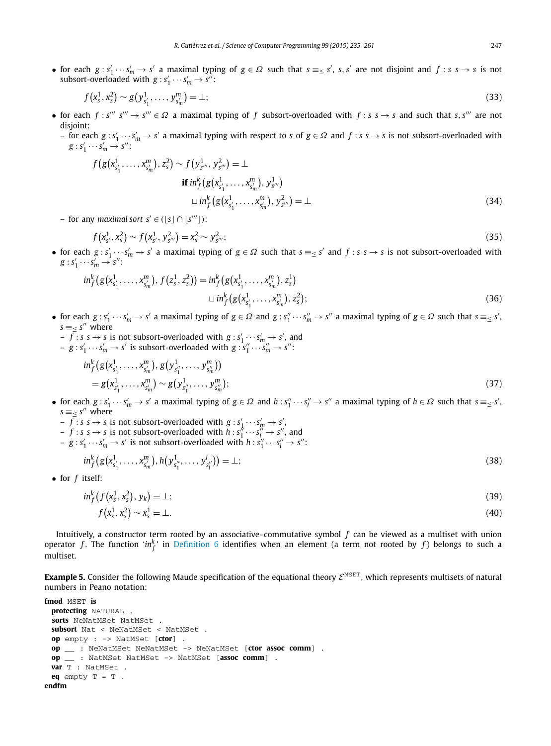- for each $g : s'_1 \cdots s'_m \to s'$ a maximal typing of $g \in \Omega$ such that $s \equiv_\leq s'$, $s, s'$ are not disjoint and $f : s\ s \to s$ is not subsort-overloaded with $g : s'_1 \cdots s'_m \to s''$:

$$f\big(x_s^1, x_s^2\big) \sim g\big(y_{s'_1}^1, \ldots, y_{s'_m}^m\big) = \bot; \tag{33}$$

- for each $f : s'''\ s''' \to s''' \in \Omega$ a maximal typing of $f$ subsort-overloaded with $f : s\ s \to s$ and such that $s, s'''$ are not disjoint:
  - for each $g : s'_1 \cdots s'_m \to s'$ a maximal typing with respect to $s$ of $g \in \Omega$ and $f : s\ s \to s$ is not subsort-overloaded with $g : s'_1 \cdots s'_m \to s''$:

$$\begin{aligned} f\big(g\big(x_{s'_1}^1, \ldots, x_{s'_m}^m\big), z_s^2\big) \sim f\big(y_{s'''}^1, y_{s'''}^2\big) = \bot \\ \textbf{if } in_f^k\big(g\big(x_{s'_1}^1, \ldots, x_{s'_m}^m\big), y_{s'''}^1\big) \\ \sqcup\, in_f^k\big(g\big(x_{s'_1}^1, \ldots, x_{s'_m}^m\big), y_{s'''}^2\big) = \bot \end{aligned} \tag{34}$$

  - for any *maximal sort* $s' \in (\lfloor s \rfloor \cap \lfloor s''' \rfloor)$:

$$f\big(x_{s'}^1, x_s^2\big) \sim f\big(x_{s'}^1, y_{s'''}^2\big) = x_s^2 \sim y_{s'''}^2; \tag{35}$$

- for each $g : s'_1 \cdots s'_m \to s'$ a maximal typing of $g \in \Omega$ such that $s \equiv_\leq s'$ and $f : s\ s \to s$ is not subsort-overloaded with $g : s'_1 \cdots s'_m \to s''$:

$$\begin{aligned} in_f^k\big(g\big(x_{s'_1}^1, \ldots, x_{s'_m}^m\big), f\big(z_s^1, z_s^2\big)\big) = in_f^k\big(g\big(x_{s'_1}^1, \ldots, x_{s'_m}^m\big), z_s^1\big) \\ \sqcup\, in_f^k\big(g\big(x_{s'_1}^1, \ldots, x_{s'_m}^m\big), z_s^2\big); \end{aligned} \tag{36}$$

- for each $g : s'_1 \cdots s'_m \to s'$ a maximal typing of $g \in \Omega$ and $g : s''_1 \cdots s''_m \to s''$ a maximal typing of $g \in \Omega$ such that $s \equiv_\leq s'$, $s \equiv_\leq s''$ where
  - $f : s\ s \to s$ is not subsort-overloaded with $g : s'_1 \cdots s'_m \to s'$, and
  - $g : s'_1 \cdots s'_m \to s'$ is subsort-overloaded with $g : s''_1 \cdots s''_m \to s''$:

$$\begin{aligned} & in_f^k\big(g\big(x_{s'_1}^1, \ldots, x_{s'_m}^m\big), g\big(y_{s''_1}^1, \ldots, y_{s''_m}^m\big)\big) \\ & \quad = g\big(x_{s'_1}^1, \ldots, x_{s'_m}^m\big) \sim g\big(y_{s''_1}^1, \ldots, y_{s''_m}^m\big); \end{aligned} \tag{37}$$

- for each $g : s'_1 \cdots s'_m \to s'$ a maximal typing of $g \in \Omega$ and $h : s''_1 \cdots s''_l \to s''$ a maximal typing of $h \in \Omega$ such that $s \equiv_\leq s'$, $s \equiv_\leq s''$ where
  - $f : s\ s \to s$ is not subsort-overloaded with $g : s'_1 \cdots s'_m \to s'$,
  - $f : s\ s \to s$ is not subsort-overloaded with $h : s''_1 \cdots s''_l \to s''$, and
  - $g : s'_1 \cdots s'_m \to s'$ is not subsort-overloaded with $h : s''_1 \cdots s''_l \to s''$:

$$in_f^k\big(g\big(x_{s'_1}^1, \ldots, x_{s'_m}^m\big), h\big(y_{s''_1}^1, \ldots, y_{s''_l}^l\big)\big) = \bot; \tag{38}$$

- for $f$ itself:

$$in_f^k\big(f\big(x_s^1, x_s^2\big), y_k\big) = \bot; \tag{39}$$

$$f\big(x_s^1, x_s^2\big) \sim x_s^1 = \bot. \tag{40}$$

Intuitively, a constructor term rooted by an associative–commutative symbol $f$ can be viewed as a multiset with union operator $f$. The function '$in_f^k$' in Definition 6 identifies when an element (a term not rooted by $f$) belongs to such a multiset.

**Example 5.** Consider the following Maude specification of the equational theory $\mathcal{E}^{\text{MSET}}$, which represents multisets of natural numbers in Peano notation:

```
fmod MSET is
  protecting NATURAL .
  sorts NeNatMSet NatMSet .
  subsort Nat < NeNatMSet < NatMSet .
  op empty : -> NatMSet [ctor] .
  op __ : NeNatMSet NeNatMSet -> NeNatMSet [ctor assoc comm] .
  op __ : NatMSet NatMSet -> NatMSet [assoc comm] .
  var T : NatMSet .
  eq empty T = T .
endfm
```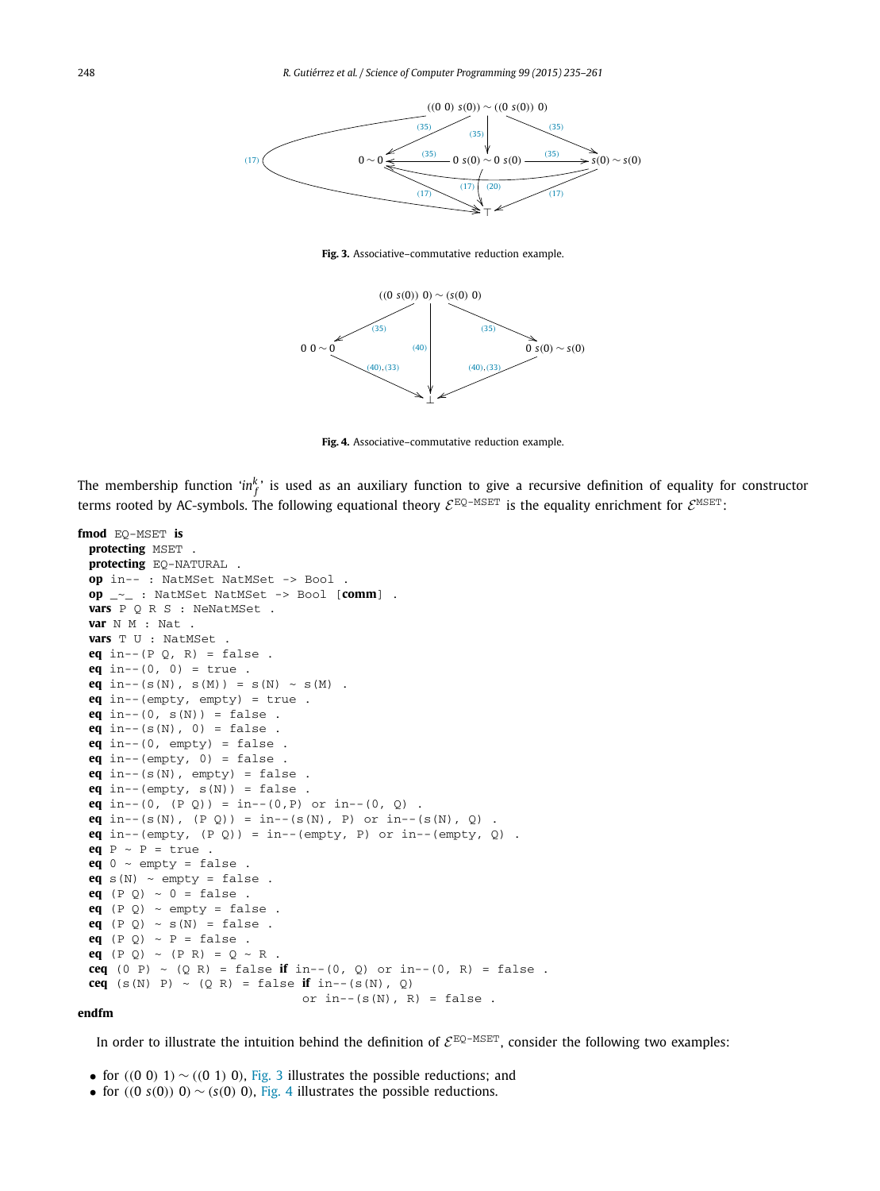Fig. 3. Associative–commutative reduction example.

Fig. 4. Associative–commutative reduction example.

The membership function '$in_f^k$' is used as an auxiliary function to give a recursive definition of equality for constructor terms rooted by AC-symbols. The following equational theory $\mathcal{E}^{\texttt{EQ-MSET}}$ is the equality enrichment for $\mathcal{E}^{\texttt{MSET}}$:

```
fmod EQ-MSET is
  protecting MSET .
  protecting EQ-NATURAL .
  op in-- : NatMSet NatMSet -> Bool .
  op _~_ : NatMSet NatMSet -> Bool [comm] .
  vars P Q R S : NeNatMSet .
  var N M : Nat .
  vars T U : NatMSet .
  eq in--(P Q, R) = false .
  eq in--(0, 0) = true .
  eq in--(s(N), s(M)) = s(N) ~ s(M) .
  eq in--(empty, empty) = true .
  eq in--(0, s(N)) = false .
  eq in--(s(N), 0) = false .
  eq in--(0, empty) = false .
  eq in--(empty, 0) = false .
  eq in--(s(N), empty) = false .
  eq in--(empty, s(N)) = false .
  eq in--(0, (P Q)) = in--(0,P) or in--(0, Q) .
  eq in--(s(N), (P Q)) = in--(s(N), P) or in--(s(N), Q) .
  eq in--(empty, (P Q)) = in--(empty, P) or in--(empty, Q) .
  eq P ~ P = true .
  eq 0 ~ empty = false .
  eq s(N) ~ empty = false .
  eq (P Q) ~ 0 = false .
  eq (P Q) ~ empty = false .
  eq (P Q) ~ s(N) = false .
  eq (P Q) ~ P = false .
  eq (P Q) ~ (P R) = Q ~ R .
  ceq (0 P) ~ (Q R) = false if in--(0, Q) or in--(0, R) = false .
  ceq (s(N) P) ~ (Q R) = false if in--(s(N), Q)
                              or in--(s(N), R) = false .
endfm
```

In order to illustrate the intuition behind the definition of $\mathcal{E}^{\texttt{EQ-MSET}}$, consider the following two examples:

- for $((0\ 0)\ 1) \sim ((0\ 1)\ 0)$, Fig. 3 illustrates the possible reductions; and
- for $((0\ s(0))\ 0) \sim (s(0)\ 0)$, Fig. 4 illustrates the possible reductions.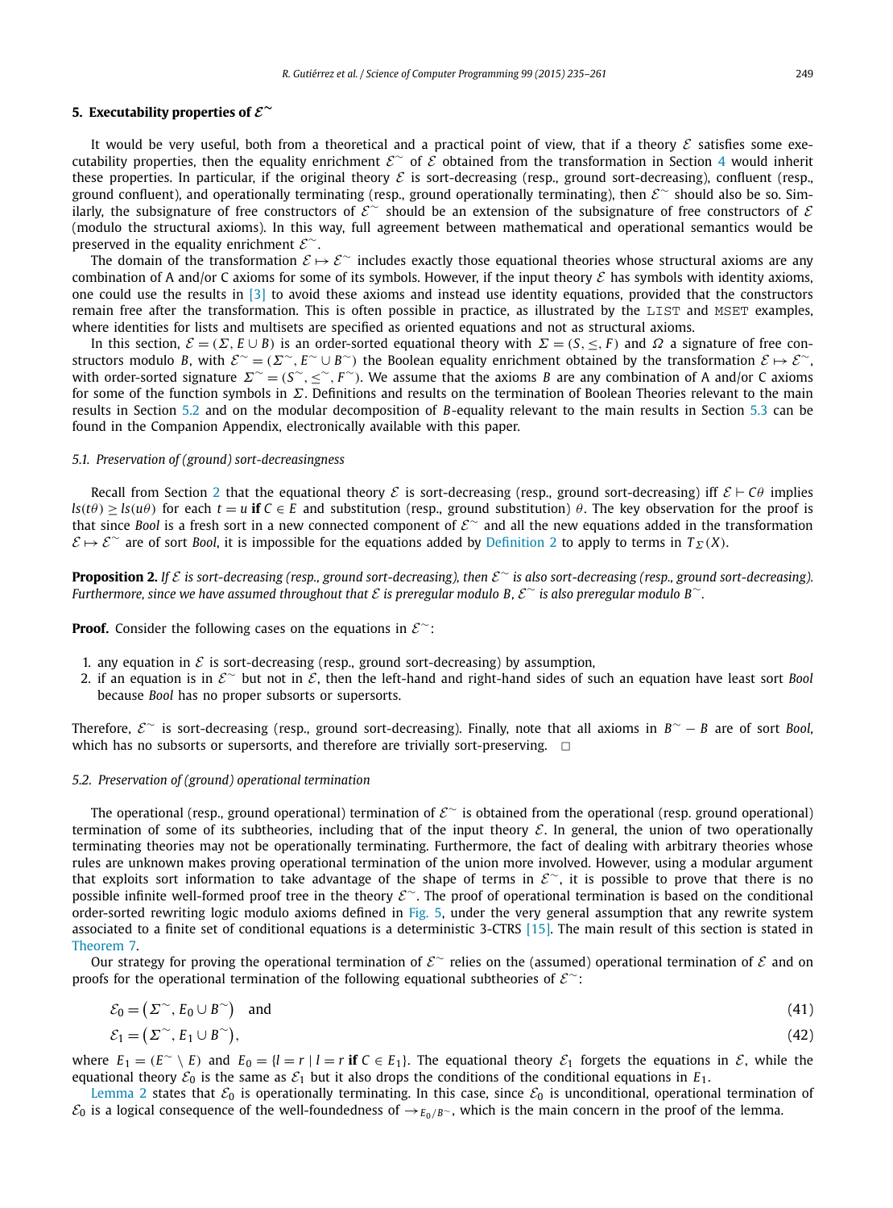## 5. Executability properties of $\mathcal{E}^{\sim}$

It would be very useful, both from a theoretical and a practical point of view, that if a theory $\mathcal{E}$ satisfies some executability properties, then the equality enrichment $\mathcal{E}^{\sim}$ of $\mathcal{E}$ obtained from the transformation in Section 4 would inherit these properties. In particular, if the original theory $\mathcal{E}$ is sort-decreasing (resp., ground sort-decreasing), confluent (resp., ground confluent), and operationally terminating (resp., ground operationally terminating), then $\mathcal{E}^{\sim}$ should also be so. Similarly, the subsignature of free constructors of $\mathcal{E}^{\sim}$ should be an extension of the subsignature of free constructors of $\mathcal{E}$ (modulo the structural axioms). In this way, full agreement between mathematical and operational semantics would be preserved in the equality enrichment $\mathcal{E}^{\sim}$.

The domain of the transformation $\mathcal{E} \mapsto \mathcal{E}^{\sim}$ includes exactly those equational theories whose structural axioms are any combination of A and/or C axioms for some of its symbols. However, if the input theory $\mathcal{E}$ has symbols with identity axioms, one could use the results in [3] to avoid these axioms and instead use identity equations, provided that the constructors remain free after the transformation. This is often possible in practice, as illustrated by the `LIST` and `MSET` examples, where identities for lists and multisets are specified as oriented equations and not as structural axioms.

In this section, $\mathcal{E} = (\Sigma, E \cup B)$ is an order-sorted equational theory with $\Sigma = (S, \leq, F)$ and $\Omega$ a signature of free constructors modulo $B$, with $\mathcal{E}^{\sim} = (\Sigma^{\sim}, E^{\sim} \cup B^{\sim})$ the Boolean equality enrichment obtained by the transformation $\mathcal{E} \mapsto \mathcal{E}^{\sim}$, with order-sorted signature $\Sigma^{\sim} = (S^{\sim}, \leq^{\sim}, F^{\sim})$. We assume that the axioms $B$ are any combination of A and/or C axioms for some of the function symbols in $\Sigma$. Definitions and results on the termination of Boolean Theories relevant to the main results in Section 5.2 and on the modular decomposition of $B$-equality relevant to the main results in Section 5.3 can be found in the Companion Appendix, electronically available with this paper.

### 5.1. Preservation of (ground) sort-decreasingness

Recall from Section 2 that the equational theory $\mathcal{E}$ is sort-decreasing (resp., ground sort-decreasing) iff $\mathcal{E} \vdash C\theta$ implies $ls(t\theta) \geq ls(u\theta)$ for each $t = u$ **if** $C \in E$ and substitution (resp., ground substitution) $\theta$. The key observation for the proof is that since *Bool* is a fresh sort in a new connected component of $\mathcal{E}^{\sim}$ and all the new equations added in the transformation $\mathcal{E} \mapsto \mathcal{E}^{\sim}$ are of sort *Bool*, it is impossible for the equations added by Definition 2 to apply to terms in $T_{\Sigma}(X)$.

**Proposition 2.** *If $\mathcal{E}$ is sort-decreasing (resp., ground sort-decreasing), then $\mathcal{E}^{\sim}$ is also sort-decreasing (resp., ground sort-decreasing). Furthermore, since we have assumed throughout that $\mathcal{E}$ is preregular modulo $B$, $\mathcal{E}^{\sim}$ is also preregular modulo $B^{\sim}$.*

**Proof.** Consider the following cases on the equations in $\mathcal{E}^{\sim}$:

1. any equation in $\mathcal{E}$ is sort-decreasing (resp., ground sort-decreasing) by assumption,
2. if an equation is in $\mathcal{E}^{\sim}$ but not in $\mathcal{E}$, then the left-hand and right-hand sides of such an equation have least sort *Bool* because *Bool* has no proper subsorts or supersorts.

Therefore, $\mathcal{E}^{\sim}$ is sort-decreasing (resp., ground sort-decreasing). Finally, note that all axioms in $B^{\sim} - B$ are of sort *Bool*, which has no subsorts or supersorts, and therefore are trivially sort-preserving. $\square$

### 5.2. Preservation of (ground) operational termination

The operational (resp., ground operational) termination of $\mathcal{E}^{\sim}$ is obtained from the operational (resp. ground operational) termination of some of its subtheories, including that of the input theory $\mathcal{E}$. In general, the union of two operationally terminating theories may not be operationally terminating. Furthermore, the fact of dealing with arbitrary theories whose rules are unknown makes proving operational termination of the union more involved. However, using a modular argument that exploits sort information to take advantage of the shape of terms in $\mathcal{E}^{\sim}$, it is possible to prove that there is no possible infinite well-formed proof tree in the theory $\mathcal{E}^{\sim}$. The proof of operational termination is based on the conditional order-sorted rewriting logic modulo axioms defined in Fig. 5, under the very general assumption that any rewrite system associated to a finite set of conditional equations is a deterministic 3-CTRS [15]. The main result of this section is stated in Theorem 7.

Our strategy for proving the operational termination of $\mathcal{E}^{\sim}$ relies on the (assumed) operational termination of $\mathcal{E}$ and on proofs for the operational termination of the following equational subtheories of $\mathcal{E}^{\sim}$:

$$\mathcal{E}_0 = \left(\Sigma^{\sim}, E_0 \cup B^{\sim}\right) \quad \text{and} \tag{41}$$

$$\mathcal{E}_1 = \left(\Sigma^{\sim}, E_1 \cup B^{\sim}\right), \tag{42}$$

where $E_1 = (E^{\sim} \setminus E)$ and $E_0 = \{l = r \mid l = r \textbf{ if } C \in E_1\}$. The equational theory $\mathcal{E}_1$ forgets the equations in $\mathcal{E}$, while the equational theory $\mathcal{E}_0$ is the same as $\mathcal{E}_1$ but it also drops the conditions of the conditional equations in $E_1$.

Lemma 2 states that $\mathcal{E}_0$ is operationally terminating. In this case, since $\mathcal{E}_0$ is unconditional, operational termination of $\mathcal{E}_0$ is a logical consequence of the well-foundedness of $\rightarrow_{E_0/B^{\sim}}$, which is the main concern in the proof of the lemma.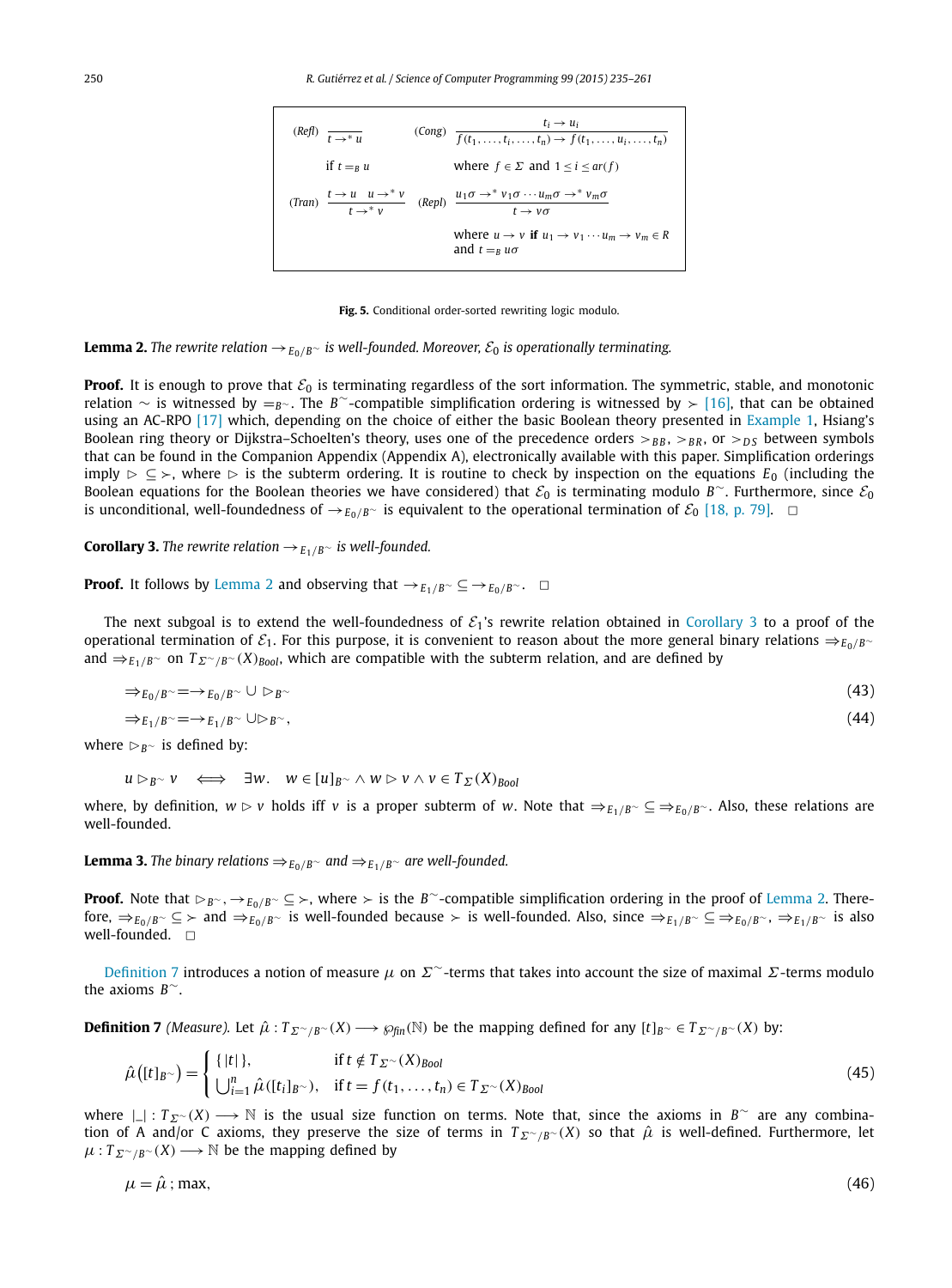$$
\begin{array}{llll}
(\mathit{Refl}) & \dfrac{}{t \rightarrow^* u} & (\mathit{Cong}) & \dfrac{t_i \rightarrow u_i}{f(t_1,\ldots,t_i,\ldots,t_n) \rightarrow f(t_1,\ldots,u_i,\ldots,t_n)} \\
& \text{if } t =_B u & & \text{where } f \in \Sigma \text{ and } 1 \leq i \leq ar(f) \\
(\mathit{Tran}) & \dfrac{t \rightarrow u \quad u \rightarrow^* v}{t \rightarrow^* v} & (\mathit{Repl}) & \dfrac{u_1\sigma \rightarrow^* v_1\sigma \cdots u_m\sigma \rightarrow^* v_m\sigma}{t \rightarrow v\sigma} \\
& & & \text{where } u \rightarrow v \textbf{ if } u_1 \rightarrow v_1 \cdots u_m \rightarrow v_m \in R \\
& & & \text{and } t =_B u\sigma
\end{array}
$$

**Fig. 5.** Conditional order-sorted rewriting logic modulo.

**Lemma 2.** *The rewrite relation $\rightarrow_{E_0/B^{\sim}}$ is well-founded. Moreover, $\mathcal{E}_0$ is operationally terminating.*

**Proof.** It is enough to prove that $\mathcal{E}_0$ is terminating regardless of the sort information. The symmetric, stable, and monotonic relation $\sim$ is witnessed by $=_{B^{\sim}}$. The $B^{\sim}$-compatible simplification ordering is witnessed by $\succ$ [16], that can be obtained using an AC-RPO [17] which, depending on the choice of either the basic Boolean theory presented in Example 1, Hsiang's Boolean ring theory or Dijkstra–Schoelten's theory, uses one of the precedence orders $>_{BB}$, $>_{BR}$, or $>_{DS}$ between symbols that can be found in the Companion Appendix (Appendix A), electronically available with this paper. Simplification orderings imply $\rhd \subseteq \succ$, where $\rhd$ is the subterm ordering. It is routine to check by inspection on the equations $E_0$ (including the Boolean equations for the Boolean theories we have considered) that $\mathcal{E}_0$ is terminating modulo $B^{\sim}$. Furthermore, since $\mathcal{E}_0$ is unconditional, well-foundedness of $\rightarrow_{E_0/B^{\sim}}$ is equivalent to the operational termination of $\mathcal{E}_0$ [18, p. 79]. $\square$

**Corollary 3.** *The rewrite relation $\rightarrow_{E_1/B^{\sim}}$ is well-founded.*

**Proof.** It follows by Lemma 2 and observing that $\rightarrow_{E_1/B^{\sim}} \subseteq \rightarrow_{E_0/B^{\sim}}$. $\square$

The next subgoal is to extend the well-foundedness of $\mathcal{E}_1$'s rewrite relation obtained in Corollary 3 to a proof of the operational termination of $\mathcal{E}_1$. For this purpose, it is convenient to reason about the more general binary relations $\Rightarrow_{E_0/B^{\sim}}$ and $\Rightarrow_{E_1/B^{\sim}}$ on $T_{\Sigma^{\sim}/B^{\sim}}(X)_{Bool}$, which are compatible with the subterm relation, and are defined by

$$\Rightarrow_{E_0/B^{\sim}} = \rightarrow_{E_0/B^{\sim}} \cup \rhd_{B^{\sim}} \tag{43}$$

$$\Rightarrow_{E_1/B^{\sim}} = \rightarrow_{E_1/B^{\sim}} \cup \rhd_{B^{\sim}}, \tag{44}$$

where $\rhd_{B^{\sim}}$ is defined by:

$$u \rhd_{B^{\sim}} v \quad \Longleftrightarrow \quad \exists w. \quad w \in [u]_{B^{\sim}} \wedge w \rhd v \wedge v \in T_{\Sigma}(X)_{Bool}$$

where, by definition, $w \rhd v$ holds iff $v$ is a proper subterm of $w$. Note that $\Rightarrow_{E_1/B^{\sim}} \subseteq \Rightarrow_{E_0/B^{\sim}}$. Also, these relations are well-founded.

**Lemma 3.** *The binary relations $\Rightarrow_{E_0/B^{\sim}}$ and $\Rightarrow_{E_1/B^{\sim}}$ are well-founded.*

**Proof.** Note that $\rhd_{B^{\sim}}, \rightarrow_{E_0/B^{\sim}} \subseteq \succ$, where $\succ$ is the $B^{\sim}$-compatible simplification ordering in the proof of Lemma 2. Therefore, $\Rightarrow_{E_0/B^{\sim}} \subseteq \succ$ and $\Rightarrow_{E_0/B^{\sim}}$ is well-founded because $\succ$ is well-founded. Also, since $\Rightarrow_{E_1/B^{\sim}} \subseteq \Rightarrow_{E_0/B^{\sim}}$, $\Rightarrow_{E_1/B^{\sim}}$ is also well-founded. $\square$

Definition 7 introduces a notion of measure $\mu$ on $\Sigma^{\sim}$-terms that takes into account the size of maximal $\Sigma$-terms modulo the axioms $B^{\sim}$.

**Definition 7** *(Measure).* Let $\hat{\mu} : T_{\Sigma^{\sim}/B^{\sim}}(X) \longrightarrow \wp_{fin}(\mathbb{N})$ be the mapping defined for any $[t]_{B^{\sim}} \in T_{\Sigma^{\sim}/B^{\sim}}(X)$ by:

$$\hat{\mu}\big([t]_{B^{\sim}}\big) = \begin{cases} \{\,|t|\,\}, & \text{if } t \notin T_{\Sigma^{\sim}}(X)_{Bool} \\ \bigcup_{i=1}^{n} \hat{\mu}([t_i]_{B^{\sim}}), & \text{if } t = f(t_1,\ldots,t_n) \in T_{\Sigma^{\sim}}(X)_{Bool} \end{cases} \tag{45}$$

where $|\_| : T_{\Sigma^{\sim}}(X) \longrightarrow \mathbb{N}$ is the usual size function on terms. Note that, since the axioms in $B^{\sim}$ are any combination of A and/or C axioms, they preserve the size of terms in $T_{\Sigma^{\sim}/B^{\sim}}(X)$ so that $\hat{\mu}$ is well-defined. Furthermore, let $\mu : T_{\Sigma^{\sim}/B^{\sim}}(X) \longrightarrow \mathbb{N}$ be the mapping defined by

$$\mu = \hat{\mu}\,;\max, \tag{46}$$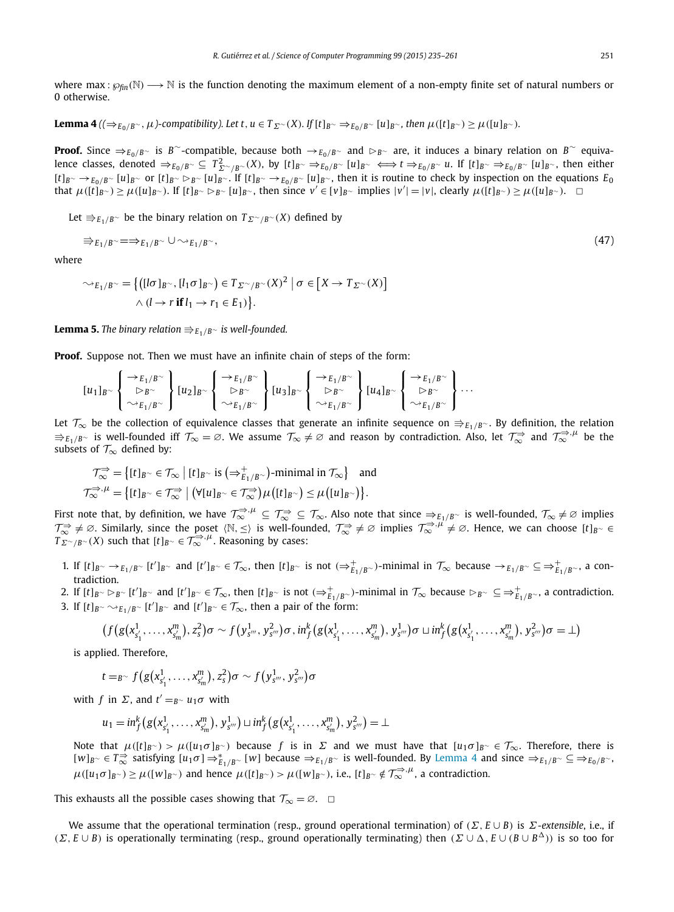where $\max : \wp_{fin}(\mathbb{N}) \longrightarrow \mathbb{N}$ is the function denoting the maximum element of a non-empty finite set of natural numbers or 0 otherwise.

**Lemma 4** *(($\Rightarrow_{E_0/B^\sim}, \mu$)-compatibility). Let $t, u \in T_{\Sigma^\sim}(X)$. If $[t]_{B^\sim} \Rightarrow_{E_0/B^\sim} [u]_{B^\sim}$, then $\mu([t]_{B^\sim}) \geq \mu([u]_{B^\sim})$.*

**Proof.** Since $\Rightarrow_{E_0/B^\sim}$ is $B^\sim$-compatible, because both $\rightarrow_{E_0/B^\sim}$ and $\rhd_{B^\sim}$ are, it induces a binary relation on $B^\sim$ equivalence classes, denoted $\Rightarrow_{E_0/B^\sim} \subseteq T^2_{\Sigma^\sim/B^\sim}(X)$, by $[t]_{B^\sim} \Rightarrow_{E_0/B^\sim} [u]_{B^\sim} \iff t \Rightarrow_{E_0/B^\sim} u$. If $[t]_{B^\sim} \Rightarrow_{E_0/B^\sim} [u]_{B^\sim}$, then either $[t]_{B^\sim} \rightarrow_{E_0/B^\sim} [u]_{B^\sim}$ or $[t]_{B^\sim} \rhd_{B^\sim} [u]_{B^\sim}$. If $[t]_{B^\sim} \rightarrow_{E_0/B^\sim} [u]_{B^\sim}$, then it is routine to check by inspection on the equations $E_0$ that $\mu([t]_{B^\sim}) \geq \mu([u]_{B^\sim})$. If $[t]_{B^\sim} \rhd_{B^\sim} [u]_{B^\sim}$, then since $v' \in [v]_{B^\sim}$ implies $|v'| = |v|$, clearly $\mu([t]_{B^\sim}) \geq \mu([u]_{B^\sim})$. $\square$

Let $\Rrightarrow_{E_1/B^\sim}$ be the binary relation on $T_{\Sigma^\sim/B^\sim}(X)$ defined by

$$\Rrightarrow_{E_1/B^\sim} = \Rightarrow_{E_1/B^\sim} \cup \rightsquigarrow_{E_1/B^\sim}, \tag{47}$$

where

$$\rightsquigarrow_{E_1/B^\sim} = \big\{ \big([l\sigma]_{B^\sim}, [l_1\sigma]_{B^\sim}\big) \in T_{\Sigma^\sim/B^\sim}(X)^2 \;\big|\; \sigma \in \big[X \rightarrow T_{\Sigma^\sim}(X)\big] \wedge (l \rightarrow r \textbf{ if } l_1 \rightarrow r_1 \in E_1)\big\}.$$

**Lemma 5.** *The binary relation $\Rrightarrow_{E_1/B^\sim}$ is well-founded.*

**Proof.** Suppose not. Then we must have an infinite chain of steps of the form:

$$[u_1]_{B^\sim} \begin{Bmatrix} \rightarrow_{E_1/B^\sim} \\ \rhd_{B^\sim} \\ \rightsquigarrow_{E_1/B^\sim} \end{Bmatrix} [u_2]_{B^\sim} \begin{Bmatrix} \rightarrow_{E_1/B^\sim} \\ \rhd_{B^\sim} \\ \rightsquigarrow_{E_1/B^\sim} \end{Bmatrix} [u_3]_{B^\sim} \begin{Bmatrix} \rightarrow_{E_1/B^\sim} \\ \rhd_{B^\sim} \\ \rightsquigarrow_{E_1/B^\sim} \end{Bmatrix} [u_4]_{B^\sim} \begin{Bmatrix} \rightarrow_{E_1/B^\sim} \\ \rhd_{B^\sim} \\ \rightsquigarrow_{E_1/B^\sim} \end{Bmatrix} \cdots$$

Let $\mathcal{T}_\infty$ be the collection of equivalence classes that generate an infinite sequence on $\Rrightarrow_{E_1/B^\sim}$. By definition, the relation $\Rrightarrow_{E_1/B^\sim}$ is well-founded iff $\mathcal{T}_\infty = \varnothing$. We assume $\mathcal{T}_\infty \neq \varnothing$ and reason by contradiction. Also, let $\mathcal{T}^{\Rightarrow}_\infty$ and $\mathcal{T}^{\Rightarrow,\mu}_\infty$ be the subsets of $\mathcal{T}_\infty$ defined by:

$$\mathcal{T}^{\Rightarrow}_\infty = \big\{[t]_{B^\sim} \in \mathcal{T}_\infty \;\big|\; [t]_{B^\sim} \text{ is } (\Rightarrow^+_{E_1/B^\sim})\text{-minimal in } \mathcal{T}_\infty\big\} \quad \text{and}$$
$$\mathcal{T}^{\Rightarrow,\mu}_\infty = \big\{[t]_{B^\sim} \in \mathcal{T}^{\Rightarrow}_\infty \;\big|\; \big(\forall [u]_{B^\sim} \in \mathcal{T}^{\Rightarrow}_\infty\big)\mu\big([t]_{B^\sim}\big) \leq \mu\big([u]_{B^\sim}\big)\big\}.$$

First note that, by definition, we have $\mathcal{T}^{\Rightarrow,\mu}_\infty \subseteq \mathcal{T}^{\Rightarrow}_\infty \subseteq \mathcal{T}_\infty$. Also note that since $\Rightarrow_{E_1/B^\sim}$ is well-founded, $\mathcal{T}_\infty \neq \varnothing$ implies $\mathcal{T}^{\Rightarrow}_\infty \neq \varnothing$. Similarly, since the poset $\langle \mathbb{N}, \leq \rangle$ is well-founded, $\mathcal{T}^{\Rightarrow}_\infty \neq \varnothing$ implies $\mathcal{T}^{\Rightarrow,\mu}_\infty \neq \varnothing$. Hence, we can choose $[t]_{B^\sim} \in T_{\Sigma^\sim/B^\sim}(X)$ such that $[t]_{B^\sim} \in \mathcal{T}^{\Rightarrow,\mu}_\infty$. Reasoning by cases:

1. If $[t]_{B^\sim} \rightarrow_{E_1/B^\sim} [t']_{B^\sim}$ and $[t']_{B^\sim} \in \mathcal{T}_\infty$, then $[t]_{B^\sim}$ is not $(\Rightarrow^+_{E_1/B^\sim})$-minimal in $\mathcal{T}_\infty$ because $\rightarrow_{E_1/B^\sim} \subseteq \Rightarrow^+_{E_1/B^\sim}$, a contradiction.
2. If $[t]_{B^\sim} \rhd_{B^\sim} [t']_{B^\sim}$ and $[t']_{B^\sim} \in \mathcal{T}_\infty$, then $[t]_{B^\sim}$ is not $(\Rightarrow^+_{E_1/B^\sim})$-minimal in $\mathcal{T}_\infty$ because $\rhd_{B^\sim} \subseteq \Rightarrow^+_{E_1/B^\sim}$, a contradiction.
3. If $[t]_{B^\sim} \rightsquigarrow_{E_1/B^\sim} [t']_{B^\sim}$ and $[t']_{B^\sim} \in \mathcal{T}_\infty$, then a pair of the form:

$$\big(f\big(g\big(x^1_{s'_1}, \ldots, x^m_{s'_m}\big), z^2_s\big)\sigma \sim f\big(y^1_{s'''}, y^2_{s'''}\big)\sigma, in^k_f\big(g\big(x^1_{s'_1}, \ldots, x^m_{s'_m}\big), y^1_{s'''}\big)\sigma \sqcup in^k_f\big(g\big(x^1_{s'_1}, \ldots, x^m_{s'_m}\big), y^2_{s'''}\big)\sigma = \bot\big)$$

is applied. Therefore,

$$t =_{B^\sim} f\big(g\big(x^1_{s'_1}, \ldots, x^m_{s'_m}\big), z^2_s\big)\sigma \sim f\big(y^1_{s'''}, y^2_{s'''}\big)\sigma$$

with $f$ in $\Sigma$, and $t' =_{B^\sim} u_1\sigma$ with

$$u_1 = in^k_f\big(g\big(x^1_{s'_1}, \ldots, x^m_{s'_m}\big), y^1_{s'''}\big) \sqcup in^k_f\big(g\big(x^1_{s'_1}, \ldots, x^m_{s'_m}\big), y^2_{s'''}\big) = \bot$$

Note that $\mu([t]_{B^\sim}) > \mu([u_1\sigma]_{B^\sim})$ because $f$ is in $\Sigma$ and we must have that $[u_1\sigma]_{B^\sim} \in \mathcal{T}_\infty$. Therefore, there is $[w]_{B^\sim} \in T^{\Rightarrow}_\infty$ satisfying $[u_1\sigma] \Rightarrow^*_{E_1/B^\sim} [w]$ because $\Rightarrow_{E_1/B^\sim}$ is well-founded. By Lemma 4 and since $\Rightarrow_{E_1/B^\sim} \subseteq \Rightarrow_{E_0/B^\sim}$, $\mu([u_1\sigma]_{B^\sim}) \geq \mu([w]_{B^\sim})$ and hence $\mu([t]_{B^\sim}) > \mu([w]_{B^\sim})$, i.e., $[t]_{B^\sim} \notin \mathcal{T}^{\Rightarrow,\mu}_\infty$, a contradiction.

This exhausts all the possible cases showing that $\mathcal{T}_\infty = \varnothing$. $\square$

We assume that the operational termination (resp., ground operational termination) of $(\Sigma, E \cup B)$ is *$\Sigma$-extensible*, i.e., if $(\Sigma, E \cup B)$ is operationally terminating (resp., ground operationally terminating) then $(\Sigma \cup \Delta, E \cup (B \cup B^\Delta))$ is so too for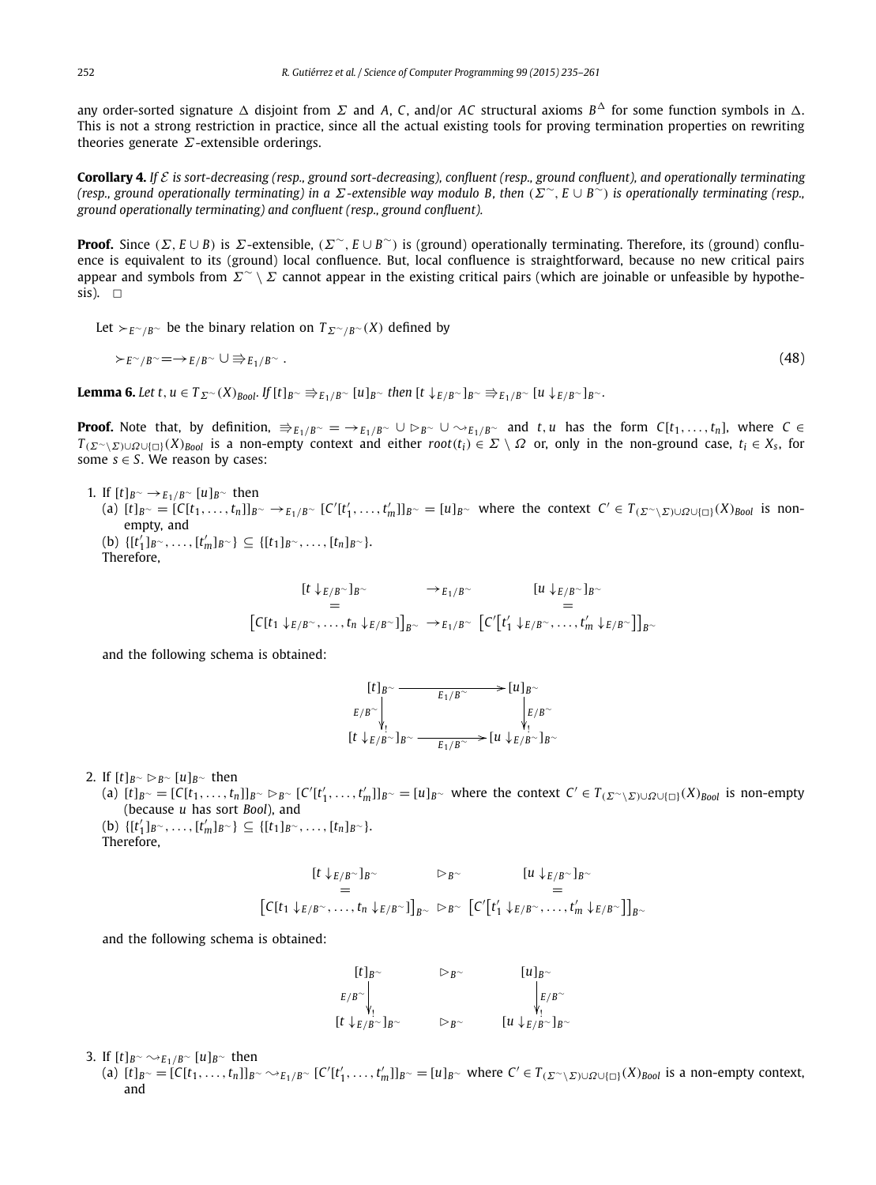any order-sorted signature $\Delta$ disjoint from $\Sigma$ and $A$, $C$, and/or $AC$ structural axioms $B^{\Delta}$ for some function symbols in $\Delta$. This is not a strong restriction in practice, since all the actual existing tools for proving termination properties on rewriting theories generate $\Sigma$-extensible orderings.

**Corollary 4.** *If $\mathcal{E}$ is sort-decreasing (resp., ground sort-decreasing), confluent (resp., ground confluent), and operationally terminating (resp., ground operationally terminating) in a $\Sigma$-extensible way modulo $B$, then $(\Sigma^{\sim}, E \cup B^{\sim})$ is operationally terminating (resp., ground operationally terminating) and confluent (resp., ground confluent).*

**Proof.** Since $(\Sigma, E \cup B)$ is $\Sigma$-extensible, $(\Sigma^{\sim}, E \cup B^{\sim})$ is (ground) operationally terminating. Therefore, its (ground) confluence is equivalent to its (ground) local confluence. But, local confluence is straightforward, because no new critical pairs appear and symbols from $\Sigma^{\sim} \setminus \Sigma$ cannot appear in the existing critical pairs (which are joinable or unfeasible by hypothesis). $\square$

Let $\succ_{E^{\sim}/B^{\sim}}$ be the binary relation on $T_{\Sigma^{\sim}/B^{\sim}}(X)$ defined by

$$\succ_{E^{\sim}/B^{\sim}} = \rightarrow_{E/B^{\sim}} \cup \Rrightarrow_{E_1/B^{\sim}}. \tag{48}$$

**Lemma 6.** *Let $t, u \in T_{\Sigma^{\sim}}(X)_{Bool}$. If $[t]_{B^{\sim}} \Rrightarrow_{E_1/B^{\sim}} [u]_{B^{\sim}}$ then $[t\downarrow_{E/B^{\sim}}]_{B^{\sim}} \Rrightarrow_{E_1/B^{\sim}} [u\downarrow_{E/B^{\sim}}]_{B^{\sim}}$.*

**Proof.** Note that, by definition, $\Rrightarrow_{E_1/B^{\sim}} = \rightarrow_{E_1/B^{\sim}} \cup \rhd_{B^{\sim}} \cup \rightsquigarrow_{E_1/B^{\sim}}$ and $t, u$ has the form $C[t_1, \ldots, t_n]$, where $C \in T_{(\Sigma^{\sim}\setminus\Sigma)\cup\Omega\cup\{\square\}}(X)_{Bool}$ is a non-empty context and either $root(t_i) \in \Sigma \setminus \Omega$ or, only in the non-ground case, $t_i \in X_s$, for some $s \in S$. We reason by cases:

1. If $[t]_{B^{\sim}} \rightarrow_{E_1/B^{\sim}} [u]_{B^{\sim}}$ then
   (a) $[t]_{B^{\sim}} = [C[t_1, \ldots, t_n]]_{B^{\sim}} \rightarrow_{E_1/B^{\sim}} [C'[t'_1, \ldots, t'_m]]_{B^{\sim}} = [u]_{B^{\sim}}$ where the context $C' \in T_{(\Sigma^{\sim}\setminus\Sigma)\cup\Omega\cup\{\square\}}(X)_{Bool}$ is non-empty, and
   (b) $\{[t'_1]_{B^{\sim}}, \ldots, [t'_m]_{B^{\sim}}\} \subseteq \{[t_1]_{B^{\sim}}, \ldots, [t_n]_{B^{\sim}}\}$.
   Therefore,
$$\begin{array}{ccc} [t\downarrow_{E/B^{\sim}}]_{B^{\sim}} & \rightarrow_{E_1/B^{\sim}} & [u\downarrow_{E/B^{\sim}}]_{B^{\sim}} \\ = & & = \\ \left[C[t_1\downarrow_{E/B^{\sim}}, \ldots, t_n\downarrow_{E/B^{\sim}}]\right]_{B^{\sim}} & \rightarrow_{E_1/B^{\sim}} & \left[C'[t'_1\downarrow_{E/B^{\sim}}, \ldots, t'_m\downarrow_{E/B^{\sim}}]\right]_{B^{\sim}} \end{array}$$
   and the following schema is obtained:
$$\begin{array}{ccc} [t]_{B^{\sim}} & \xrightarrow{E_1/B^{\sim}} & [u]_{B^{\sim}} \\ \downarrow^{!}_{E/B^{\sim}} & & \downarrow^{!}_{E/B^{\sim}} \\ [t\downarrow_{E/B^{\sim}}]_{B^{\sim}} & \xrightarrow{E_1/B^{\sim}} & [u\downarrow_{E/B^{\sim}}]_{B^{\sim}} \end{array}$$

2. If $[t]_{B^{\sim}} \rhd_{B^{\sim}} [u]_{B^{\sim}}$ then
   (a) $[t]_{B^{\sim}} = [C[t_1, \ldots, t_n]]_{B^{\sim}} \rhd_{B^{\sim}} [C'[t'_1, \ldots, t'_m]]_{B^{\sim}} = [u]_{B^{\sim}}$ where the context $C' \in T_{(\Sigma^{\sim}\setminus\Sigma)\cup\Omega\cup\{\square\}}(X)_{Bool}$ is non-empty (because $u$ has sort *Bool*), and
   (b) $\{[t'_1]_{B^{\sim}}, \ldots, [t'_m]_{B^{\sim}}\} \subseteq \{[t_1]_{B^{\sim}}, \ldots, [t_n]_{B^{\sim}}\}$.
   Therefore,
$$\begin{array}{ccc} [t\downarrow_{E/B^{\sim}}]_{B^{\sim}} & \rhd_{B^{\sim}} & [u\downarrow_{E/B^{\sim}}]_{B^{\sim}} \\ = & & = \\ \left[C[t_1\downarrow_{E/B^{\sim}}, \ldots, t_n\downarrow_{E/B^{\sim}}]\right]_{B^{\sim}} & \rhd_{B^{\sim}} & \left[C'[t'_1\downarrow_{E/B^{\sim}}, \ldots, t'_m\downarrow_{E/B^{\sim}}]\right]_{B^{\sim}} \end{array}$$
   and the following schema is obtained:
$$\begin{array}{ccc} [t]_{B^{\sim}} & \rhd_{B^{\sim}} & [u]_{B^{\sim}} \\ \downarrow^{!}_{E/B^{\sim}} & & \downarrow^{!}_{E/B^{\sim}} \\ [t\downarrow_{E/B^{\sim}}]_{B^{\sim}} & \rhd_{B^{\sim}} & [u\downarrow_{E/B^{\sim}}]_{B^{\sim}} \end{array}$$

3. If $[t]_{B^{\sim}} \rightsquigarrow_{E_1/B^{\sim}} [u]_{B^{\sim}}$ then
   (a) $[t]_{B^{\sim}} = [C[t_1, \ldots, t_n]]_{B^{\sim}} \rightsquigarrow_{E_1/B^{\sim}} [C'[t'_1, \ldots, t'_m]]_{B^{\sim}} = [u]_{B^{\sim}}$ where $C' \in T_{(\Sigma^{\sim}\setminus\Sigma)\cup\Omega\cup\{\square\}}(X)_{Bool}$ is a non-empty context, and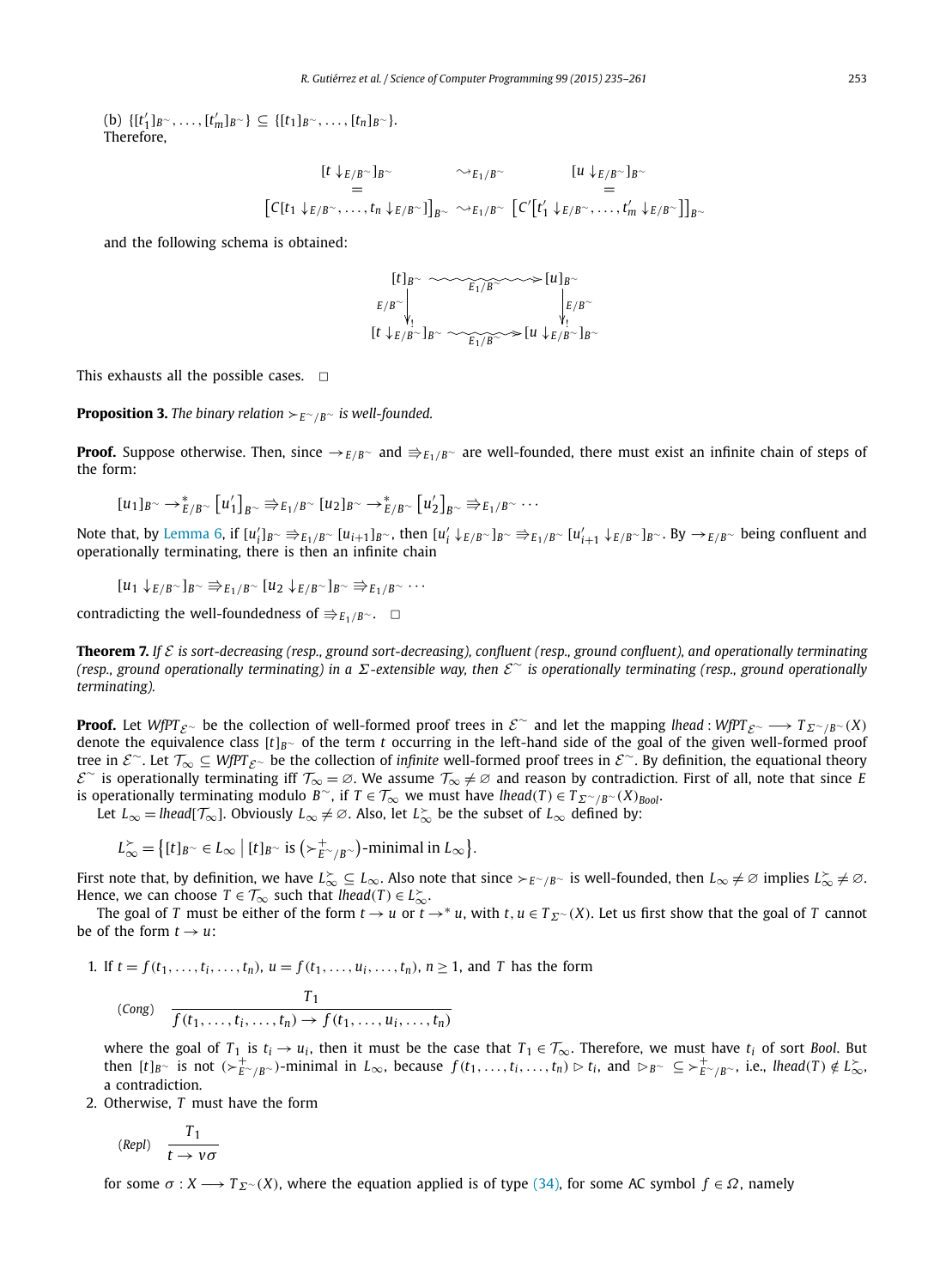(b) $\{[t'_1]_{B^\sim}, \ldots, [t'_m]_{B^\sim}\} \subseteq \{[t_1]_{B^\sim}, \ldots, [t_n]_{B^\sim}\}$.
Therefore,

$$\begin{array}{ccc} [t\downarrow_{E/B^\sim}]_{B^\sim} & \rightsquigarrow_{E_1/B^\sim} & [u\downarrow_{E/B^\sim}]_{B^\sim} \\ = & & = \\ \left[C[t_1\downarrow_{E/B^\sim}, \ldots, t_n\downarrow_{E/B^\sim}]\right]_{B^\sim} & \rightsquigarrow_{E_1/B^\sim} & \left[C'\left[t'_1\downarrow_{E/B^\sim}, \ldots, t'_m\downarrow_{E/B^\sim}\right]\right]_{B^\sim} \end{array}$$

and the following schema is obtained:

$$\begin{array}{ccc} [t]_{B^\sim} & \overset{}{\underset{E_1/B^\sim}{\rightsquigarrow\!\!\!\rightsquigarrow}} & [u]_{B^\sim} \\ {\scriptstyle E/B^\sim}\downarrow_! & & \downarrow_!{\scriptstyle E/B^\sim} \\ [t\downarrow_{E/B^\sim}]_{B^\sim} & \underset{E_1/B^\sim}{\rightsquigarrow\!\!\!\rightsquigarrow} & [u\downarrow_{E/B^\sim}]_{B^\sim} \end{array}$$

This exhausts all the possible cases. □

**Proposition 3.** *The binary relation $\succ_{E^\sim/B^\sim}$ is well-founded.*

**Proof.** Suppose otherwise. Then, since $\rightarrow_{E/B^\sim}$ and $\Rrightarrow_{E_1/B^\sim}$ are well-founded, there must exist an infinite chain of steps of the form:

$$[u_1]_{B^\sim} \rightarrow^*_{E/B^\sim} \left[u'_1\right]_{B^\sim} \Rrightarrow_{E_1/B^\sim} [u_2]_{B^\sim} \rightarrow^*_{E/B^\sim} \left[u'_2\right]_{B^\sim} \Rrightarrow_{E_1/B^\sim} \cdots$$

Note that, by Lemma 6, if $[u'_i]_{B^\sim} \Rrightarrow_{E_1/B^\sim} [u_{i+1}]_{B^\sim}$, then $[u'_i\downarrow_{E/B^\sim}]_{B^\sim} \Rrightarrow_{E_1/B^\sim} [u'_{i+1}\downarrow_{E/B^\sim}]_{B^\sim}$. By $\rightarrow_{E/B^\sim}$ being confluent and operationally terminating, there is then an infinite chain

$$[u_1\downarrow_{E/B^\sim}]_{B^\sim} \Rrightarrow_{E_1/B^\sim} [u_2\downarrow_{E/B^\sim}]_{B^\sim} \Rrightarrow_{E_1/B^\sim} \cdots$$

contradicting the well-foundedness of $\Rrightarrow_{E_1/B^\sim}$. □

**Theorem 7.** *If $\mathcal{E}$ is sort-decreasing (resp., ground sort-decreasing), confluent (resp., ground confluent), and operationally terminating (resp., ground operationally terminating) in a $\Sigma$-extensible way, then $\mathcal{E}^\sim$ is operationally terminating (resp., ground operationally terminating).*

**Proof.** Let $WfPT_{\mathcal{E}^\sim}$ be the collection of well-formed proof trees in $\mathcal{E}^\sim$ and let the mapping $lhead : WfPT_{\mathcal{E}^\sim} \longrightarrow T_{\Sigma^\sim/B^\sim}(X)$ denote the equivalence class $[t]_{B^\sim}$ of the term $t$ occurring in the left-hand side of the goal of the given well-formed proof tree in $\mathcal{E}^\sim$. Let $\mathcal{T}_\infty \subseteq WfPT_{\mathcal{E}^\sim}$ be the collection of *infinite* well-formed proof trees in $\mathcal{E}^\sim$. By definition, the equational theory $\mathcal{E}^\sim$ is operationally terminating iff $\mathcal{T}_\infty = \varnothing$. We assume $\mathcal{T}_\infty \neq \varnothing$ and reason by contradiction. First of all, note that since $E$ is operationally terminating modulo $B^\sim$, if $T \in \mathcal{T}_\infty$ we must have $lhead(T) \in T_{\Sigma^\sim/B^\sim}(X)_{Bool}$.

Let $L_\infty = lhead[\mathcal{T}_\infty]$. Obviously $L_\infty \neq \varnothing$. Also, let $L_\infty^\succ$ be the subset of $L_\infty$ defined by:

$$L_\infty^\succ = \left\{[t]_{B^\sim} \in L_\infty \;\middle|\; [t]_{B^\sim} \text{ is } \left(\succ^+_{E^\sim/B^\sim}\right)\text{-minimal in } L_\infty\right\}.$$

First note that, by definition, we have $L_\infty^\succ \subseteq L_\infty$. Also note that since $\succ_{E^\sim/B^\sim}$ is well-founded, then $L_\infty \neq \varnothing$ implies $L_\infty^\succ \neq \varnothing$. Hence, we can choose $T \in \mathcal{T}_\infty$ such that $lhead(T) \in L_\infty^\succ$.

The goal of $T$ must be either of the form $t \rightarrow u$ or $t \rightarrow^* u$, with $t, u \in T_{\Sigma^\sim}(X)$. Let us first show that the goal of $T$ cannot be of the form $t \rightarrow u$:

1. If $t = f(t_1, \ldots, t_i, \ldots, t_n)$, $u = f(t_1, \ldots, u_i, \ldots, t_n)$, $n \geq 1$, and $T$ has the form

   $$(Cong) \quad \frac{T_1}{f(t_1, \ldots, t_i, \ldots, t_n) \rightarrow f(t_1, \ldots, u_i, \ldots, t_n)}$$

   where the goal of $T_1$ is $t_i \rightarrow u_i$, then it must be the case that $T_1 \in \mathcal{T}_\infty$. Therefore, we must have $t_i$ of sort $Bool$. But then $[t]_{B^\sim}$ is not $(\succ^+_{E^\sim/B^\sim})$-minimal in $L_\infty$, because $f(t_1, \ldots, t_i, \ldots, t_n) \rhd t_i$, and $\rhd_{B^\sim} \subseteq \succ^+_{E^\sim/B^\sim}$, i.e., $lhead(T) \notin L_\infty^\succ$, a contradiction.
2. Otherwise, $T$ must have the form

   $$(Repl) \quad \frac{T_1}{t \rightarrow v\sigma}$$

   for some $\sigma : X \longrightarrow T_{\Sigma^\sim}(X)$, where the equation applied is of type (34), for some AC symbol $f \in \Omega$, namely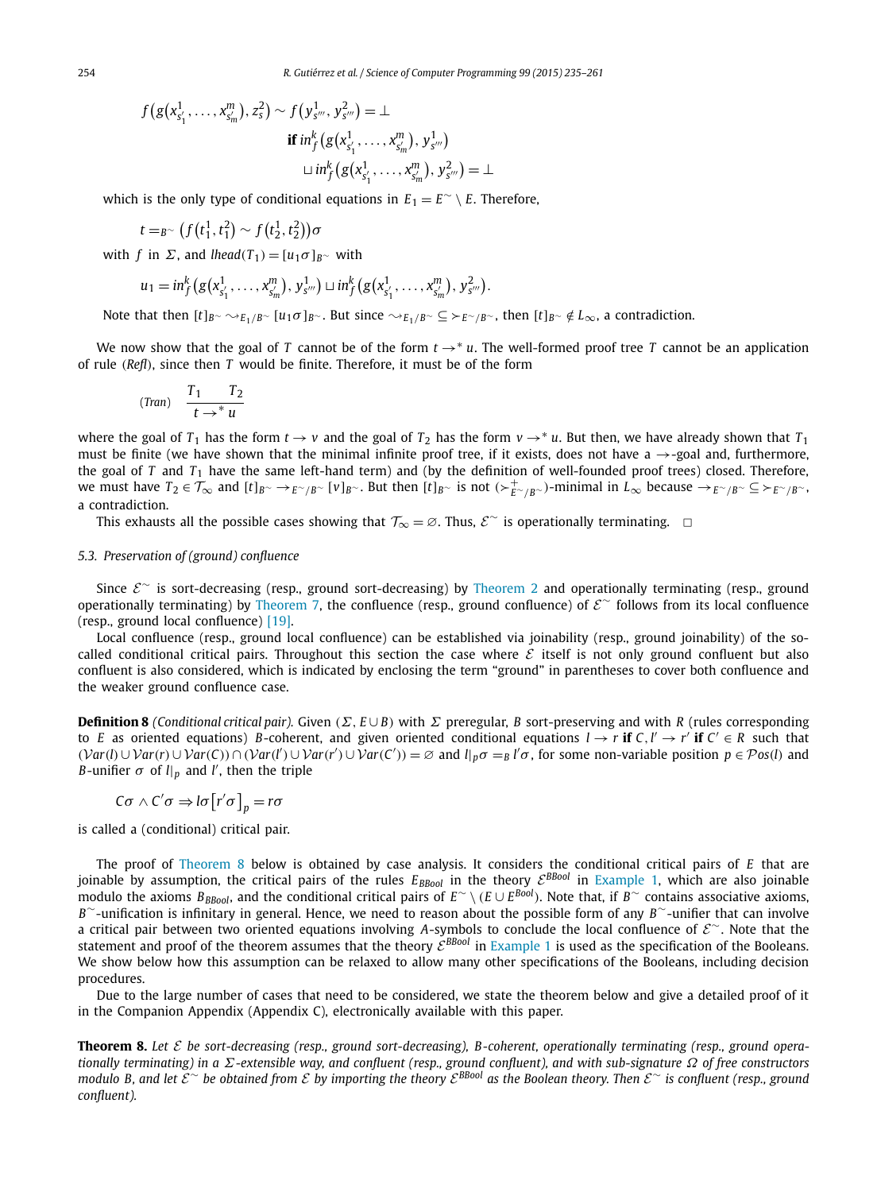$$f\big(g\big(x^1_{s'_1}, \ldots, x^m_{s'_m}\big), z^2_s\big) \sim f\big(y^1_{s'''}, y^2_{s'''}\big) = \bot$$

$$\textbf{if } in^k_f\big(g\big(x^1_{s'_1}, \ldots, x^m_{s'_m}\big), y^1_{s'''}\big) \sqcup in^k_f\big(g\big(x^1_{s'_1}, \ldots, x^m_{s'_m}\big), y^2_{s'''}\big) = \bot$$

which is the only type of conditional equations in $E_1 = E^{\sim} \setminus E$. Therefore,

$$t =_{B^{\sim}} \big(f\big(t^1_1, t^2_1\big) \sim f\big(t^1_2, t^2_2\big)\big)\sigma$$

with $f$ in $\Sigma$, and $lhead(T_1) = [u_1\sigma]_{B^{\sim}}$ with

$$u_1 = in^k_f\big(g\big(x^1_{s'_1}, \ldots, x^m_{s'_m}\big), y^1_{s'''}\big) \sqcup in^k_f\big(g\big(x^1_{s'_1}, \ldots, x^m_{s'_m}\big), y^2_{s'''}\big).$$

Note that then $[t]_{B^{\sim}} \rightsquigarrow_{E_1/B^{\sim}} [u_1\sigma]_{B^{\sim}}$. But since $\rightsquigarrow_{E_1/B^{\sim}} \subseteq \succ_{E^{\sim}/B^{\sim}}$, then $[t]_{B^{\sim}} \notin L_\infty$, a contradiction.

We now show that the goal of $T$ cannot be of the form $t \to^* u$. The well-formed proof tree $T$ cannot be an application of rule (*Refl*), since then $T$ would be finite. Therefore, it must be of the form

$$(Tran)\quad \frac{T_1 \qquad T_2}{t \to^* u}$$

where the goal of $T_1$ has the form $t \to v$ and the goal of $T_2$ has the form $v \to^* u$. But then, we have already shown that $T_1$ must be finite (we have shown that the minimal infinite proof tree, if it exists, does not have a $\to$-goal and, furthermore, the goal of $T$ and $T_1$ have the same left-hand term) and (by the definition of well-founded proof trees) closed. Therefore, we must have $T_2 \in \mathcal{T}_\infty$ and $[t]_{B^{\sim}} \to_{E^{\sim}/B^{\sim}} [v]_{B^{\sim}}$. But then $[t]_{B^{\sim}}$ is not $(\succ^+_{E^{\sim}/B^{\sim}})$-minimal in $L_\infty$ because $\to_{E^{\sim}/B^{\sim}} \subseteq \succ_{E^{\sim}/B^{\sim}}$, a contradiction.

This exhausts all the possible cases showing that $\mathcal{T}_\infty = \varnothing$. Thus, $\mathcal{E}^{\sim}$ is operationally terminating. □

### 5.3. Preservation of (ground) confluence

Since $\mathcal{E}^{\sim}$ is sort-decreasing (resp., ground sort-decreasing) by Theorem 2 and operationally terminating (resp., ground operationally terminating) by Theorem 7, the confluence (resp., ground confluence) of $\mathcal{E}^{\sim}$ follows from its local confluence (resp., ground local confluence) [19].

Local confluence (resp., ground local confluence) can be established via joinability (resp., ground joinability) of the so-called conditional critical pairs. Throughout this section the case where $\mathcal{E}$ itself is not only ground confluent but also confluent is also considered, which is indicated by enclosing the term "ground" in parentheses to cover both confluence and the weaker ground confluence case.

**Definition 8** *(Conditional critical pair).* Given $(\Sigma, E \cup B)$ with $\Sigma$ preregular, $B$ sort-preserving and with $R$ (rules corresponding to $E$ as oriented equations) $B$-coherent, and given oriented conditional equations $l \to r$ **if** $C, l' \to r'$ **if** $C' \in R$ such that $(\mathcal{V}ar(l) \cup \mathcal{V}ar(r) \cup \mathcal{V}ar(C)) \cap (\mathcal{V}ar(l') \cup \mathcal{V}ar(r') \cup \mathcal{V}ar(C')) = \varnothing$ and $l|_p\sigma =_B l'\sigma$, for some non-variable position $p \in \mathcal{P}os(l)$ and $B$-unifier $\sigma$ of $l|_p$ and $l'$, then the triple

$$C\sigma \wedge C'\sigma \Rightarrow l\sigma\big[r'\sigma\big]_p = r\sigma$$

is called a (conditional) critical pair.

The proof of Theorem 8 below is obtained by case analysis. It considers the conditional critical pairs of $E$ that are joinable by assumption, the critical pairs of the rules $E_{BBool}$ in the theory $\mathcal{E}^{BBool}$ in Example 1, which are also joinable modulo the axioms $B_{BBool}$, and the conditional critical pairs of $E^{\sim} \setminus (E \cup E^{Bool})$. Note that, if $B^{\sim}$ contains associative axioms, $B^{\sim}$-unification is infinitary in general. Hence, we need to reason about the possible form of any $B^{\sim}$-unifier that can involve a critical pair between two oriented equations involving $A$-symbols to conclude the local confluence of $\mathcal{E}^{\sim}$. Note that the statement and proof of the theorem assumes that the theory $\mathcal{E}^{BBool}$ in Example 1 is used as the specification of the Booleans. We show below how this assumption can be relaxed to allow many other specifications of the Booleans, including decision procedures.

Due to the large number of cases that need to be considered, we state the theorem below and give a detailed proof of it in the Companion Appendix (Appendix C), electronically available with this paper.

**Theorem 8.** *Let $\mathcal{E}$ be sort-decreasing (resp., ground sort-decreasing), $B$-coherent, operationally terminating (resp., ground operationally terminating) in a $\Sigma$-extensible way, and confluent (resp., ground confluent), and with sub-signature $\Omega$ of free constructors modulo $B$, and let $\mathcal{E}^{\sim}$ be obtained from $\mathcal{E}$ by importing the theory $\mathcal{E}^{BBool}$ as the Boolean theory. Then $\mathcal{E}^{\sim}$ is confluent (resp., ground confluent).*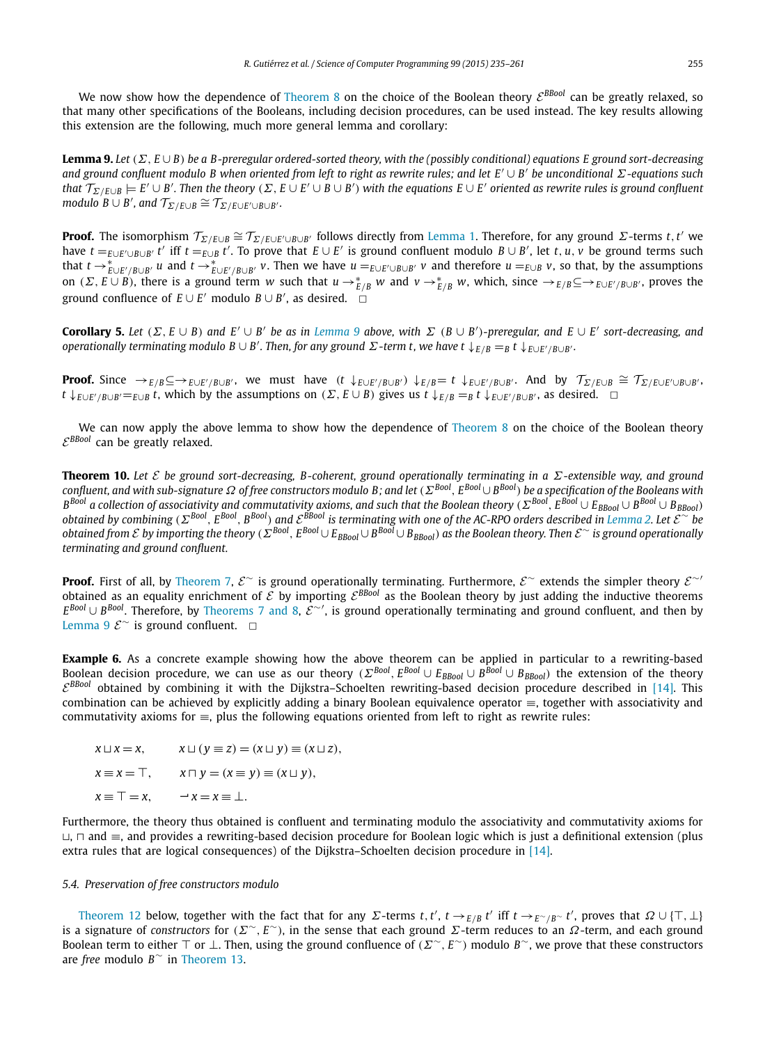We now show how the dependence of Theorem 8 on the choice of the Boolean theory $\mathcal{E}^{BBool}$ can be greatly relaxed, so that many other specifications of the Booleans, including decision procedures, can be used instead. The key results allowing this extension are the following, much more general lemma and corollary:

**Lemma 9.** *Let $(\Sigma, E \cup B)$ be a B-preregular ordered-sorted theory, with the (possibly conditional) equations E ground sort-decreasing and ground confluent modulo B when oriented from left to right as rewrite rules; and let $E' \cup B'$ be unconditional $\Sigma$-equations such that $\mathcal{T}_{\Sigma/E\cup B} \models E' \cup B'$. Then the theory $(\Sigma, E \cup E' \cup B \cup B')$ with the equations $E \cup E'$ oriented as rewrite rules is ground confluent modulo $B \cup B'$, and $\mathcal{T}_{\Sigma/E\cup B} \cong \mathcal{T}_{\Sigma/E\cup E'\cup B\cup B'}$.*

**Proof.** The isomorphism $\mathcal{T}_{\Sigma/E\cup B} \cong \mathcal{T}_{\Sigma/E\cup E'\cup B\cup B'}$ follows directly from Lemma 1. Therefore, for any ground $\Sigma$-terms $t, t'$ we have $t =_{E\cup E'\cup B\cup B'} t'$ iff $t =_{E\cup B} t'$. To prove that $E \cup E'$ is ground confluent modulo $B \cup B'$, let $t, u, v$ be ground terms such that $t \to^*_{E\cup E'/B\cup B'} u$ and $t \to^*_{E\cup E'/B\cup B'} v$. Then we have $u =_{E\cup E'\cup B\cup B'} v$ and therefore $u =_{E\cup B} v$, so that, by the assumptions on $(\Sigma, E \cup B)$, there is a ground term $w$ such that $u \to^*_{E/B} w$ and $v \to^*_{E/B} w$, which, since $\to_{E/B} \subseteq \to_{E\cup E'/B\cup B'}$, proves the ground confluence of $E \cup E'$ modulo $B \cup B'$, as desired. $\square$

**Corollary 5.** *Let $(\Sigma, E \cup B)$ and $E' \cup B'$ be as in Lemma 9 above, with $\Sigma$ $(B \cup B')$-preregular, and $E \cup E'$ sort-decreasing, and operationally terminating modulo $B \cup B'$. Then, for any ground $\Sigma$-term $t$, we have $t \downarrow_{E/B} =_B t \downarrow_{E\cup E'/B\cup B'}$.*

**Proof.** Since $\to_{E/B} \subseteq \to_{E\cup E'/B\cup B'}$, we must have $(t \downarrow_{E\cup E'/B\cup B'}) \downarrow_{E/B} = t \downarrow_{E\cup E'/B\cup B'}$. And by $\mathcal{T}_{\Sigma/E\cup B} \cong \mathcal{T}_{\Sigma/E\cup E'\cup B\cup B'}$, $t \downarrow_{E\cup E'/B\cup B'} =_{E\cup B} t$, which by the assumptions on $(\Sigma, E \cup B)$ gives us $t \downarrow_{E/B} =_B t \downarrow_{E\cup E'/B\cup B'}$, as desired. $\square$

We can now apply the above lemma to show how the dependence of Theorem 8 on the choice of the Boolean theory $\mathcal{E}^{BBool}$ can be greatly relaxed.

**Theorem 10.** *Let $\mathcal{E}$ be ground sort-decreasing, B-coherent, ground operationally terminating in a $\Sigma$-extensible way, and ground confluent, and with sub-signature $\Omega$ of free constructors modulo B; and let $(\Sigma^{Bool}, E^{Bool} \cup B^{Bool})$ be a specification of the Booleans with $B^{Bool}$ a collection of associativity and commutativity axioms, and such that the Boolean theory $(\Sigma^{Bool}, E^{Bool} \cup E_{BBool} \cup B^{Bool} \cup B_{BBool})$ obtained by combining $(\Sigma^{Bool}, E^{Bool}, B^{Bool})$ and $\mathcal{E}^{BBool}$ is terminating with one of the AC-RPO orders described in Lemma 2. Let $\mathcal{E}^{\sim}$ be obtained from $\mathcal{E}$ by importing the theory $(\Sigma^{Bool}, E^{Bool} \cup E_{BBool} \cup B^{Bool} \cup B_{BBool})$ as the Boolean theory. Then $\mathcal{E}^{\sim}$ is ground operationally terminating and ground confluent.*

**Proof.** First of all, by Theorem 7, $\mathcal{E}^{\sim}$ is ground operationally terminating. Furthermore, $\mathcal{E}^{\sim}$ extends the simpler theory $\mathcal{E}^{\sim\prime}$ obtained as an equality enrichment of $\mathcal{E}$ by importing $\mathcal{E}^{BBool}$ as the Boolean theory by just adding the inductive theorems $E^{Bool} \cup B^{Bool}$. Therefore, by Theorems 7 and 8, $\mathcal{E}^{\sim\prime}$, is ground operationally terminating and ground confluent, and then by Lemma 9 $\mathcal{E}^{\sim}$ is ground confluent. $\square$

**Example 6.** As a concrete example showing how the above theorem can be applied in particular to a rewriting-based Boolean decision procedure, we can use as our theory $(\Sigma^{Bool}, E^{Bool} \cup E_{BBool} \cup B^{Bool} \cup B_{BBool})$ the extension of the theory $\mathcal{E}^{BBool}$ obtained by combining it with the Dijkstra–Schoelten rewriting-based decision procedure described in [14]. This combination can be achieved by explicitly adding a binary Boolean equivalence operator $\equiv$, together with associativity and commutativity axioms for $\equiv$, plus the following equations oriented from left to right as rewrite rules:

$$x \sqcup x = x, \qquad x \sqcup (y \equiv z) = (x \sqcup y) \equiv (x \sqcup z),$$

$$x \equiv x = \top, \qquad x \sqcap y = (x \equiv y) \equiv (x \sqcup y),$$

$$x \equiv \top = x, \qquad \neg x = x \equiv \bot.$$

Furthermore, the theory thus obtained is confluent and terminating modulo the associativity and commutativity axioms for $\sqcup$, $\sqcap$ and $\equiv$, and provides a rewriting-based decision procedure for Boolean logic which is just a definitional extension (plus extra rules that are logical consequences) of the Dijkstra–Schoelten decision procedure in [14].

### 5.4. Preservation of free constructors modulo

Theorem 12 below, together with the fact that for any $\Sigma$-terms $t, t'$, $t \to_{E/B} t'$ iff $t \to_{E^{\sim}/B^{\sim}} t'$, proves that $\Omega \cup \{\top, \bot\}$ is a signature of *constructors* for $(\Sigma^{\sim}, E^{\sim})$, in the sense that each ground $\Sigma$-term reduces to an $\Omega$-term, and each ground Boolean term to either $\top$ or $\bot$. Then, using the ground confluence of $(\Sigma^{\sim}, E^{\sim})$ modulo $B^{\sim}$, we prove that these constructors are *free* modulo $B^{\sim}$ in Theorem 13.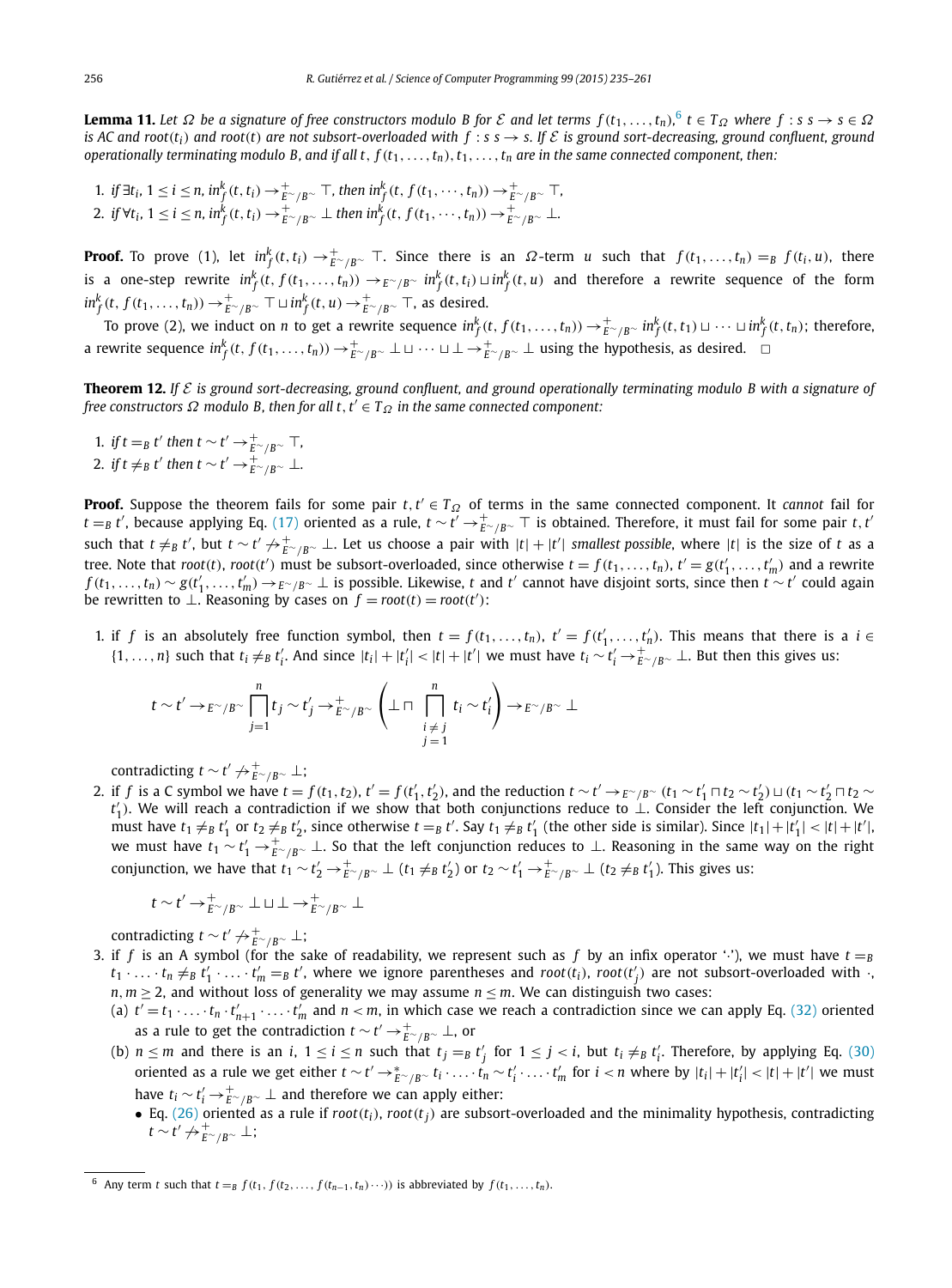**Lemma 11.** *Let $\Omega$ be a signature of free constructors modulo $B$ for $\mathcal{E}$ and let terms $f(t_1,\ldots,t_n)$,*[6] *$t \in T_\Omega$ where $f : s\ s \to s \in \Omega$ is AC and $root(t_i)$ and $root(t)$ are not subsort-overloaded with $f : s\ s \to s$. If $\mathcal{E}$ is ground sort-decreasing, ground confluent, ground operationally terminating modulo $B$, and if all $t$, $f(t_1,\ldots,t_n), t_1,\ldots,t_n$ are in the same connected component, then:*

1. *if $\exists t_i$, $1 \le i \le n$, $in_f^k(t,t_i) \to^+_{E^\sim/B^\sim} \top$, then $in_f^k(t, f(t_1,\cdots,t_n)) \to^+_{E^\sim/B^\sim} \top$,*
2. *if $\forall t_i$, $1 \le i \le n$, $in_f^k(t,t_i) \to^+_{E^\sim/B^\sim} \bot$ then $in_f^k(t, f(t_1,\cdots,t_n)) \to^+_{E^\sim/B^\sim} \bot$.*

**Proof.** To prove (1), let $in_f^k(t,t_i) \to^+_{E^\sim/B^\sim} \top$. Since there is an $\Omega$-term $u$ such that $f(t_1,\ldots,t_n) =_B f(t_i,u)$, there is a one-step rewrite $in_f^k(t, f(t_1,\ldots,t_n)) \to_{E^\sim/B^\sim} in_f^k(t,t_i) \sqcup in_f^k(t,u)$ and therefore a rewrite sequence of the form $in_f^k(t, f(t_1,\ldots,t_n)) \to^+_{E^\sim/B^\sim} \top \sqcup in_f^k(t,u) \to^+_{E^\sim/B^\sim} \top$, as desired.

To prove (2), we induct on $n$ to get a rewrite sequence $in_f^k(t, f(t_1,\ldots,t_n)) \to^+_{E^\sim/B^\sim} in_f^k(t,t_1) \sqcup \cdots \sqcup in_f^k(t,t_n)$; therefore, a rewrite sequence $in_f^k(t, f(t_1,\ldots,t_n)) \to^+_{E^\sim/B^\sim} \bot \sqcup \cdots \sqcup \bot \to^+_{E^\sim/B^\sim} \bot$ using the hypothesis, as desired. $\square$

**Theorem 12.** *If $\mathcal{E}$ is ground sort-decreasing, ground confluent, and ground operationally terminating modulo $B$ with a signature of free constructors $\Omega$ modulo $B$, then for all $t, t' \in T_\Omega$ in the same connected component:*

1. *if $t =_B t'$ then $t \sim t' \to^+_{E^\sim/B^\sim} \top$,*
2. *if $t \neq_B t'$ then $t \sim t' \to^+_{E^\sim/B^\sim} \bot$.*

**Proof.** Suppose the theorem fails for some pair $t, t' \in T_\Omega$ of terms in the same connected component. It *cannot* fail for $t =_B t'$, because applying Eq. (17) oriented as a rule, $t \sim t' \to^+_{E^\sim/B^\sim} \top$ is obtained. Therefore, it must fail for some pair $t, t'$ such that $t \neq_B t'$, but $t \sim t' \not\to^+_{E^\sim/B^\sim} \bot$. Let us choose a pair with $|t| + |t'|$ *smallest possible*, where $|t|$ is the size of $t$ as a tree. Note that $root(t)$, $root(t')$ must be subsort-overloaded, since otherwise $t = f(t_1,\ldots,t_n)$, $t' = g(t'_1,\ldots,t'_m)$ and a rewrite $f(t_1,\ldots,t_n) \sim g(t'_1,\ldots,t'_m) \to_{E^\sim/B^\sim} \bot$ is possible. Likewise, $t$ and $t'$ cannot have disjoint sorts, since then $t \sim t'$ could again be rewritten to $\bot$. Reasoning by cases on $f = root(t) = root(t')$:

1. if $f$ is an absolutely free function symbol, then $t = f(t_1,\ldots,t_n)$, $t' = f(t'_1,\ldots,t'_n)$. This means that there is a $i \in \{1,\ldots,n\}$ such that $t_i \neq_B t'_i$. And since $|t_i| + |t'_i| < |t| + |t'|$ we must have $t_i \sim t'_i \to^+_{E^\sim/B^\sim} \bot$. But then this gives us:

$$t \sim t' \to_{E^\sim/B^\sim} \prod_{j=1}^{n} t_j \sim t'_j \to^+_{E^\sim/B^\sim} \left( \bot \sqcap \prod_{\substack{i \neq j \\ j=1}}^{n} t_i \sim t'_i \right) \to_{E^\sim/B^\sim} \bot$$

   contradicting $t \sim t' \not\to^+_{E^\sim/B^\sim} \bot$;

2. if $f$ is a C symbol we have $t = f(t_1,t_2)$, $t' = f(t'_1,t'_2)$, and the reduction $t \sim t' \to_{E^\sim/B^\sim} (t_1 \sim t'_1 \sqcap t_2 \sim t'_2) \sqcup (t_1 \sim t'_2 \sqcap t_2 \sim t'_1)$. We will reach a contradiction if we show that both conjunctions reduce to $\bot$. Consider the left conjunction. We must have $t_1 \neq_B t'_1$ or $t_2 \neq_B t'_2$, since otherwise $t =_B t'$. Say $t_1 \neq_B t'_1$ (the other side is similar). Since $|t_1| + |t'_1| < |t| + |t'|$, we must have $t_1 \sim t'_1 \to^+_{E^\sim/B^\sim} \bot$. So that the left conjunction reduces to $\bot$. Reasoning in the same way on the right conjunction, we have that $t_1 \sim t'_2 \to^+_{E^\sim/B^\sim} \bot$ ($t_1 \neq_B t'_2$) or $t_2 \sim t'_1 \to^+_{E^\sim/B^\sim} \bot$ ($t_2 \neq_B t'_1$). This gives us:

$$t \sim t' \to^+_{E^\sim/B^\sim} \bot \sqcup \bot \to^+_{E^\sim/B^\sim} \bot$$

   contradicting $t \sim t' \not\to^+_{E^\sim/B^\sim} \bot$;

3. if $f$ is an A symbol (for the sake of readability, we represent such as $f$ by an infix operator '$\cdot$'), we must have $t =_B t_1 \cdot \ldots \cdot t_n \neq_B t'_1 \cdot \ldots \cdot t'_m =_B t'$, where we ignore parentheses and $root(t_i)$, $root(t'_j)$ are not subsort-overloaded with $\cdot$, $n, m \ge 2$, and without loss of generality we may assume $n \le m$. We can distinguish two cases:
   (a) $t' = t_1 \cdot \ldots \cdot t_n \cdot t'_{n+1} \cdot \ldots \cdot t'_m$ and $n < m$, in which case we reach a contradiction since we can apply Eq. (32) oriented as a rule to get the contradiction $t \sim t' \to^+_{E^\sim/B^\sim} \bot$, or
   (b) $n \le m$ and there is an $i$, $1 \le i \le n$ such that $t_j =_B t'_j$ for $1 \le j < i$, but $t_i \neq_B t'_i$. Therefore, by applying Eq. (30) oriented as a rule we get either $t \sim t' \to^*_{E^\sim/B^\sim} t_i \cdot \ldots \cdot t_n \sim t'_i \cdot \ldots \cdot t'_m$ for $i < n$ where by $|t_i| + |t'_i| < |t| + |t'|$ we must have $t_i \sim t'_i \to^+_{E^\sim/B^\sim} \bot$ and therefore we can apply either:
      - Eq. (26) oriented as a rule if $root(t_i)$, $root(t_j)$ are subsort-overloaded and the minimality hypothesis, contradicting $t \sim t' \not\to^+_{E^\sim/B^\sim} \bot$;

[6] Any term $t$ such that $t =_B f(t_1, f(t_2,\ldots, f(t_{n-1},t_n)\cdots))$ is abbreviated by $f(t_1,\ldots,t_n)$.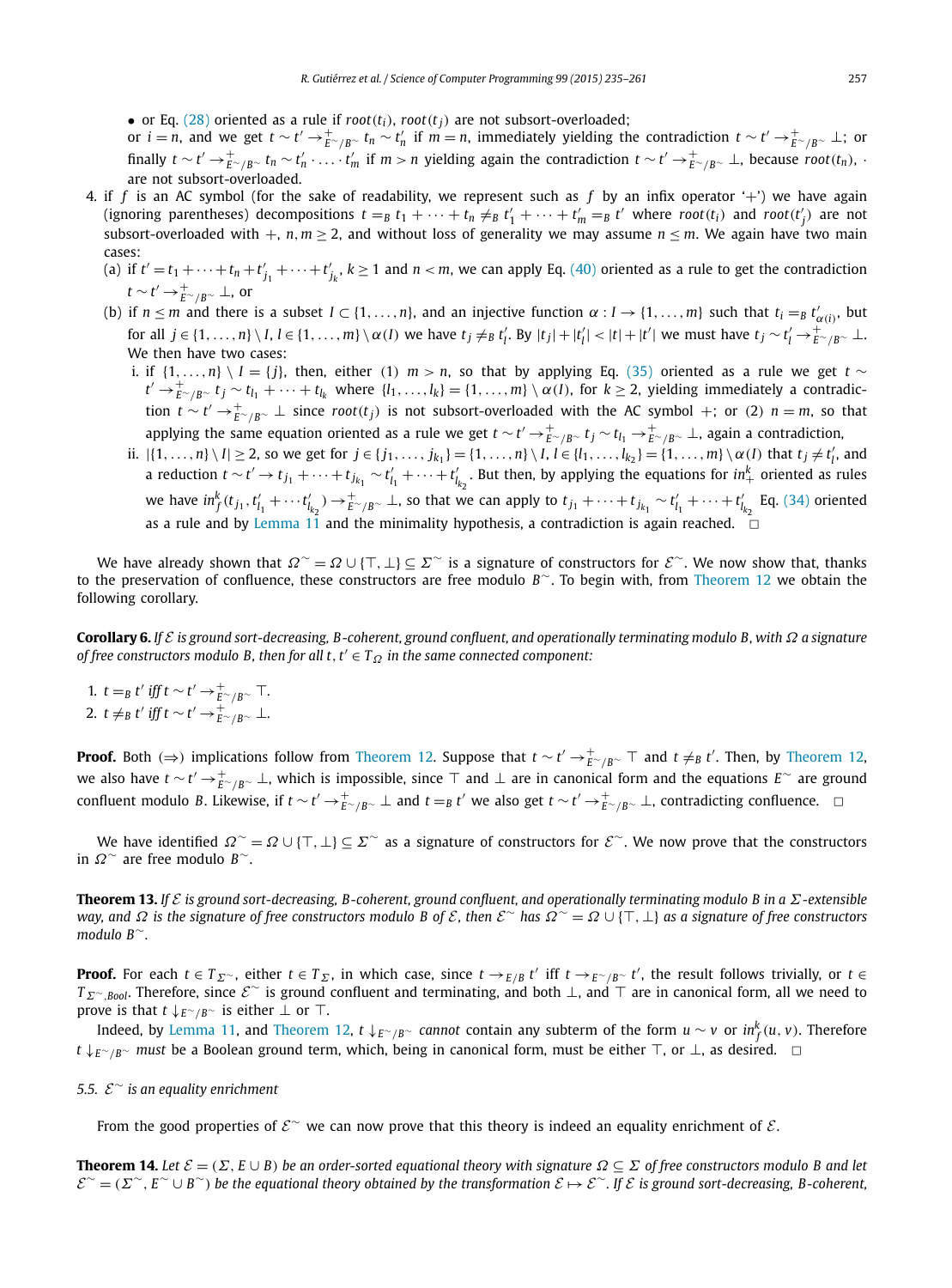- or Eq. (28) oriented as a rule if $root(t_i)$, $root(t_j)$ are not subsort-overloaded;

  or $i = n$, and we get $t \sim t' \to^+_{E^\sim/B^\sim} t_n \sim t'_n$ if $m = n$, immediately yielding the contradiction $t \sim t' \to^+_{E^\sim/B^\sim} \bot$; or finally $t \sim t' \to^+_{E^\sim/B^\sim} t_n \sim t'_n \cdot \ldots \cdot t'_m$ if $m > n$ yielding again the contradiction $t \sim t' \to^+_{E^\sim/B^\sim} \bot$, because $root(t_n)$, $\cdot$ are not subsort-overloaded.

4. if $f$ is an AC symbol (for the sake of readability, we represent such as $f$ by an infix operator '$+$') we have again (ignoring parentheses) decompositions $t =_B t_1 + \cdots + t_n \neq_B t'_1 + \cdots + t'_m =_B t'$ where $root(t_i)$ and $root(t'_j)$ are not subsort-overloaded with $+$, $n, m \geq 2$, and without loss of generality we may assume $n \leq m$. We again have two main cases:
   (a) if $t' = t_1 + \cdots + t_n + t'_{j_1} + \cdots + t'_{j_k}$, $k \geq 1$ and $n < m$, we can apply Eq. (40) oriented as a rule to get the contradiction $t \sim t' \to^+_{E^\sim/B^\sim} \bot$, or
   (b) if $n \leq m$ and there is a subset $I \subset \{1, \ldots, n\}$, and an injective function $\alpha : I \to \{1, \ldots, m\}$ such that $t_i =_B t'_{\alpha(i)}$, but for all $j \in \{1, \ldots, n\} \setminus I$, $l \in \{1, \ldots, m\} \setminus \alpha(I)$ we have $t_j \neq_B t'_l$. By $|t_j| + |t'_l| < |t| + |t'|$ we must have $t_j \sim t'_l \to^+_{E^\sim/B^\sim} \bot$. We then have two cases:
      i. if $\{1, \ldots, n\} \setminus I = \{j\}$, then, either (1) $m > n$, so that by applying Eq. (35) oriented as a rule we get $t \sim t' \to^+_{E^\sim/B^\sim} t_j \sim t_{l_1} + \cdots + t_{l_k}$ where $\{l_1, \ldots, l_k\} = \{1, \ldots, m\} \setminus \alpha(I)$, for $k \geq 2$, yielding immediately a contradiction $t \sim t' \to^+_{E^\sim/B^\sim} \bot$ since $root(t_j)$ is not subsort-overloaded with the AC symbol $+$; or (2) $n = m$, so that applying the same equation oriented as a rule we get $t \sim t' \to^+_{E^\sim/B^\sim} t_j \sim t_{l_1} \to^+_{E^\sim/B^\sim} \bot$, again a contradiction,
      ii. $|\{1, \ldots, n\} \setminus I| \geq 2$, so we get for $j \in \{j_1, \ldots, j_{k_1}\} = \{1, \ldots, n\} \setminus I$, $l \in \{l_1, \ldots, l_{k_2}\} = \{1, \ldots, m\} \setminus \alpha(I)$ that $t_j \neq t'_l$, and a reduction $t \sim t' \to t_{j_1} + \cdots + t_{j_{k_1}} \sim t'_{l_1} + \cdots + t'_{l_{k_2}}$. But then, by applying the equations for $in^k_+$ oriented as rules we have $in^k_f(t_{j_1}, t'_{l_1} + \cdots t'_{l_{k_2}}) \to^+_{E^\sim/B^\sim} \bot$, so that we can apply to $t_{j_1} + \cdots + t_{j_{k_1}} \sim t'_{l_1} + \cdots + t'_{l_{k_2}}$ Eq. (34) oriented as a rule and by Lemma 11 and the minimality hypothesis, a contradiction is again reached. $\square$

We have already shown that $\Omega^\sim = \Omega \cup \{\top, \bot\} \subseteq \Sigma^\sim$ is a signature of constructors for $\mathcal{E}^\sim$. We now show that, thanks to the preservation of confluence, these constructors are free modulo $B^\sim$. To begin with, from Theorem 12 we obtain the following corollary.

**Corollary 6.** *If $\mathcal{E}$ is ground sort-decreasing, B-coherent, ground confluent, and operationally terminating modulo B, with $\Omega$ a signature of free constructors modulo B, then for all $t, t' \in T_\Omega$ in the same connected component:*

1. $t =_B t'$ *iff* $t \sim t' \to^+_{E^\sim/B^\sim} \top$.
2. $t \neq_B t'$ *iff* $t \sim t' \to^+_{E^\sim/B^\sim} \bot$.

**Proof.** Both ($\Rightarrow$) implications follow from Theorem 12. Suppose that $t \sim t' \to^+_{E^\sim/B^\sim} \top$ and $t \neq_B t'$. Then, by Theorem 12, we also have $t \sim t' \to^+_{E^\sim/B^\sim} \bot$, which is impossible, since $\top$ and $\bot$ are in canonical form and the equations $E^\sim$ are ground confluent modulo $B$. Likewise, if $t \sim t' \to^+_{E^\sim/B^\sim} \bot$ and $t =_B t'$ we also get $t \sim t' \to^+_{E^\sim/B^\sim} \bot$, contradicting confluence. $\square$

We have identified $\Omega^\sim = \Omega \cup \{\top, \bot\} \subseteq \Sigma^\sim$ as a signature of constructors for $\mathcal{E}^\sim$. We now prove that the constructors in $\Omega^\sim$ are free modulo $B^\sim$.

**Theorem 13.** *If $\mathcal{E}$ is ground sort-decreasing, B-coherent, ground confluent, and operationally terminating modulo B in a $\Sigma$-extensible way, and $\Omega$ is the signature of free constructors modulo B of $\mathcal{E}$, then $\mathcal{E}^\sim$ has $\Omega^\sim = \Omega \cup \{\top, \bot\}$ as a signature of free constructors modulo $B^\sim$.*

**Proof.** For each $t \in T_{\Sigma^\sim}$, either $t \in T_\Sigma$, in which case, since $t \to_{E/B} t'$ iff $t \to_{E^\sim/B^\sim} t'$, the result follows trivially, or $t \in T_{\Sigma^\sim, Bool}$. Therefore, since $\mathcal{E}^\sim$ is ground confluent and terminating, and both $\bot$, and $\top$ are in canonical form, all we need to prove is that $t \downarrow_{E^\sim/B^\sim}$ is either $\bot$ or $\top$.

Indeed, by Lemma 11, and Theorem 12, $t \downarrow_{E^\sim/B^\sim}$ *cannot* contain any subterm of the form $u \sim v$ or $in^k_f(u, v)$. Therefore $t \downarrow_{E^\sim/B^\sim}$ *must* be a Boolean ground term, which, being in canonical form, must be either $\top$, or $\bot$, as desired. $\square$

### 5.5. $\mathcal{E}^\sim$ is an equality enrichment

From the good properties of $\mathcal{E}^\sim$ we can now prove that this theory is indeed an equality enrichment of $\mathcal{E}$.

**Theorem 14.** *Let $\mathcal{E} = (\Sigma, E \cup B)$ be an order-sorted equational theory with signature $\Omega \subseteq \Sigma$ of free constructors modulo B and let $\mathcal{E}^\sim = (\Sigma^\sim, E^\sim \cup B^\sim)$ be the equational theory obtained by the transformation $\mathcal{E} \mapsto \mathcal{E}^\sim$. If $\mathcal{E}$ is ground sort-decreasing, B-coherent,*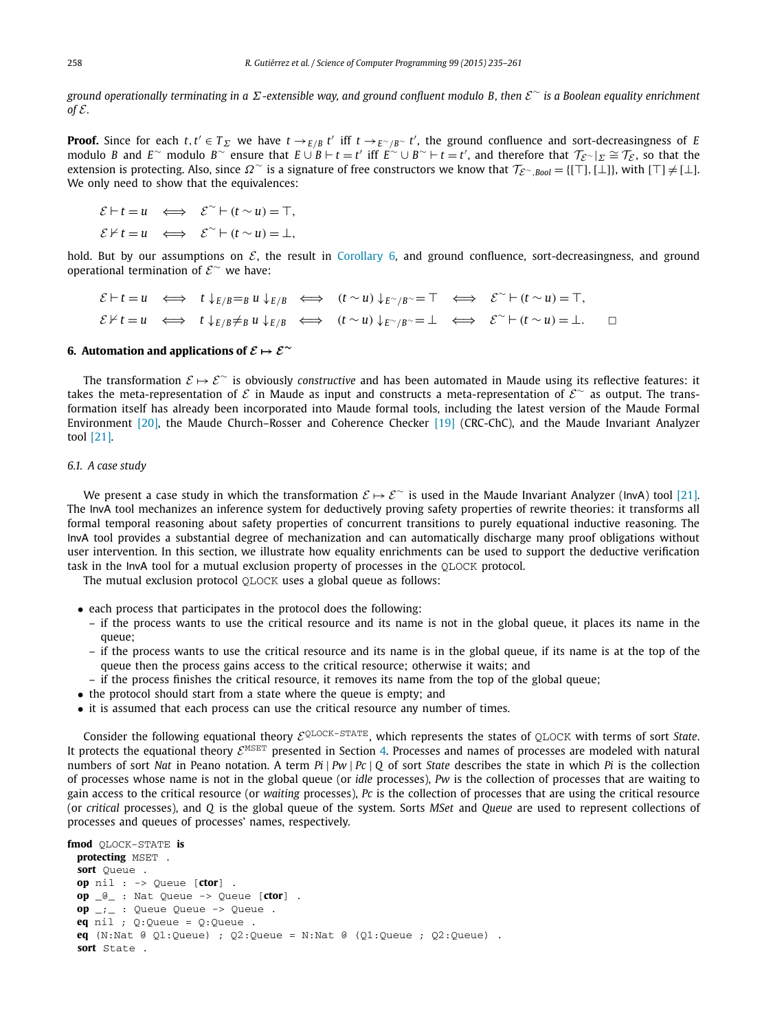*ground operationally terminating in a $\Sigma$-extensible way, and ground confluent modulo $B$, then $\mathcal{E}^{\sim}$ is a Boolean equality enrichment of $\mathcal{E}$.*

**Proof.** Since for each $t, t' \in T_\Sigma$ we have $t \to_{E/B} t'$ iff $t \to_{E^{\sim}/B^{\sim}} t'$, the ground confluence and sort-decreasingness of $E$ modulo $B$ and $E^{\sim}$ modulo $B^{\sim}$ ensure that $E \cup B \vdash t = t'$ iff $E^{\sim} \cup B^{\sim} \vdash t = t'$, and therefore that $\mathcal{T}_{\mathcal{E}^{\sim}}|_\Sigma \cong \mathcal{T}_{\mathcal{E}}$, so that the extension is protecting. Also, since $\Omega^{\sim}$ is a signature of free constructors we know that $\mathcal{T}_{\mathcal{E}^{\sim},Bool} = \{[\top], [\bot]\}$, with $[\top] \neq [\bot]$. We only need to show that the equivalences:

$$\mathcal{E} \vdash t = u \quad \Longleftrightarrow \quad \mathcal{E}^{\sim} \vdash (t \sim u) = \top,$$

$$\mathcal{E} \nvdash t = u \quad \Longleftrightarrow \quad \mathcal{E}^{\sim} \vdash (t \sim u) = \bot,$$

hold. But by our assumptions on $\mathcal{E}$, the result in Corollary 6, and ground confluence, sort-decreasingness, and ground operational termination of $\mathcal{E}^{\sim}$ we have:

$$\mathcal{E} \vdash t = u \quad \Longleftrightarrow \quad t\downarrow_{E/B} =_B u\downarrow_{E/B} \quad \Longleftrightarrow \quad (t \sim u)\downarrow_{E^{\sim}/B^{\sim}} = \top \quad \Longleftrightarrow \quad \mathcal{E}^{\sim} \vdash (t \sim u) = \top,$$

$$\mathcal{E} \nvdash t = u \quad \Longleftrightarrow \quad t\downarrow_{E/B} \neq_B u\downarrow_{E/B} \quad \Longleftrightarrow \quad (t \sim u)\downarrow_{E^{\sim}/B^{\sim}} = \bot \quad \Longleftrightarrow \quad \mathcal{E}^{\sim} \vdash (t \sim u) = \bot. \qquad \square$$

## 6. Automation and applications of $\mathcal{E} \mapsto \mathcal{E}^{\sim}$

The transformation $\mathcal{E} \mapsto \mathcal{E}^{\sim}$ is obviously *constructive* and has been automated in Maude using its reflective features: it takes the meta-representation of $\mathcal{E}$ in Maude as input and constructs a meta-representation of $\mathcal{E}^{\sim}$ as output. The transformation itself has already been incorporated into Maude formal tools, including the latest version of the Maude Formal Environment [20], the Maude Church–Rosser and Coherence Checker [19] (CRC-ChC), and the Maude Invariant Analyzer tool [21].

### 6.1. A case study

We present a case study in which the transformation $\mathcal{E} \mapsto \mathcal{E}^{\sim}$ is used in the Maude Invariant Analyzer (InvA) tool [21]. The InvA tool mechanizes an inference system for deductively proving safety properties of rewrite theories: it transforms all formal temporal reasoning about safety properties of concurrent transitions to purely equational inductive reasoning. The InvA tool provides a substantial degree of mechanization and can automatically discharge many proof obligations without user intervention. In this section, we illustrate how equality enrichments can be used to support the deductive verification task in the InvA tool for a mutual exclusion property of processes in the QLOCK protocol.

The mutual exclusion protocol QLOCK uses a global queue as follows:

- each process that participates in the protocol does the following:
  - if the process wants to use the critical resource and its name is not in the global queue, it places its name in the queue;
  - if the process wants to use the critical resource and its name is in the global queue, if its name is at the top of the queue then the process gains access to the critical resource; otherwise it waits; and
  - if the process finishes the critical resource, it removes its name from the top of the global queue;
- the protocol should start from a state where the queue is empty; and
- it is assumed that each process can use the critical resource any number of times.

Consider the following equational theory $\mathcal{E}^{\texttt{QLOCK-STATE}}$, which represents the states of QLOCK with terms of sort *State*. It protects the equational theory $\mathcal{E}^{\texttt{MSET}}$ presented in Section 4. Processes and names of processes are modeled with natural numbers of sort *Nat* in Peano notation. A term *Pi* | *Pw* | *Pc* | *Q* of sort *State* describes the state in which *Pi* is the collection of processes whose name is not in the global queue (or *idle* processes), *Pw* is the collection of processes that are waiting to gain access to the critical resource (or *waiting* processes), *Pc* is the collection of processes that are using the critical resource (or *critical* processes), and *Q* is the global queue of the system. Sorts *MSet* and *Queue* are used to represent collections of processes and queues of processes' names, respectively.

```
fmod QLOCK-STATE is
  protecting MSET .
  sort Queue .
  op nil : -> Queue [ctor] .
  op _@_ : Nat Queue -> Queue [ctor] .
  op _;_ : Queue Queue -> Queue .
  eq nil ; Q:Queue = Q:Queue .
  eq (N:Nat @ Q1:Queue) ; Q2:Queue = N:Nat @ (Q1:Queue ; Q2:Queue) .
  sort State .
```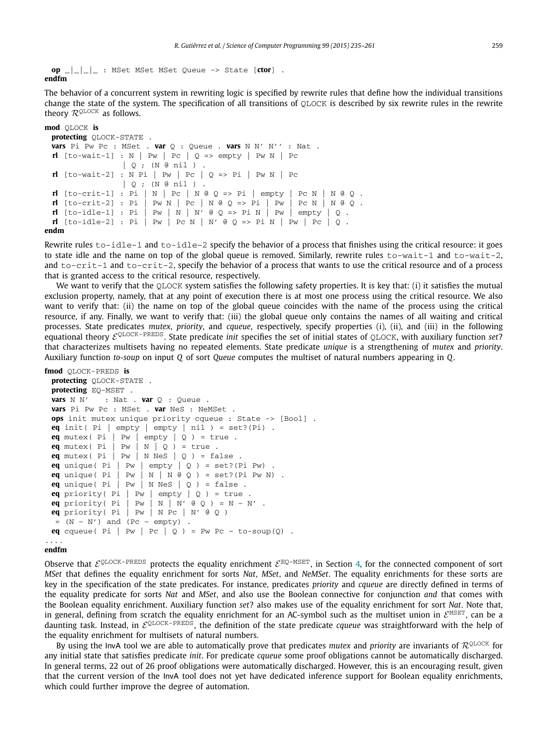```
  op _|_|_|_ : MSet MSet MSet Queue -> State [ctor] .
endfm
```

The behavior of a concurrent system in rewriting logic is specified by rewrite rules that define how the individual transitions change the state of the system. The specification of all transitions of QLOCK is described by six rewrite rules in the rewrite theory $\mathcal{R}^{\text{QLOCK}}$ as follows.

```
mod QLOCK is
  protecting QLOCK-STATE .
  vars Pi Pw Pc : MSet . var Q : Queue . vars N N' N'' : Nat .
  rl [to-wait-1] : N | Pw | Pc | Q => empty | Pw N | Pc
                 | Q ; (N @ nil ) .
  rl [to-wait-2] : N Pi | Pw | Pc | Q => Pi | Pw N | Pc
                 | Q ; (N @ nil ) .
  rl [to-crit-1] : Pi | N | Pc | N @ Q => Pi | empty | Pc N | N @ Q .
  rl [to-crit-2] : Pi | Pw N | Pc | N @ Q => Pi | Pw | Pc N | N @ Q .
  rl [to-idle-1] : Pi | Pw | N | N' @ Q => Pi N | Pw | empty | Q .
  rl [to-idle-2] : Pi | Pw | Pc N | N' @ Q => Pi N | Pw | Pc | Q .
endm
```

Rewrite rules to-idle-1 and to-idle-2 specify the behavior of a process that finishes using the critical resource: it goes to state idle and the name on top of the global queue is removed. Similarly, rewrite rules to-wait-1 and to-wait-2, and to-crit-1 and to-crit-2, specify the behavior of a process that wants to use the critical resource and of a process that is granted access to the critical resource, respectively.

We want to verify that the QLOCK system satisfies the following safety properties. It is key that: (i) it satisfies the mutual exclusion property, namely, that at any point of execution there is at most one process using the critical resource. We also want to verify that: (ii) the name on top of the global queue coincides with the name of the process using the critical resource, if any. Finally, we want to verify that: (iii) the global queue only contains the names of all waiting and critical processes. State predicates *mutex*, *priority*, and *cqueue*, respectively, specify properties (i), (ii), and (iii) in the following equational theory $\mathcal{E}^{\text{QLOCK-PREDS}}$. State predicate *init* specifies the set of initial states of QLOCK, with auxiliary function *set?* that characterizes multisets having no repeated elements. State predicate *unique* is a strengthening of *mutex* and *priority*. Auxiliary function *to-soup* on input $Q$ of sort *Queue* computes the multiset of natural numbers appearing in $Q$.

```
fmod QLOCK-PREDS is
  protecting QLOCK-STATE .
  protecting EQ-MSET .
  vars N N'   : Nat . var Q : Queue .
  vars Pi Pw Pc : MSet . var NeS : NeMSet .
  ops init mutex unique priority cqueue : State -> [Bool] .
  eq init( Pi | empty | empty | nil ) = set?(Pi) .
  eq mutex( Pi | Pw | empty | Q ) = true .
  eq mutex( Pi | Pw | N | Q ) = true .
  eq mutex( Pi | Pw | N NeS | Q ) = false .
  eq unique( Pi | Pw | empty | Q ) = set?(Pi Pw) .
  eq unique( Pi | Pw | N | N @ Q ) = set?(Pi Pw N) .
  eq unique( Pi | Pw | N NeS | Q ) = false .
  eq priority( Pi | Pw | empty | Q ) = true .
  eq priority( Pi | Pw | N | N' @ Q ) = N ~ N' .
  eq priority( Pi | Pw | N Pc | N' @ Q )
   = (N ~ N') and (Pc ~ empty) .
  eq cqueue( Pi | Pw | Pc | Q ) = Pw Pc ~ to-soup(Q) .
....
endfm
```

Observe that $\mathcal{E}^{\text{QLOCK-PREDS}}$ protects the equality enrichment $\mathcal{E}^{\text{EQ-MSET}}$, in Section 4, for the connected component of sort *MSet* that defines the equality enrichment for sorts *Nat*, *MSet*, and *NeMSet*. The equality enrichments for these sorts are key in the specification of the state predicates. For instance, predicates *priority* and *cqueue* are directly defined in terms of the equality predicate for sorts *Nat* and *MSet*, and also use the Boolean connective for conjunction *and* that comes with the Boolean equality enrichment. Auxiliary function *set?* also makes use of the equality enrichment for sort *Nat*. Note that, in general, defining from scratch the equality enrichment for an AC-symbol such as the multiset union in $\mathcal{E}^{\text{MSET}}$, can be a daunting task. Instead, in $\mathcal{E}^{\text{QLOCK-PREDS}}$, the definition of the state predicate *cqueue* was straightforward with the help of the equality enrichment for multisets of natural numbers.

By using the InvA tool we are able to automatically prove that predicates *mutex* and *priority* are invariants of $\mathcal{R}^{\text{QLOCK}}$ for any initial state that satisfies predicate *init*. For predicate *cqueue* some proof obligations cannot be automatically discharged. In general terms, 22 out of 26 proof obligations were automatically discharged. However, this is an encouraging result, given that the current version of the InvA tool does not yet have dedicated inference support for Boolean equality enrichments, which could further improve the degree of automation.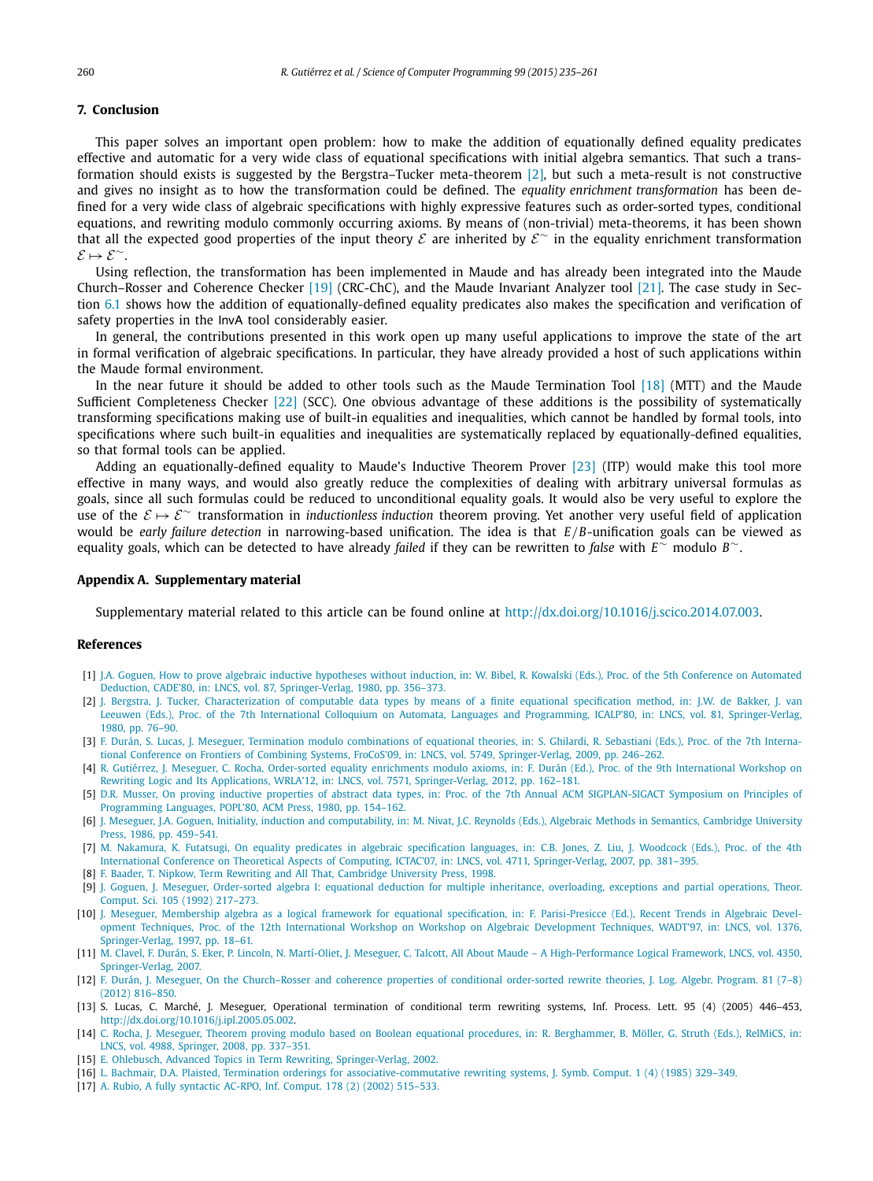## 7. Conclusion

This paper solves an important open problem: how to make the addition of equationally defined equality predicates effective and automatic for a very wide class of equational specifications with initial algebra semantics. That such a transformation should exists is suggested by the Bergstra–Tucker meta-theorem [2], but such a meta-result is not constructive and gives no insight as to how the transformation could be defined. The *equality enrichment transformation* has been defined for a very wide class of algebraic specifications with highly expressive features such as order-sorted types, conditional equations, and rewriting modulo commonly occurring axioms. By means of (non-trivial) meta-theorems, it has been shown that all the expected good properties of the input theory $\mathcal{E}$ are inherited by $\mathcal{E}^{\sim}$ in the equality enrichment transformation $\mathcal{E} \mapsto \mathcal{E}^{\sim}$.

Using reflection, the transformation has been implemented in Maude and has already been integrated into the Maude Church–Rosser and Coherence Checker [19] (CRC-ChC), and the Maude Invariant Analyzer tool [21]. The case study in Section 6.1 shows how the addition of equationally-defined equality predicates also makes the specification and verification of safety properties in the InvA tool considerably easier.

In general, the contributions presented in this work open up many useful applications to improve the state of the art in formal verification of algebraic specifications. In particular, they have already provided a host of such applications within the Maude formal environment.

In the near future it should be added to other tools such as the Maude Termination Tool [18] (MTT) and the Maude Sufficient Completeness Checker [22] (SCC). One obvious advantage of these additions is the possibility of systematically transforming specifications making use of built-in equalities and inequalities, which cannot be handled by formal tools, into specifications where such built-in equalities and inequalities are systematically replaced by equationally-defined equalities, so that formal tools can be applied.

Adding an equationally-defined equality to Maude's Inductive Theorem Prover [23] (ITP) would make this tool more effective in many ways, and would also greatly reduce the complexities of dealing with arbitrary universal formulas as goals, since all such formulas could be reduced to unconditional equality goals. It would also be very useful to explore the use of the $\mathcal{E} \mapsto \mathcal{E}^{\sim}$ transformation in *inductionless induction* theorem proving. Yet another very useful field of application would be *early failure detection* in narrowing-based unification. The idea is that $E/B$-unification goals can be viewed as equality goals, which can be detected to have already *failed* if they can be rewritten to *false* with $E^{\sim}$ modulo $B^{\sim}$.

## Appendix A. Supplementary material

Supplementary material related to this article can be found online at http://dx.doi.org/10.1016/j.scico.2014.07.003.

## References

[1] J.A. Goguen, How to prove algebraic inductive hypotheses without induction, in: W. Bibel, R. Kowalski (Eds.), Proc. of the 5th Conference on Automated Deduction, CADE'80, in: LNCS, vol. 87, Springer-Verlag, 1980, pp. 356–373.

[2] J. Bergstra, J. Tucker, Characterization of computable data types by means of a finite equational specification method, in: J.W. de Bakker, J. van Leeuwen (Eds.), Proc. of the 7th International Colloquium on Automata, Languages and Programming, ICALP'80, in: LNCS, vol. 81, Springer-Verlag, 1980, pp. 76–90.

[3] F. Durán, S. Lucas, J. Meseguer, Termination modulo combinations of equational theories, in: S. Ghilardi, R. Sebastiani (Eds.), Proc. of the 7th International Conference on Frontiers of Combining Systems, FroCoS'09, in: LNCS, vol. 5749, Springer-Verlag, 2009, pp. 246–262.

[4] R. Gutiérrez, J. Meseguer, C. Rocha, Order-sorted equality enrichments modulo axioms, in: F. Durán (Ed.), Proc. of the 9th International Workshop on Rewriting Logic and Its Applications, WRLA'12, in: LNCS, vol. 7571, Springer-Verlag, 2012, pp. 162–181.

[5] D.R. Musser, On proving inductive properties of abstract data types, in: Proc. of the 7th Annual ACM SIGPLAN-SIGACT Symposium on Principles of Programming Languages, POPL'80, ACM Press, 1980, pp. 154–162.

[6] J. Meseguer, J.A. Goguen, Initiality, induction and computability, in: M. Nivat, J.C. Reynolds (Eds.), Algebraic Methods in Semantics, Cambridge University Press, 1986, pp. 459–541.

[7] M. Nakamura, K. Futatsugi, On equality predicates in algebraic specification languages, in: C.B. Jones, Z. Liu, J. Woodcock (Eds.), Proc. of the 4th International Conference on Theoretical Aspects of Computing, ICTAC'07, in: LNCS, vol. 4711, Springer-Verlag, 2007, pp. 381–395.

[8] F. Baader, T. Nipkow, Term Rewriting and All That, Cambridge University Press, 1998.

[9] J. Goguen, J. Meseguer, Order-sorted algebra I: equational deduction for multiple inheritance, overloading, exceptions and partial operations, Theor. Comput. Sci. 105 (1992) 217–273.

[10] J. Meseguer, Membership algebra as a logical framework for equational specification, in: F. Parisi-Presicce (Ed.), Recent Trends in Algebraic Development Techniques, Proc. of the 12th International Workshop on Workshop on Algebraic Development Techniques, WADT'97, in: LNCS, vol. 1376, Springer-Verlag, 1997, pp. 18–61.

[11] M. Clavel, F. Durán, S. Eker, P. Lincoln, N. Martí-Oliet, J. Meseguer, C. Talcott, All About Maude – A High-Performance Logical Framework, LNCS, vol. 4350, Springer-Verlag, 2007.

[12] F. Durán, J. Meseguer, On the Church–Rosser and coherence properties of conditional order-sorted rewrite theories, J. Log. Algebr. Program. 81 (7–8) (2012) 816–850.

[13] S. Lucas, C. Marché, J. Meseguer, Operational termination of conditional term rewriting systems, Inf. Process. Lett. 95 (4) (2005) 446–453, http://dx.doi.org/10.1016/j.ipl.2005.05.002.

[14] C. Rocha, J. Meseguer, Theorem proving modulo based on Boolean equational procedures, in: R. Berghammer, B. Möller, G. Struth (Eds.), RelMiCS, in: LNCS, vol. 4988, Springer, 2008, pp. 337–351.

[15] E. Ohlebusch, Advanced Topics in Term Rewriting, Springer-Verlag, 2002.

[16] L. Bachmair, D.A. Plaisted, Termination orderings for associative-commutative rewriting systems, J. Symb. Comput. 1 (4) (1985) 329–349.

[17] A. Rubio, A fully syntactic AC-RPO, Inf. Comput. 178 (2) (2002) 515–533.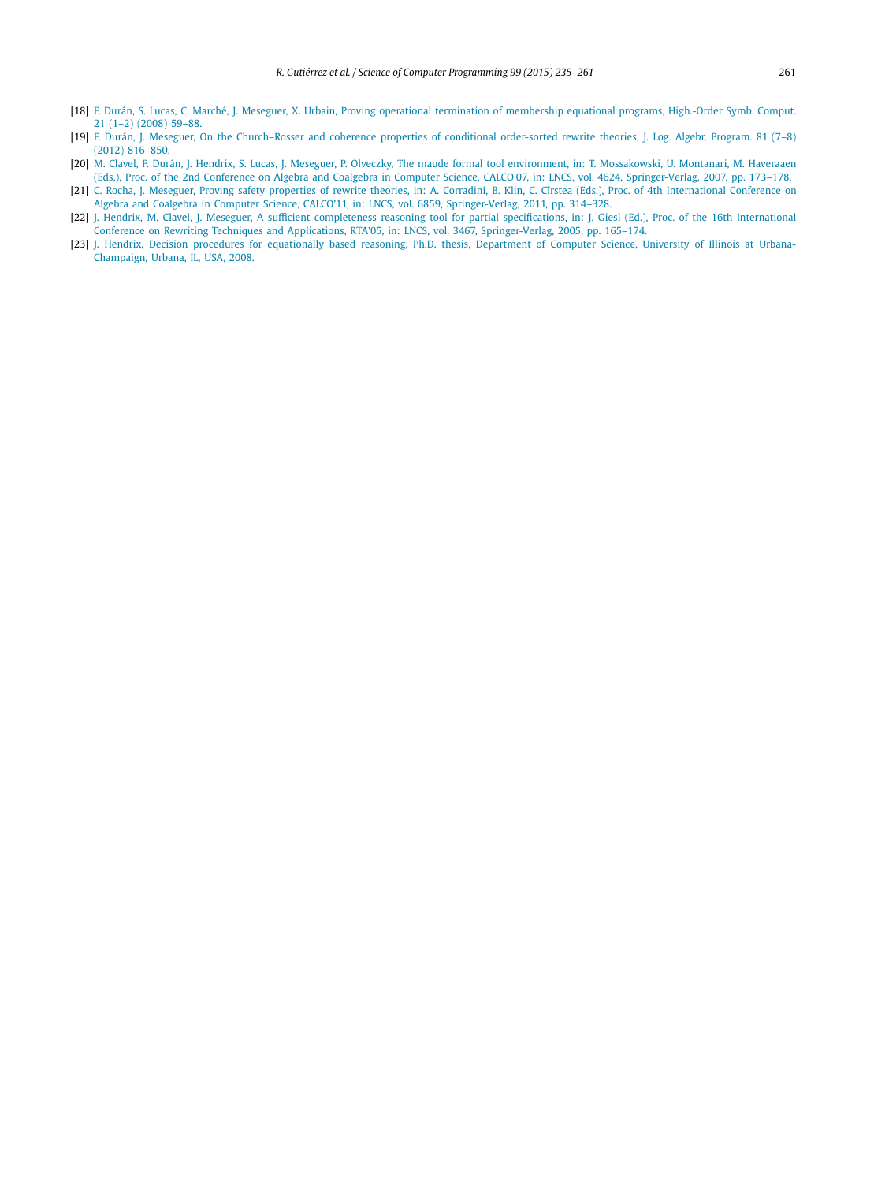[18] F. Durán, S. Lucas, C. Marché, J. Meseguer, X. Urbain, Proving operational termination of membership equational programs, High.-Order Symb. Comput. 21 (1–2) (2008) 59–88.

[19] F. Durán, J. Meseguer, On the Church–Rosser and coherence properties of conditional order-sorted rewrite theories, J. Log. Algebr. Program. 81 (7–8) (2012) 816–850.

[20] M. Clavel, F. Durán, J. Hendrix, S. Lucas, J. Meseguer, P. Ölveczky, The maude formal tool environment, in: T. Mossakowski, U. Montanari, M. Haveraaen (Eds.), Proc. of the 2nd Conference on Algebra and Coalgebra in Computer Science, CALCO'07, in: LNCS, vol. 4624, Springer-Verlag, 2007, pp. 173–178.

[21] C. Rocha, J. Meseguer, Proving safety properties of rewrite theories, in: A. Corradini, B. Klin, C. Cîrstea (Eds.), Proc. of 4th International Conference on Algebra and Coalgebra in Computer Science, CALCO'11, in: LNCS, vol. 6859, Springer-Verlag, 2011, pp. 314–328.

[22] J. Hendrix, M. Clavel, J. Meseguer, A sufficient completeness reasoning tool for partial specifications, in: J. Giesl (Ed.), Proc. of the 16th International Conference on Rewriting Techniques and Applications, RTA'05, in: LNCS, vol. 3467, Springer-Verlag, 2005, pp. 165–174.

[23] J. Hendrix, Decision procedures for equationally based reasoning, Ph.D. thesis, Department of Computer Science, University of Illinois at Urbana-Champaign, Urbana, IL, USA, 2008.